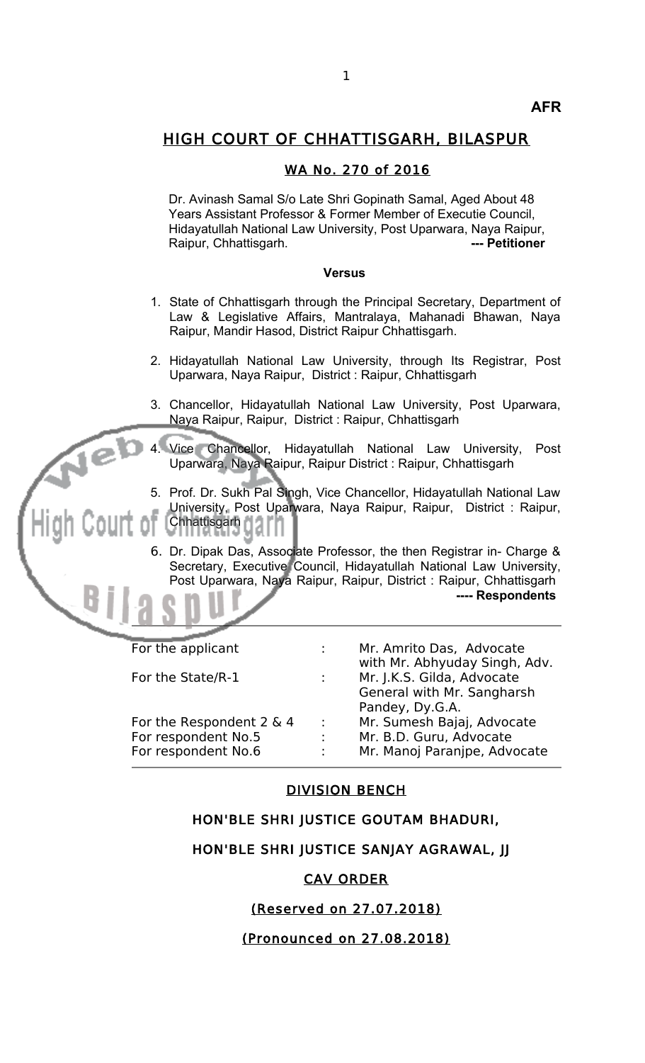**AFR**

# HIGH COURT OF CHHATTISGARH, BILASPUR

## WA No. 270 of 2016

Dr. Avinash Samal S/o Late Shri Gopinath Samal, Aged About 48 Years Assistant Professor & Former Member of Executie Council, Hidayatullah National Law University, Post Uparwara, Naya Raipur, Raipur, Chhattisgarh. **--- Petitioner**

**Versus**

1. State of Chhattisgarh through the Principal Secretary, Department of Law & Legislative Affairs, Mantralaya, Mahanadi Bhawan, Naya Raipur, Mandir Hasod, District Raipur Chhattisgarh.
2. Hidayatullah National Law University, through Its Registrar, Post Uparwara, Naya Raipur, District : Raipur, Chhattisgarh
3. Chancellor, Hidayatullah National Law University, Post Uparwara, Naya Raipur, Raipur, District : Raipur, Chhattisgarh
4. Vice Chancellor, Hidayatullah National Law University, Post Uparwara, Naya Raipur, Raipur District : Raipur, Chhattisgarh
5. Prof. Dr. Sukh Pal Singh, Vice Chancellor, Hidayatullah National Law University, Post Uparwara, Naya Raipur, Raipur, District : Raipur, Chhattisgarh
6. Dr. Dipak Das, Associate Professor, the then Registrar in- Charge & Secretary, Executive Council, Hidayatullah National Law University, Post Uparwara, Naya Raipur, Raipur, District : Raipur, Chhattisgarh

**---- Respondents**

| | | |
|---|---|---|
| For the applicant | : | Mr. Amrito Das, Advocate with Mr. Abhyuday Singh, Adv. |
| For the State/R-1 | : | Mr. J.K.S. Gilda, Advocate General with Mr. Sangharsh Pandey, Dy.G.A. |
| For the Respondent 2 & 4 | : | Mr. Sumesh Bajaj, Advocate |
| For respondent No.5 | : | Mr. B.D. Guru, Advocate |
| For respondent No.6 | : | Mr. Manoj Paranjpe, Advocate |

## DIVISION BENCH

### HON'BLE SHRI JUSTICE GOUTAM BHADURI,

### HON'BLE SHRI JUSTICE SANJAY AGRAWAL, JJ

### CAV ORDER

**(Reserved on 27.07.2018)**

**(Pronounced on 27.08.2018)**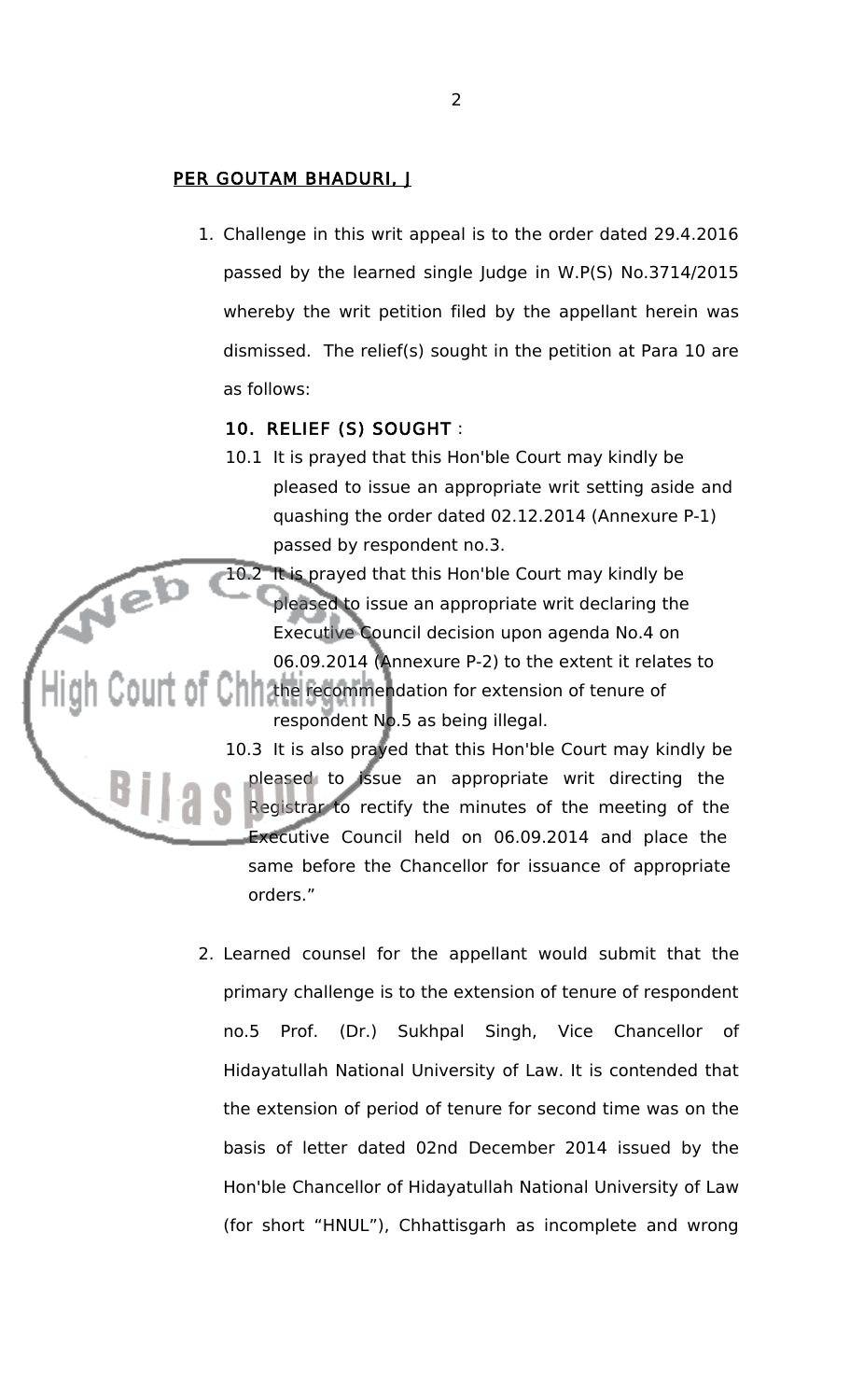**PER GOUTAM BHADURI, J**

1. Challenge in this writ appeal is to the order dated 29.4.2016 passed by the learned single Judge in W.P(S) No.3714/2015 whereby the writ petition filed by the appellant herein was dismissed. The relief(s) sought in the petition at Para 10 are as follows:

   **10. RELIEF (S) SOUGHT** :

   10.1 It is prayed that this Hon'ble Court may kindly be pleased to issue an appropriate writ setting aside and quashing the order dated 02.12.2014 (Annexure P-1) passed by respondent no.3.

   10.2 It is prayed that this Hon'ble Court may kindly be pleased to issue an appropriate writ declaring the Executive Council decision upon agenda No.4 on 06.09.2014 (Annexure P-2) to the extent it relates to the recommendation for extension of tenure of respondent No.5 as being illegal.

   10.3 It is also prayed that this Hon'ble Court may kindly be pleased to issue an appropriate writ directing the Registrar to rectify the minutes of the meeting of the Executive Council held on 06.09.2014 and place the same before the Chancellor for issuance of appropriate orders."

2. Learned counsel for the appellant would submit that the primary challenge is to the extension of tenure of respondent no.5 Prof. (Dr.) Sukhpal Singh, Vice Chancellor of Hidayatullah National University of Law. It is contended that the extension of period of tenure for second time was on the basis of letter dated 02nd December 2014 issued by the Hon'ble Chancellor of Hidayatullah National University of Law (for short "HNUL"), Chhattisgarh as incomplete and wrong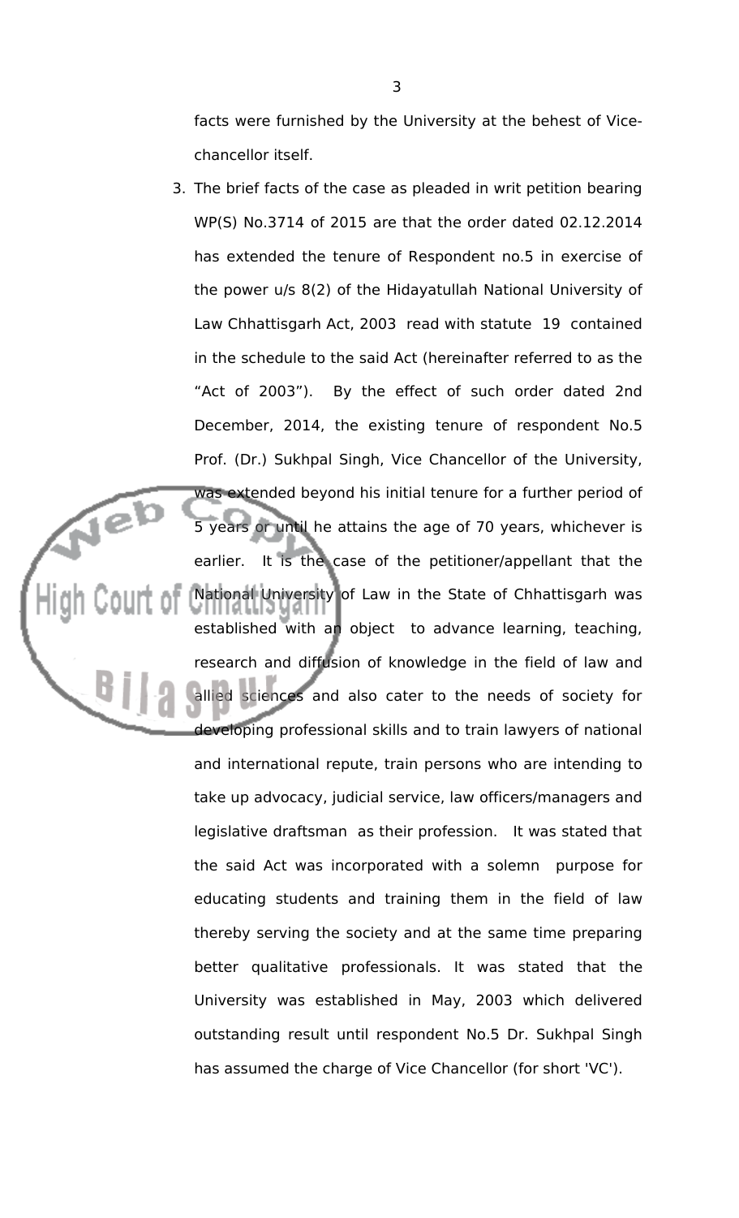facts were furnished by the University at the behest of Vice-chancellor itself.

3. The brief facts of the case as pleaded in writ petition bearing WP(S) No.3714 of 2015 are that the order dated 02.12.2014 has extended the tenure of Respondent no.5 in exercise of the power u/s 8(2) of the Hidayatullah National University of Law Chhattisgarh Act, 2003 read with statute 19 contained in the schedule to the said Act (hereinafter referred to as the "Act of 2003"). By the effect of such order dated 2nd December, 2014, the existing tenure of respondent No.5 Prof. (Dr.) Sukhpal Singh, Vice Chancellor of the University, was extended beyond his initial tenure for a further period of 5 years or until he attains the age of 70 years, whichever is earlier. It is the case of the petitioner/appellant that the National University of Law in the State of Chhattisgarh was established with an object to advance learning, teaching, research and diffusion of knowledge in the field of law and allied sciences and also cater to the needs of society for developing professional skills and to train lawyers of national and international repute, train persons who are intending to take up advocacy, judicial service, law officers/managers and legislative draftsman as their profession. It was stated that the said Act was incorporated with a solemn purpose for educating students and training them in the field of law thereby serving the society and at the same time preparing better qualitative professionals. It was stated that the University was established in May, 2003 which delivered outstanding result until respondent No.5 Dr. Sukhpal Singh has assumed the charge of Vice Chancellor (for short 'VC').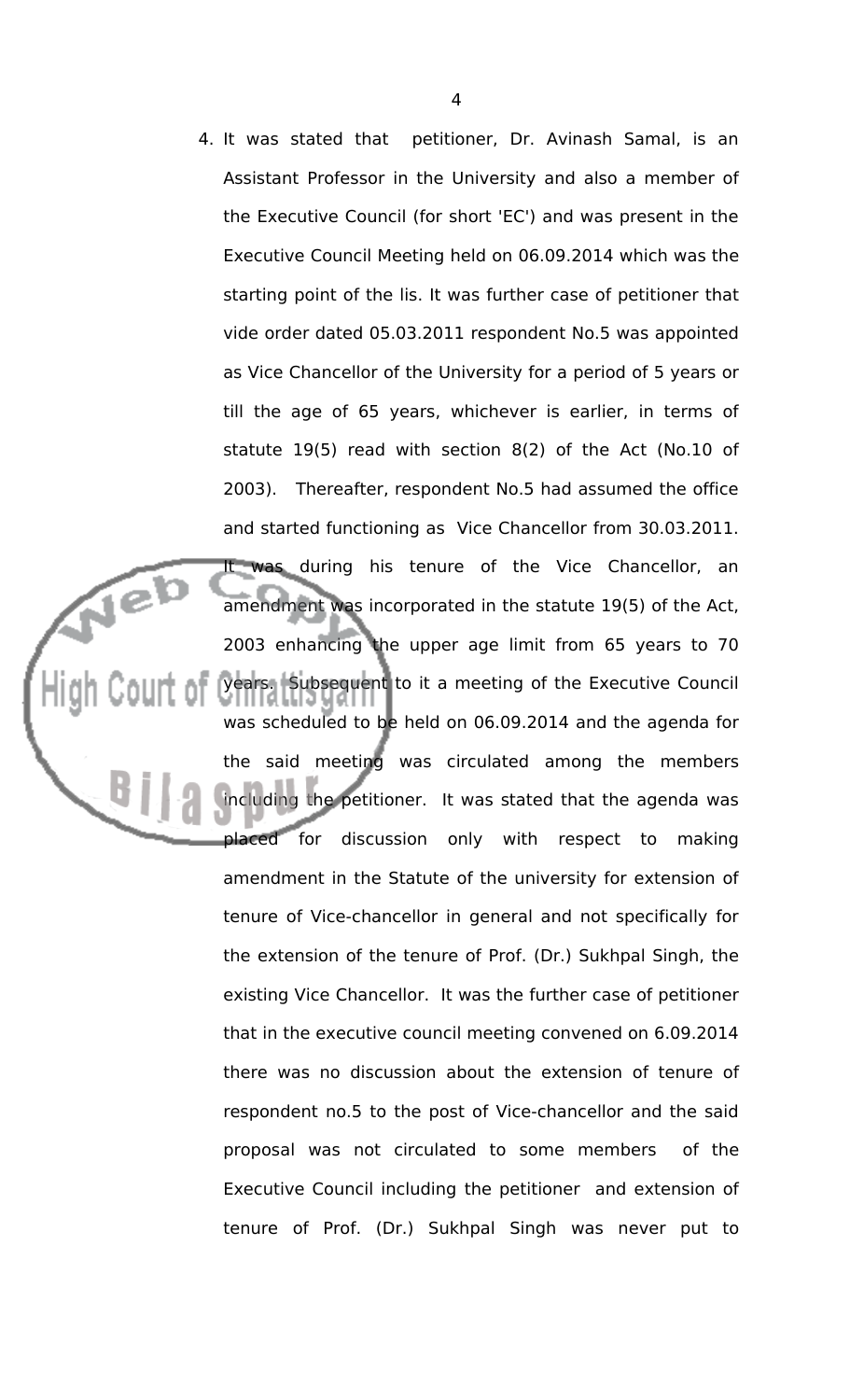4. It was stated that petitioner, Dr. Avinash Samal, is an Assistant Professor in the University and also a member of the Executive Council (for short 'EC') and was present in the Executive Council Meeting held on 06.09.2014 which was the starting point of the lis. It was further case of petitioner that vide order dated 05.03.2011 respondent No.5 was appointed as Vice Chancellor of the University for a period of 5 years or till the age of 65 years, whichever is earlier, in terms of statute 19(5) read with section 8(2) of the Act (No.10 of 2003). Thereafter, respondent No.5 had assumed the office and started functioning as Vice Chancellor from 30.03.2011. It was during his tenure of the Vice Chancellor, an amendment was incorporated in the statute 19(5) of the Act, 2003 enhancing the upper age limit from 65 years to 70 years. Subsequent to it a meeting of the Executive Council was scheduled to be held on 06.09.2014 and the agenda for the said meeting was circulated among the members including the petitioner. It was stated that the agenda was placed for discussion only with respect to making amendment in the Statute of the university for extension of tenure of Vice-chancellor in general and not specifically for the extension of the tenure of Prof. (Dr.) Sukhpal Singh, the existing Vice Chancellor. It was the further case of petitioner that in the executive council meeting convened on 6.09.2014 there was no discussion about the extension of tenure of respondent no.5 to the post of Vice-chancellor and the said proposal was not circulated to some members of the Executive Council including the petitioner and extension of tenure of Prof. (Dr.) Sukhpal Singh was never put to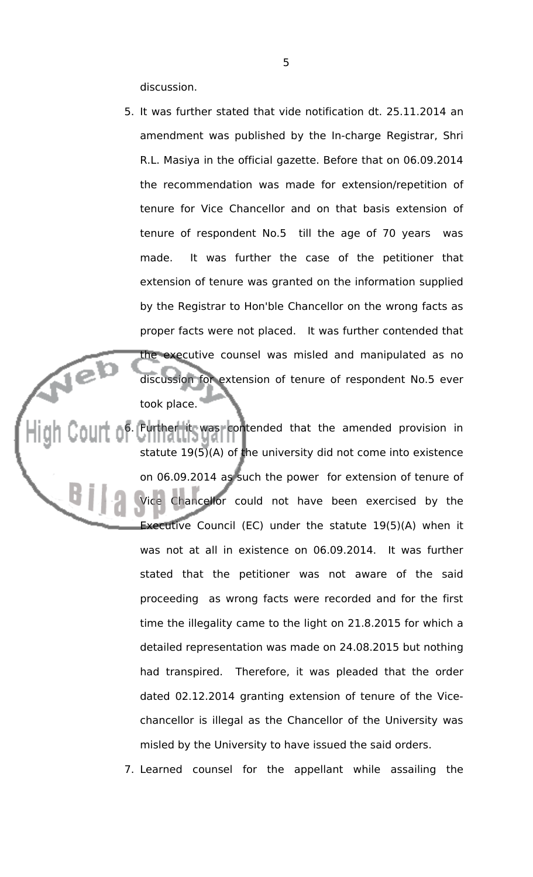discussion.

5. It was further stated that vide notification dt. 25.11.2014 an amendment was published by the In-charge Registrar, Shri R.L. Masiya in the official gazette. Before that on 06.09.2014 the recommendation was made for extension/repetition of tenure for Vice Chancellor and on that basis extension of tenure of respondent No.5 till the age of 70 years was made. It was further the case of the petitioner that extension of tenure was granted on the information supplied by the Registrar to Hon'ble Chancellor on the wrong facts as proper facts were not placed. It was further contended that the executive counsel was misled and manipulated as no discussion for extension of tenure of respondent No.5 ever took place.

6. Further it was contended that the amended provision in statute 19(5)(A) of the university did not come into existence on 06.09.2014 as such the power for extension of tenure of Vice Chancellor could not have been exercised by the Executive Council (EC) under the statute 19(5)(A) when it was not at all in existence on 06.09.2014. It was further stated that the petitioner was not aware of the said proceeding as wrong facts were recorded and for the first time the illegality came to the light on 21.8.2015 for which a detailed representation was made on 24.08.2015 but nothing had transpired. Therefore, it was pleaded that the order dated 02.12.2014 granting extension of tenure of the Vice-chancellor is illegal as the Chancellor of the University was misled by the University to have issued the said orders.

7. Learned counsel for the appellant while assailing the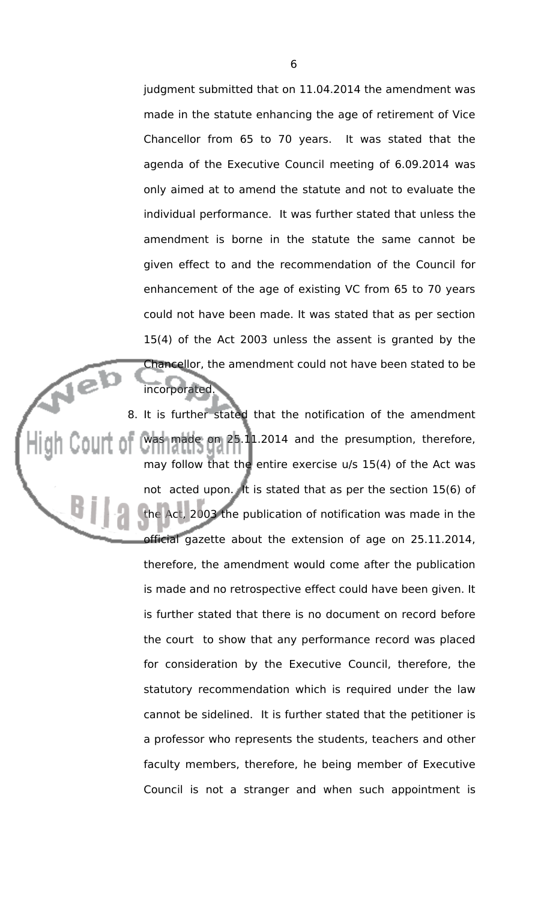judgment submitted that on 11.04.2014 the amendment was made in the statute enhancing the age of retirement of Vice Chancellor from 65 to 70 years. It was stated that the agenda of the Executive Council meeting of 6.09.2014 was only aimed at to amend the statute and not to evaluate the individual performance. It was further stated that unless the amendment is borne in the statute the same cannot be given effect to and the recommendation of the Council for enhancement of the age of existing VC from 65 to 70 years could not have been made. It was stated that as per section 15(4) of the Act 2003 unless the assent is granted by the Chancellor, the amendment could not have been stated to be incorporated.

8. It is further stated that the notification of the amendment was made on 25.11.2014 and the presumption, therefore, may follow that the entire exercise u/s 15(4) of the Act was not acted upon. It is stated that as per the section 15(6) of the Act, 2003 the publication of notification was made in the official gazette about the extension of age on 25.11.2014, therefore, the amendment would come after the publication is made and no retrospective effect could have been given. It is further stated that there is no document on record before the court to show that any performance record was placed for consideration by the Executive Council, therefore, the statutory recommendation which is required under the law cannot be sidelined. It is further stated that the petitioner is a professor who represents the students, teachers and other faculty members, therefore, he being member of Executive Council is not a stranger and when such appointment is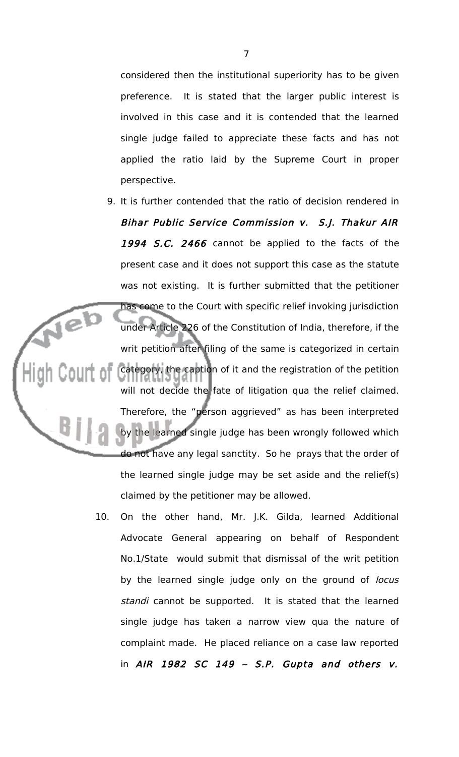considered then the institutional superiority has to be given preference. It is stated that the larger public interest is involved in this case and it is contended that the learned single judge failed to appreciate these facts and has not applied the ratio laid by the Supreme Court in proper perspective.

9. It is further contended that the ratio of decision rendered in ***Bihar Public Service Commission v. S.J. Thakur AIR 1994 S.C. 2466*** cannot be applied to the facts of the present case and it does not support this case as the statute was not existing. It is further submitted that the petitioner has come to the Court with specific relief invoking jurisdiction under Article 226 of the Constitution of India, therefore, if the writ petition after filing of the same is categorized in certain category, the caption of it and the registration of the petition will not decide the fate of litigation qua the relief claimed. Therefore, the "person aggrieved" as has been interpreted by the learned single judge has been wrongly followed which do not have any legal sanctity. So he prays that the order of the learned single judge may be set aside and the relief(s) claimed by the petitioner may be allowed.

10. On the other hand, Mr. J.K. Gilda, learned Additional Advocate General appearing on behalf of Respondent No.1/State would submit that dismissal of the writ petition by the learned single judge only on the ground of *locus standi* cannot be supported. It is stated that the learned single judge has taken a narrow view qua the nature of complaint made. He placed reliance on a case law reported in ***AIR 1982 SC 149 – S.P. Gupta and others v.***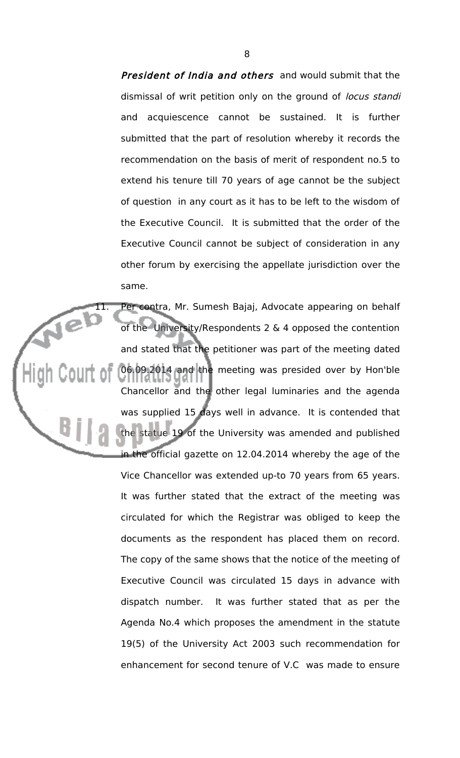***President of India and others*** and would submit that the dismissal of writ petition only on the ground of *locus standi* and acquiescence cannot be sustained. It is further submitted that the part of resolution whereby it records the recommendation on the basis of merit of respondent no.5 to extend his tenure till 70 years of age cannot be the subject of question in any court as it has to be left to the wisdom of the Executive Council. It is submitted that the order of the Executive Council cannot be subject of consideration in any other forum by exercising the appellate jurisdiction over the same.

11. Per contra, Mr. Sumesh Bajaj, Advocate appearing on behalf of the University/Respondents 2 & 4 opposed the contention and stated that the petitioner was part of the meeting dated 06.09.2014 and the meeting was presided over by Hon'ble Chancellor and the other legal luminaries and the agenda was supplied 15 days well in advance. It is contended that the statue 19 of the University was amended and published in the official gazette on 12.04.2014 whereby the age of the Vice Chancellor was extended up-to 70 years from 65 years. It was further stated that the extract of the meeting was circulated for which the Registrar was obliged to keep the documents as the respondent has placed them on record. The copy of the same shows that the notice of the meeting of Executive Council was circulated 15 days in advance with dispatch number. It was further stated that as per the Agenda No.4 which proposes the amendment in the statute 19(5) of the University Act 2003 such recommendation for enhancement for second tenure of V.C was made to ensure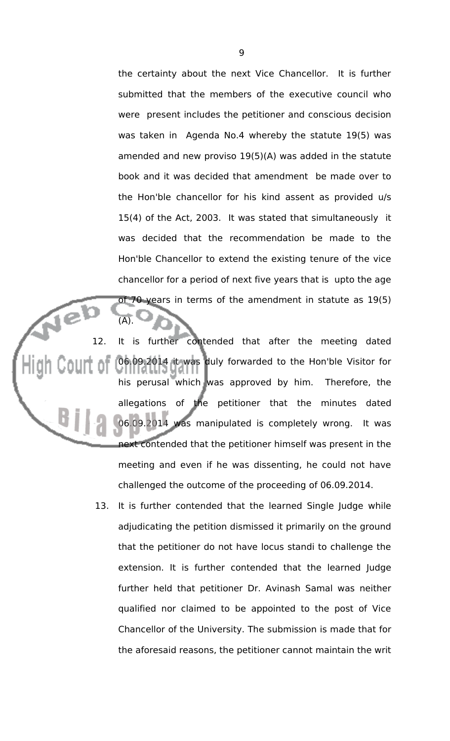the certainty about the next Vice Chancellor. It is further submitted that the members of the executive council who were present includes the petitioner and conscious decision was taken in Agenda No.4 whereby the statute 19(5) was amended and new proviso 19(5)(A) was added in the statute book and it was decided that amendment be made over to the Hon'ble chancellor for his kind assent as provided u/s 15(4) of the Act, 2003. It was stated that simultaneously it was decided that the recommendation be made to the Hon'ble Chancellor to extend the existing tenure of the vice chancellor for a period of next five years that is upto the age of 70 years in terms of the amendment in statute as 19(5) (A).

12. It is further contended that after the meeting dated 06.09.2014 it was duly forwarded to the Hon'ble Visitor for his perusal which was approved by him. Therefore, the allegations of the petitioner that the minutes dated 06.09.2014 was manipulated is completely wrong. It was next contended that the petitioner himself was present in the meeting and even if he was dissenting, he could not have challenged the outcome of the proceeding of 06.09.2014.

13. It is further contended that the learned Single Judge while adjudicating the petition dismissed it primarily on the ground that the petitioner do not have locus standi to challenge the extension. It is further contended that the learned Judge further held that petitioner Dr. Avinash Samal was neither qualified nor claimed to be appointed to the post of Vice Chancellor of the University. The submission is made that for the aforesaid reasons, the petitioner cannot maintain the writ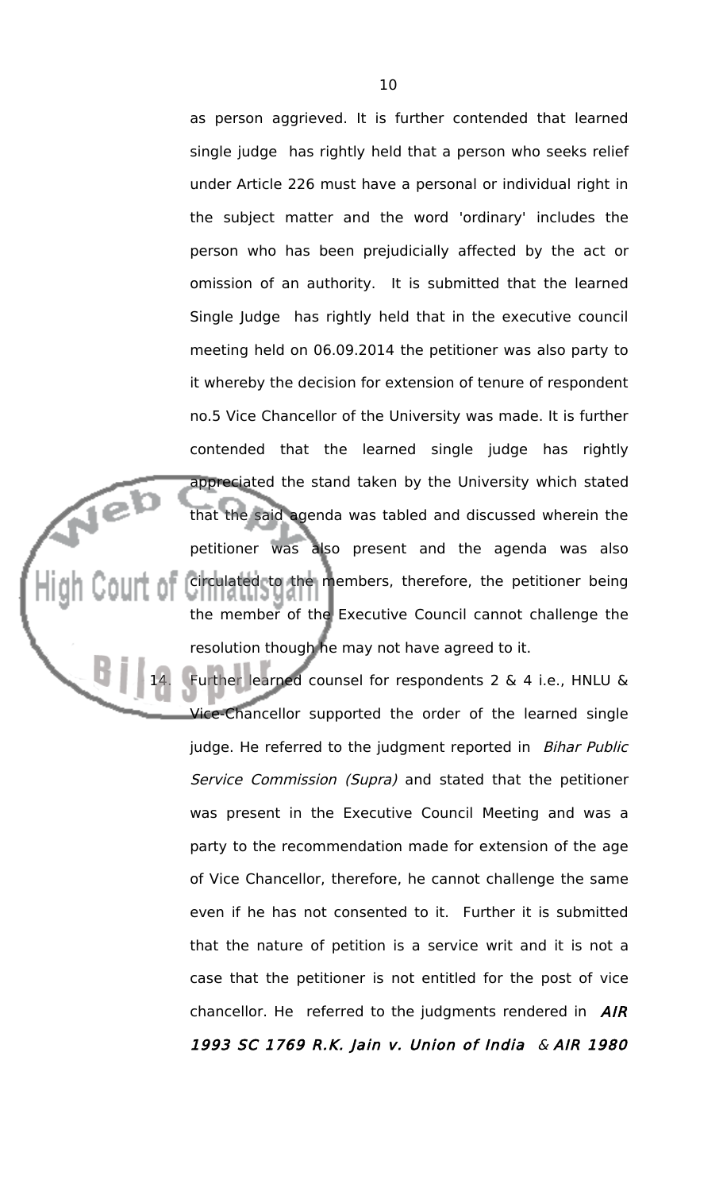as person aggrieved. It is further contended that learned single judge has rightly held that a person who seeks relief under Article 226 must have a personal or individual right in the subject matter and the word 'ordinary' includes the person who has been prejudicially affected by the act or omission of an authority. It is submitted that the learned Single Judge has rightly held that in the executive council meeting held on 06.09.2014 the petitioner was also party to it whereby the decision for extension of tenure of respondent no.5 Vice Chancellor of the University was made. It is further contended that the learned single judge has rightly appreciated the stand taken by the University which stated that the said agenda was tabled and discussed wherein the petitioner was also present and the agenda was also circulated to the members, therefore, the petitioner being the member of the Executive Council cannot challenge the resolution though he may not have agreed to it.

14. Further learned counsel for respondents 2 & 4 i.e., HNLU & Vice-Chancellor supported the order of the learned single judge. He referred to the judgment reported in *Bihar Public Service Commission (Supra)* and stated that the petitioner was present in the Executive Council Meeting and was a party to the recommendation made for extension of the age of Vice Chancellor, therefore, he cannot challenge the same even if he has not consented to it. Further it is submitted that the nature of petition is a service writ and it is not a case that the petitioner is not entitled for the post of vice chancellor. He referred to the judgments rendered in ***AIR 1993 SC 1769 R.K. Jain v. Union of India*** & ***AIR 1980***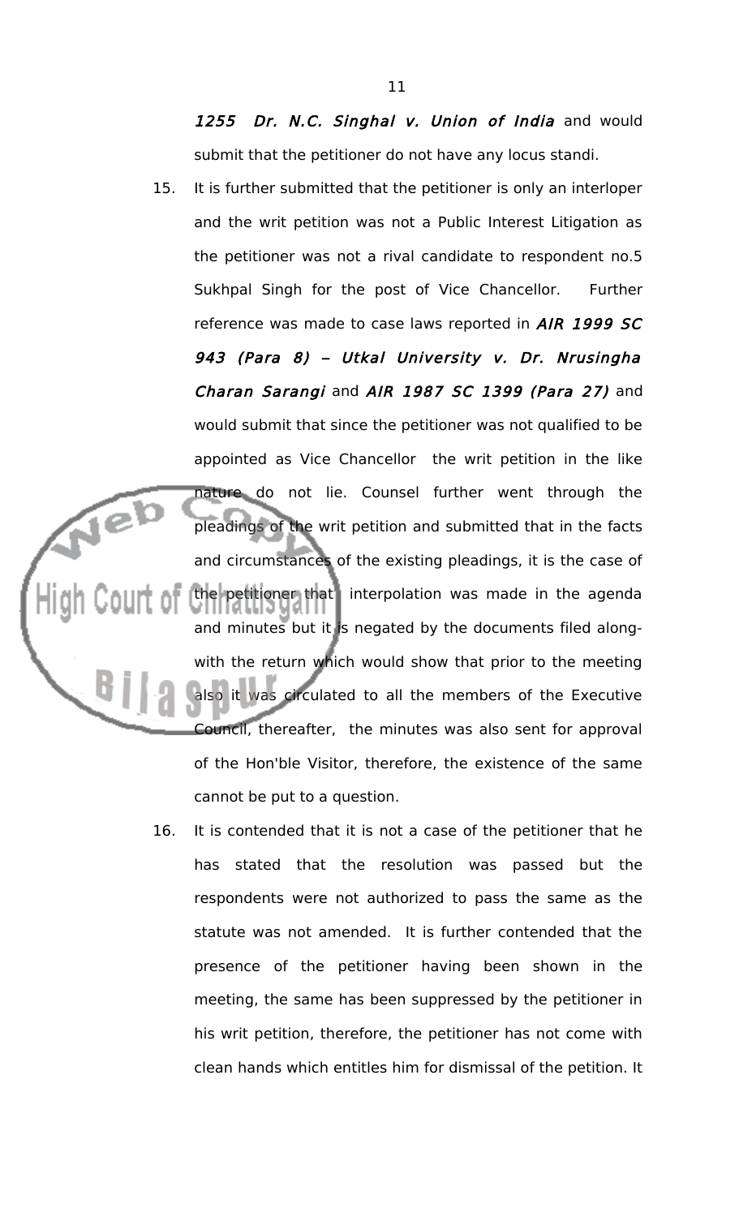*1255 Dr. N.C. Singhal v. Union of India* and would submit that the petitioner do not have any locus standi.

15. It is further submitted that the petitioner is only an interloper and the writ petition was not a Public Interest Litigation as the petitioner was not a rival candidate to respondent no.5 Sukhpal Singh for the post of Vice Chancellor. Further reference was made to case laws reported in *AIR 1999 SC 943 (Para 8) – Utkal University v. Dr. Nrusingha Charan Sarangi* and *AIR 1987 SC 1399 (Para 27)* and would submit that since the petitioner was not qualified to be appointed as Vice Chancellor the writ petition in the like nature do not lie. Counsel further went through the pleadings of the writ petition and submitted that in the facts and circumstances of the existing pleadings, it is the case of the petitioner that interpolation was made in the agenda and minutes but it is negated by the documents filed along-with the return which would show that prior to the meeting also it was circulated to all the members of the Executive Council, thereafter, the minutes was also sent for approval of the Hon'ble Visitor, therefore, the existence of the same cannot be put to a question.

16. It is contended that it is not a case of the petitioner that he has stated that the resolution was passed but the respondents were not authorized to pass the same as the statute was not amended. It is further contended that the presence of the petitioner having been shown in the meeting, the same has been suppressed by the petitioner in his writ petition, therefore, the petitioner has not come with clean hands which entitles him for dismissal of the petition. It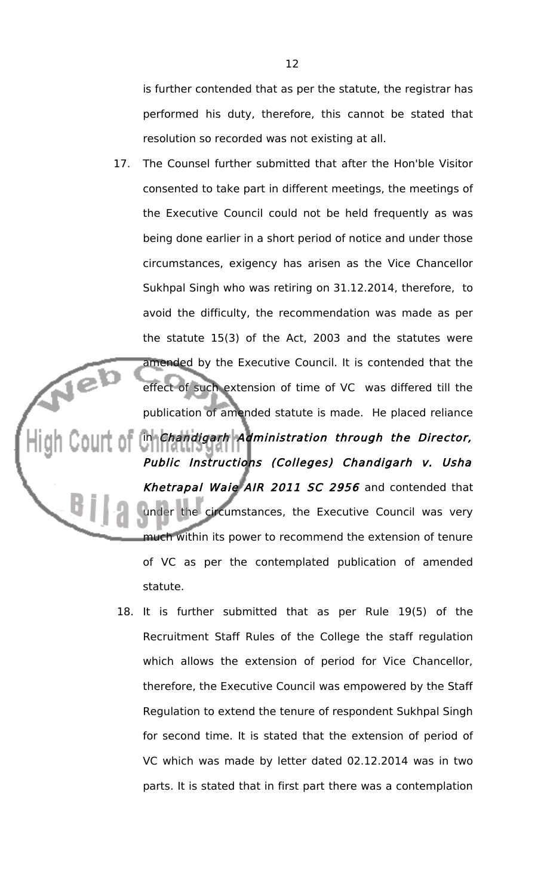is further contended that as per the statute, the registrar has performed his duty, therefore, this cannot be stated that resolution so recorded was not existing at all.

17. The Counsel further submitted that after the Hon'ble Visitor consented to take part in different meetings, the meetings of the Executive Council could not be held frequently as was being done earlier in a short period of notice and under those circumstances, exigency has arisen as the Vice Chancellor Sukhpal Singh who was retiring on 31.12.2014, therefore, to avoid the difficulty, the recommendation was made as per the statute 15(3) of the Act, 2003 and the statutes were amended by the Executive Council. It is contended that the effect of such extension of time of VC was differed till the publication of amended statute is made. He placed reliance in ***Chandigarh Administration through the Director, Public Instructions (Colleges) Chandigarh v. Usha Khetrapal Waie AIR 2011 SC 2956*** and contended that under the circumstances, the Executive Council was very much within its power to recommend the extension of tenure of VC as per the contemplated publication of amended statute.

18. It is further submitted that as per Rule 19(5) of the Recruitment Staff Rules of the College the staff regulation which allows the extension of period for Vice Chancellor, therefore, the Executive Council was empowered by the Staff Regulation to extend the tenure of respondent Sukhpal Singh for second time. It is stated that the extension of period of VC which was made by letter dated 02.12.2014 was in two parts. It is stated that in first part there was a contemplation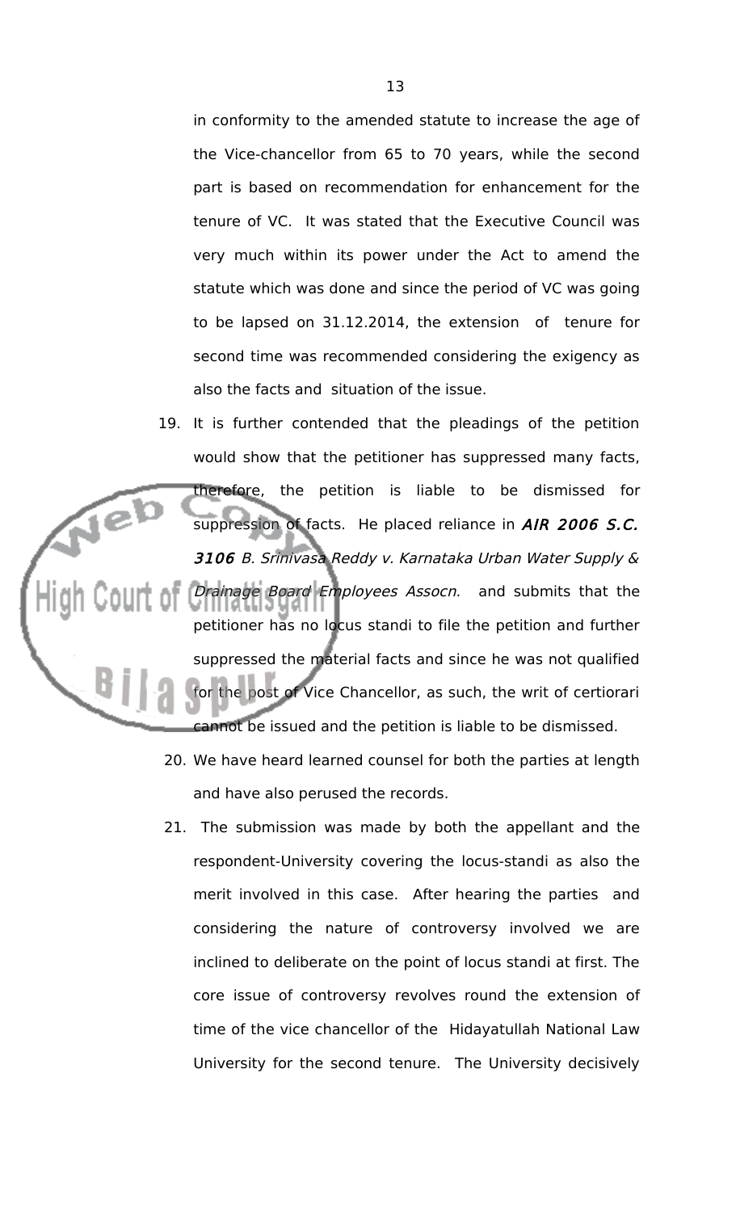in conformity to the amended statute to increase the age of the Vice-chancellor from 65 to 70 years, while the second part is based on recommendation for enhancement for the tenure of VC. It was stated that the Executive Council was very much within its power under the Act to amend the statute which was done and since the period of VC was going to be lapsed on 31.12.2014, the extension of tenure for second time was recommended considering the exigency as also the facts and situation of the issue.

19. It is further contended that the pleadings of the petition would show that the petitioner has suppressed many facts, therefore, the petition is liable to be dismissed for suppression of facts. He placed reliance in ***AIR 2006 S.C. 3106*** *B. Srinivasa Reddy v. Karnataka Urban Water Supply & Drainage Board Employees Assocn.* and submits that the petitioner has no locus standi to file the petition and further suppressed the material facts and since he was not qualified for the post of Vice Chancellor, as such, the writ of certiorari cannot be issued and the petition is liable to be dismissed.

20. We have heard learned counsel for both the parties at length and have also perused the records.

21. The submission was made by both the appellant and the respondent-University covering the locus-standi as also the merit involved in this case. After hearing the parties and considering the nature of controversy involved we are inclined to deliberate on the point of locus standi at first. The core issue of controversy revolves round the extension of time of the vice chancellor of the Hidayatullah National Law University for the second tenure. The University decisively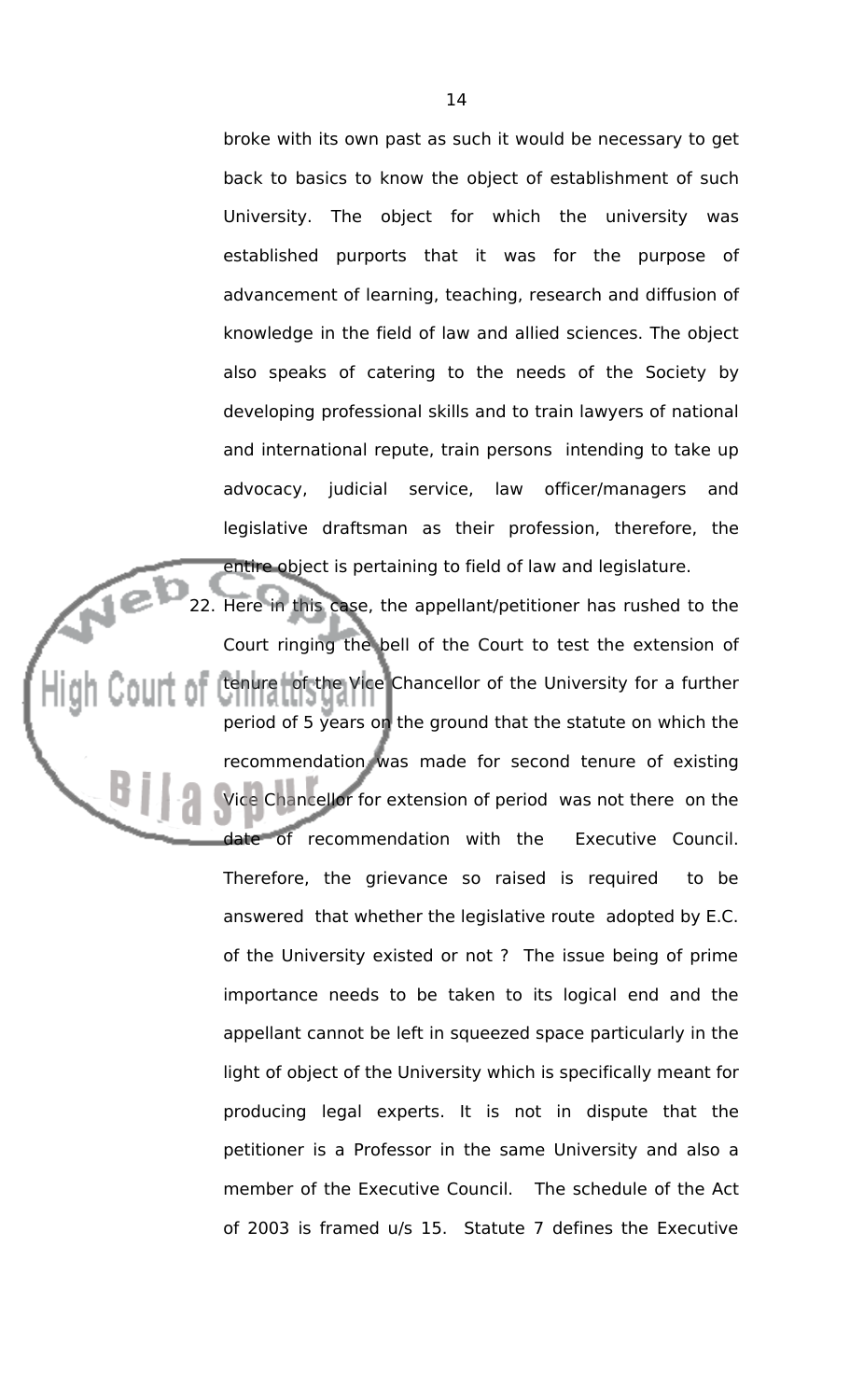broke with its own past as such it would be necessary to get back to basics to know the object of establishment of such University. The object for which the university was established purports that it was for the purpose of advancement of learning, teaching, research and diffusion of knowledge in the field of law and allied sciences. The object also speaks of catering to the needs of the Society by developing professional skills and to train lawyers of national and international repute, train persons intending to take up advocacy, judicial service, law officer/managers and legislative draftsman as their profession, therefore, the entire object is pertaining to field of law and legislature.

22. Here in this case, the appellant/petitioner has rushed to the Court ringing the bell of the Court to test the extension of tenure of the Vice Chancellor of the University for a further period of 5 years on the ground that the statute on which the recommendation was made for second tenure of existing Vice Chancellor for extension of period was not there on the date of recommendation with the Executive Council. Therefore, the grievance so raised is required to be answered that whether the legislative route adopted by E.C. of the University existed or not ? The issue being of prime importance needs to be taken to its logical end and the appellant cannot be left in squeezed space particularly in the light of object of the University which is specifically meant for producing legal experts. It is not in dispute that the petitioner is a Professor in the same University and also a member of the Executive Council. The schedule of the Act of 2003 is framed u/s 15. Statute 7 defines the Executive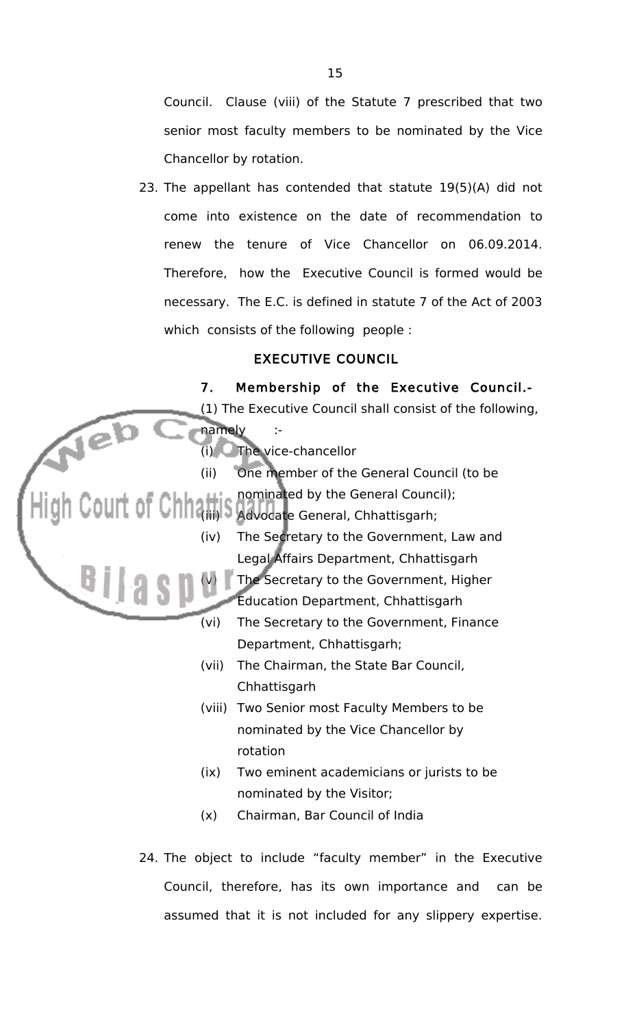Council. Clause (viii) of the Statute 7 prescribed that two senior most faculty members to be nominated by the Vice Chancellor by rotation.

23. The appellant has contended that statute 19(5)(A) did not come into existence on the date of recommendation to renew the tenure of Vice Chancellor on 06.09.2014. Therefore, how the Executive Council is formed would be necessary. The E.C. is defined in statute 7 of the Act of 2003 which consists of the following people :

**EXECUTIVE COUNCIL**

**7. Membership of the Executive Council.-**

(1) The Executive Council shall consist of the following, namely :-

- (i) The vice-chancellor
- (ii) One member of the General Council (to be nominated by the General Council);
- (iii) Advocate General, Chhattisgarh;
- (iv) The Secretary to the Government, Law and Legal Affairs Department, Chhattisgarh
- (v) The Secretary to the Government, Higher Education Department, Chhattisgarh
- (vi) The Secretary to the Government, Finance Department, Chhattisgarh;
- (vii) The Chairman, the State Bar Council, Chhattisgarh
- (viii) Two Senior most Faculty Members to be nominated by the Vice Chancellor by rotation
- (ix) Two eminent academicians or jurists to be nominated by the Visitor;
- (x) Chairman, Bar Council of India

24. The object to include "faculty member" in the Executive Council, therefore, has its own importance and can be assumed that it is not included for any slippery expertise.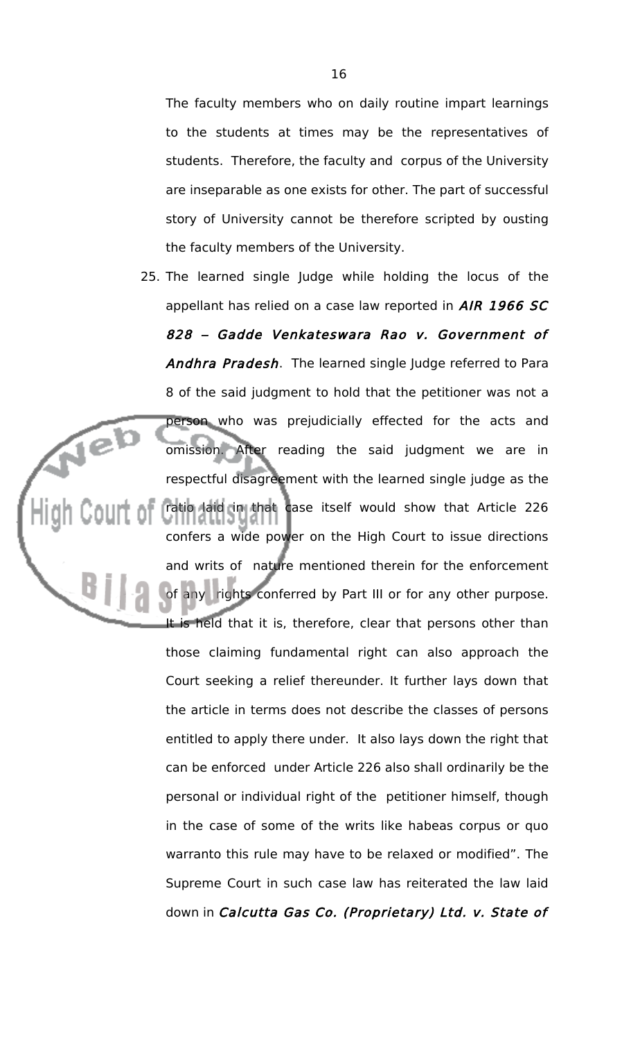The faculty members who on daily routine impart learnings to the students at times may be the representatives of students. Therefore, the faculty and corpus of the University are inseparable as one exists for other. The part of successful story of University cannot be therefore scripted by ousting the faculty members of the University.

25. The learned single Judge while holding the locus of the appellant has relied on a case law reported in ***AIR 1966 SC 828 – Gadde Venkateswara Rao v. Government of Andhra Pradesh***. The learned single Judge referred to Para 8 of the said judgment to hold that the petitioner was not a person who was prejudicially effected for the acts and omission. After reading the said judgment we are in respectful disagreement with the learned single judge as the ratio laid in that case itself would show that Article 226 confers a wide power on the High Court to issue directions and writs of nature mentioned therein for the enforcement of any rights conferred by Part III or for any other purpose. It is held that it is, therefore, clear that persons other than those claiming fundamental right can also approach the Court seeking a relief thereunder. It further lays down that the article in terms does not describe the classes of persons entitled to apply there under. It also lays down the right that can be enforced under Article 226 also shall ordinarily be the personal or individual right of the petitioner himself, though in the case of some of the writs like habeas corpus or quo warranto this rule may have to be relaxed or modified". The Supreme Court in such case law has reiterated the law laid down in ***Calcutta Gas Co. (Proprietary) Ltd. v. State of***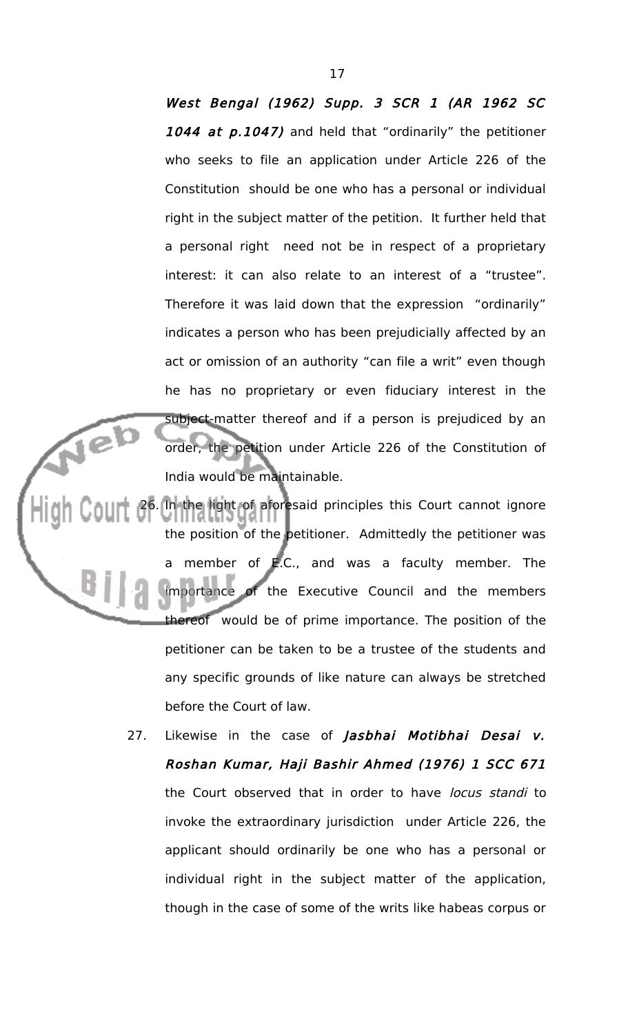***West Bengal (1962) Supp. 3 SCR 1 (AR 1962 SC 1044 at p.1047)*** and held that "ordinarily" the petitioner who seeks to file an application under Article 226 of the Constitution should be one who has a personal or individual right in the subject matter of the petition. It further held that a personal right need not be in respect of a proprietary interest: it can also relate to an interest of a "trustee". Therefore it was laid down that the expression "ordinarily" indicates a person who has been prejudicially affected by an act or omission of an authority "can file a writ" even though he has no proprietary or even fiduciary interest in the subject-matter thereof and if a person is prejudiced by an order, the petition under Article 226 of the Constitution of India would be maintainable.

26. In the light of aforesaid principles this Court cannot ignore the position of the petitioner. Admittedly the petitioner was a member of E.C., and was a faculty member. The importance of the Executive Council and the members thereof would be of prime importance. The position of the petitioner can be taken to be a trustee of the students and any specific grounds of like nature can always be stretched before the Court of law.

27. Likewise in the case of ***Jasbhai Motibhai Desai v. Roshan Kumar, Haji Bashir Ahmed (1976) 1 SCC 671*** the Court observed that in order to have *locus standi* to invoke the extraordinary jurisdiction under Article 226, the applicant should ordinarily be one who has a personal or individual right in the subject matter of the application, though in the case of some of the writs like habeas corpus or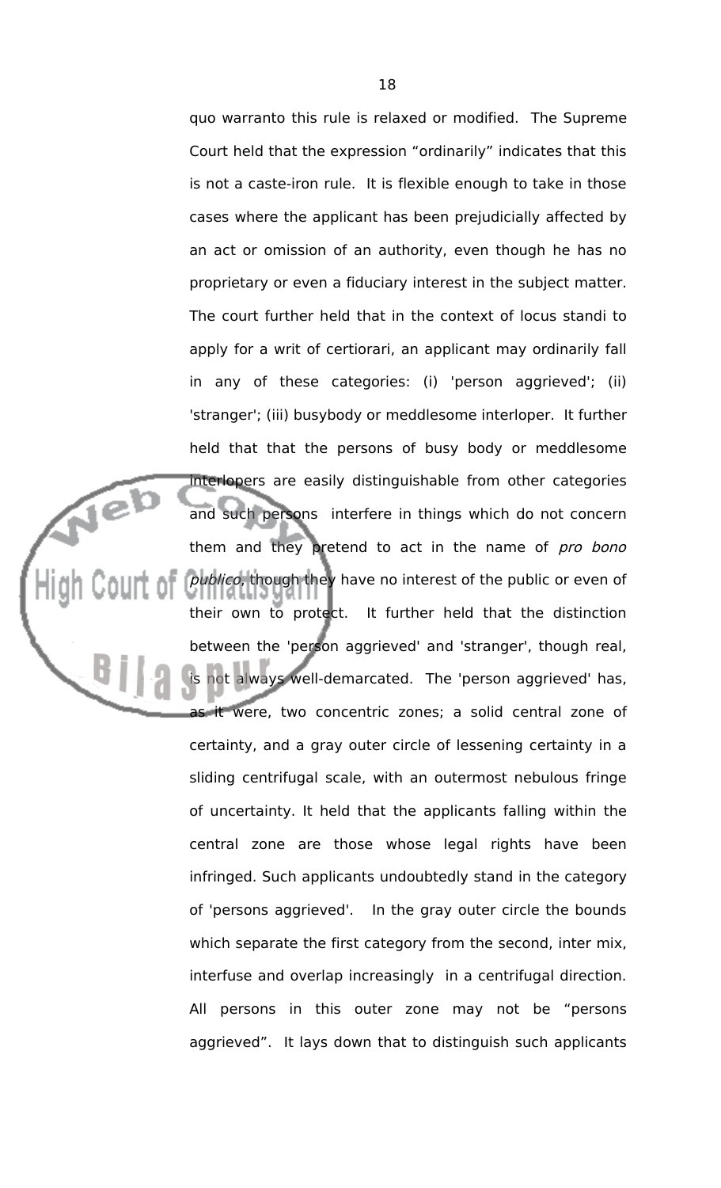quo warranto this rule is relaxed or modified. The Supreme Court held that the expression "ordinarily" indicates that this is not a caste-iron rule. It is flexible enough to take in those cases where the applicant has been prejudicially affected by an act or omission of an authority, even though he has no proprietary or even a fiduciary interest in the subject matter. The court further held that in the context of locus standi to apply for a writ of certiorari, an applicant may ordinarily fall in any of these categories: (i) 'person aggrieved'; (ii) 'stranger'; (iii) busybody or meddlesome interloper. It further held that that the persons of busy body or meddlesome interlopers are easily distinguishable from other categories and such persons interfere in things which do not concern them and they pretend to act in the name of *pro bono publico*, though they have no interest of the public or even of their own to protect. It further held that the distinction between the 'person aggrieved' and 'stranger', though real, is not always well-demarcated. The 'person aggrieved' has, as it were, two concentric zones; a solid central zone of certainty, and a gray outer circle of lessening certainty in a sliding centrifugal scale, with an outermost nebulous fringe of uncertainty. It held that the applicants falling within the central zone are those whose legal rights have been infringed. Such applicants undoubtedly stand in the category of 'persons aggrieved'. In the gray outer circle the bounds which separate the first category from the second, inter mix, interfuse and overlap increasingly in a centrifugal direction. All persons in this outer zone may not be "persons aggrieved". It lays down that to distinguish such applicants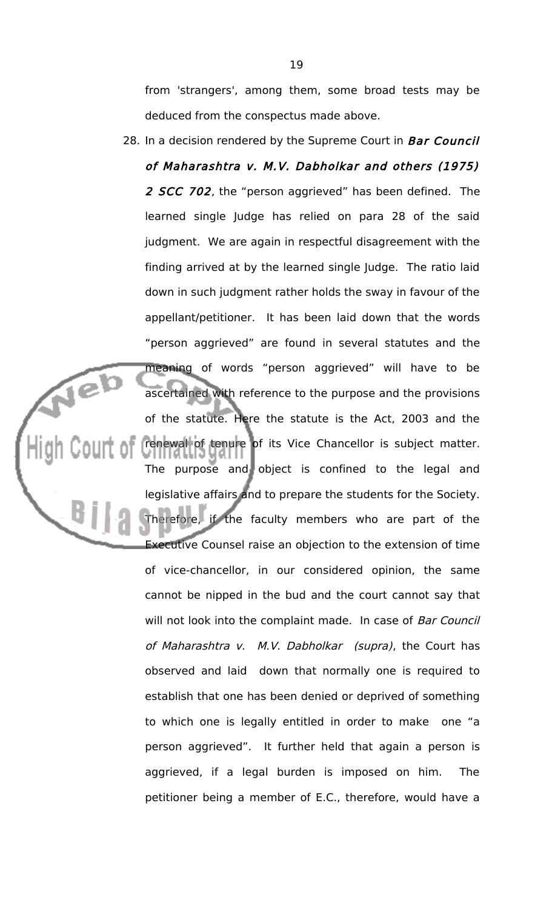from 'strangers', among them, some broad tests may be deduced from the conspectus made above.

28. In a decision rendered by the Supreme Court in ***Bar Council of Maharashtra v. M.V. Dabholkar and others (1975) 2 SCC 702***, the "person aggrieved" has been defined. The learned single Judge has relied on para 28 of the said judgment. We are again in respectful disagreement with the finding arrived at by the learned single Judge. The ratio laid down in such judgment rather holds the sway in favour of the appellant/petitioner. It has been laid down that the words "person aggrieved" are found in several statutes and the meaning of words "person aggrieved" will have to be ascertained with reference to the purpose and the provisions of the statute. Here the statute is the Act, 2003 and the renewal of tenure of its Vice Chancellor is subject matter. The purpose and object is confined to the legal and legislative affairs and to prepare the students for the Society. Therefore, if the faculty members who are part of the Executive Counsel raise an objection to the extension of time of vice-chancellor, in our considered opinion, the same cannot be nipped in the bud and the court cannot say that will not look into the complaint made. In case of *Bar Council of Maharashtra v. M.V. Dabholkar (supra)*, the Court has observed and laid down that normally one is required to establish that one has been denied or deprived of something to which one is legally entitled in order to make one "a person aggrieved". It further held that again a person is aggrieved, if a legal burden is imposed on him. The petitioner being a member of E.C., therefore, would have a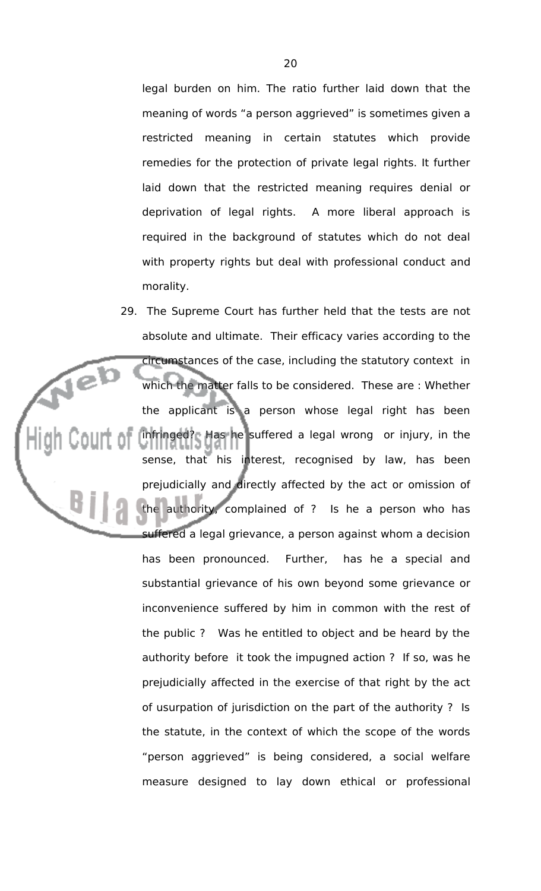legal burden on him. The ratio further laid down that the meaning of words "a person aggrieved" is sometimes given a restricted meaning in certain statutes which provide remedies for the protection of private legal rights. It further laid down that the restricted meaning requires denial or deprivation of legal rights. A more liberal approach is required in the background of statutes which do not deal with property rights but deal with professional conduct and morality.

29. The Supreme Court has further held that the tests are not absolute and ultimate. Their efficacy varies according to the circumstances of the case, including the statutory context in which the matter falls to be considered. These are : Whether the applicant is a person whose legal right has been infringed? Has he suffered a legal wrong or injury, in the sense, that his interest, recognised by law, has been prejudicially and directly affected by the act or omission of the authority, complained of ? Is he a person who has suffered a legal grievance, a person against whom a decision has been pronounced. Further, has he a special and substantial grievance of his own beyond some grievance or inconvenience suffered by him in common with the rest of the public ? Was he entitled to object and be heard by the authority before it took the impugned action ? If so, was he prejudicially affected in the exercise of that right by the act of usurpation of jurisdiction on the part of the authority ? Is the statute, in the context of which the scope of the words "person aggrieved" is being considered, a social welfare measure designed to lay down ethical or professional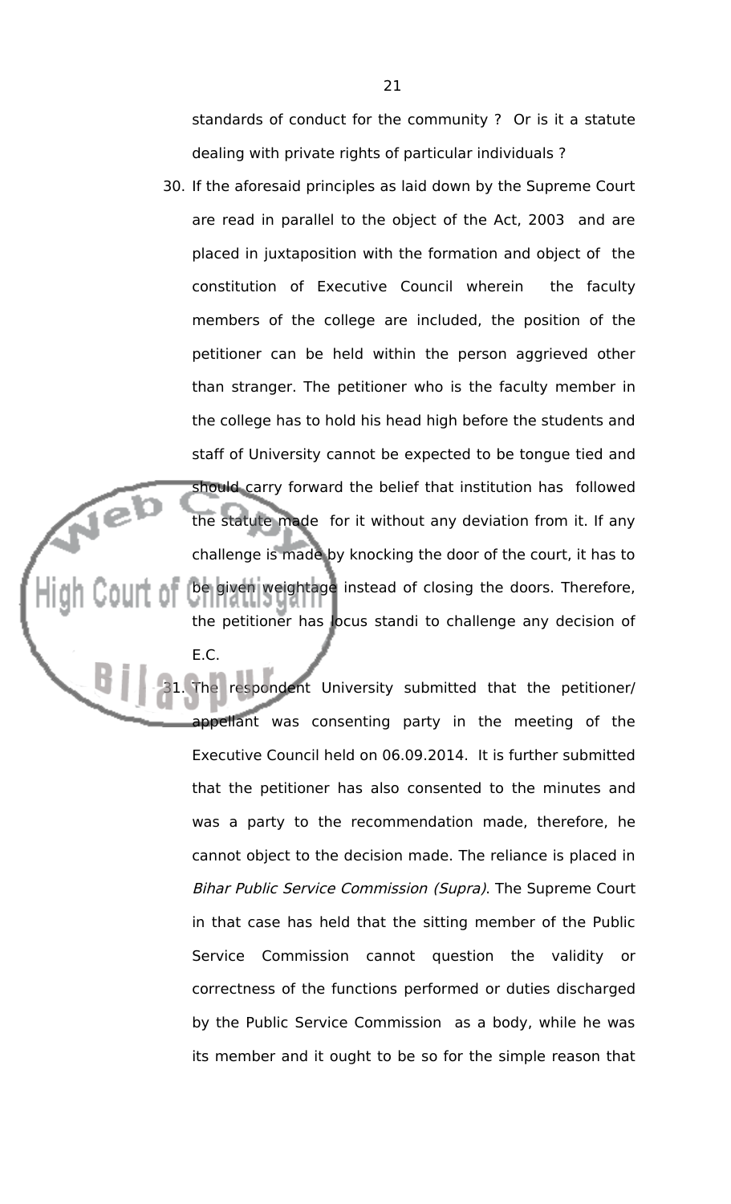standards of conduct for the community ? Or is it a statute dealing with private rights of particular individuals ?

30. If the aforesaid principles as laid down by the Supreme Court are read in parallel to the object of the Act, 2003 and are placed in juxtaposition with the formation and object of the constitution of Executive Council wherein the faculty members of the college are included, the position of the petitioner can be held within the person aggrieved other than stranger. The petitioner who is the faculty member in the college has to hold his head high before the students and staff of University cannot be expected to be tongue tied and should carry forward the belief that institution has followed the statute made for it without any deviation from it. If any challenge is made by knocking the door of the court, it has to be given weightage instead of closing the doors. Therefore, the petitioner has locus standi to challenge any decision of E.C.

31. The respondent University submitted that the petitioner/ appellant was consenting party in the meeting of the Executive Council held on 06.09.2014. It is further submitted that the petitioner has also consented to the minutes and was a party to the recommendation made, therefore, he cannot object to the decision made. The reliance is placed in *Bihar Public Service Commission (Supra)*. The Supreme Court in that case has held that the sitting member of the Public Service Commission cannot question the validity or correctness of the functions performed or duties discharged by the Public Service Commission as a body, while he was its member and it ought to be so for the simple reason that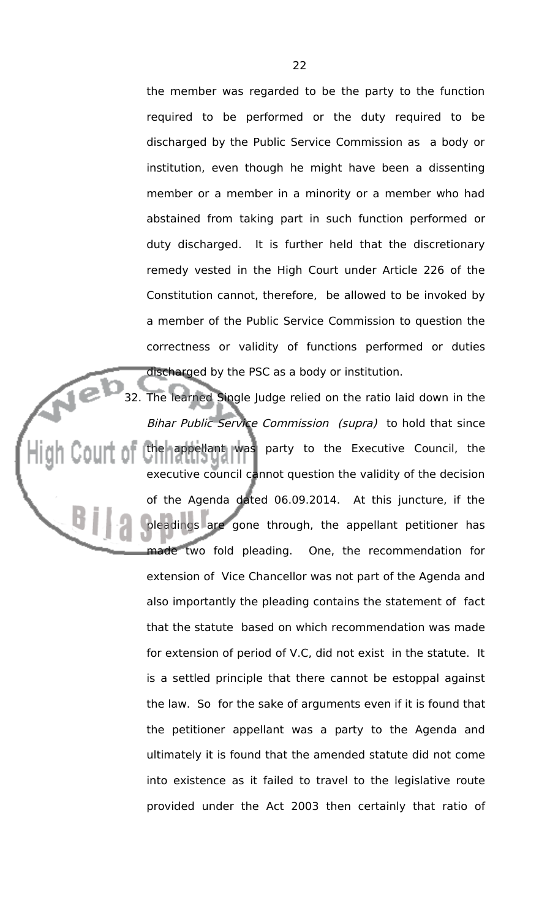the member was regarded to be the party to the function required to be performed or the duty required to be discharged by the Public Service Commission as a body or institution, even though he might have been a dissenting member or a member in a minority or a member who had abstained from taking part in such function performed or duty discharged. It is further held that the discretionary remedy vested in the High Court under Article 226 of the Constitution cannot, therefore, be allowed to be invoked by a member of the Public Service Commission to question the correctness or validity of functions performed or duties discharged by the PSC as a body or institution.

32. The learned Single Judge relied on the ratio laid down in the *Bihar Public Service Commission (supra)* to hold that since the appellant was party to the Executive Council, the executive council cannot question the validity of the decision of the Agenda dated 06.09.2014. At this juncture, if the pleadings are gone through, the appellant petitioner has made two fold pleading. One, the recommendation for extension of Vice Chancellor was not part of the Agenda and also importantly the pleading contains the statement of fact that the statute based on which recommendation was made for extension of period of V.C, did not exist in the statute. It is a settled principle that there cannot be estoppal against the law. So for the sake of arguments even if it is found that the petitioner appellant was a party to the Agenda and ultimately it is found that the amended statute did not come into existence as it failed to travel to the legislative route provided under the Act 2003 then certainly that ratio of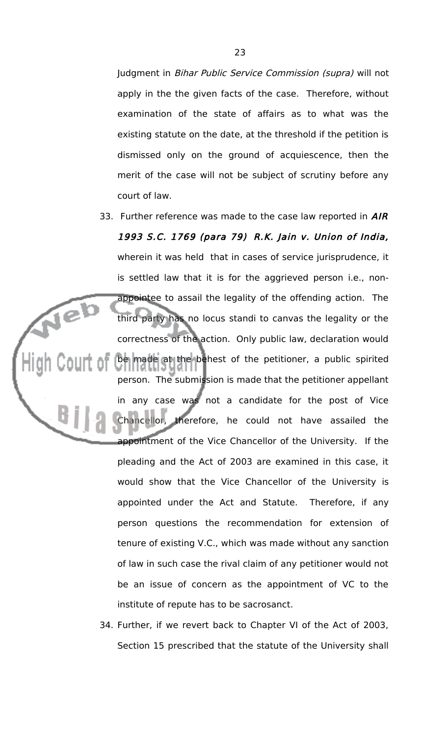Judgment in *Bihar Public Service Commission (supra)* will not apply in the the given facts of the case. Therefore, without examination of the state of affairs as to what was the existing statute on the date, at the threshold if the petition is dismissed only on the ground of acquiescence, then the merit of the case will not be subject of scrutiny before any court of law.

33. Further reference was made to the case law reported in ***AIR 1993 S.C. 1769 (para 79) R.K. Jain v. Union of India,*** wherein it was held that in cases of service jurisprudence, it is settled law that it is for the aggrieved person i.e., non-appointee to assail the legality of the offending action. The third party has no locus standi to canvas the legality or the correctness of the action. Only public law, declaration would be made at the behest of the petitioner, a public spirited person. The submission is made that the petitioner appellant in any case was not a candidate for the post of Vice Chancellor, therefore, he could not have assailed the appointment of the Vice Chancellor of the University. If the pleading and the Act of 2003 are examined in this case, it would show that the Vice Chancellor of the University is appointed under the Act and Statute. Therefore, if any person questions the recommendation for extension of tenure of existing V.C., which was made without any sanction of law in such case the rival claim of any petitioner would not be an issue of concern as the appointment of VC to the institute of repute has to be sacrosanct.

34. Further, if we revert back to Chapter VI of the Act of 2003, Section 15 prescribed that the statute of the University shall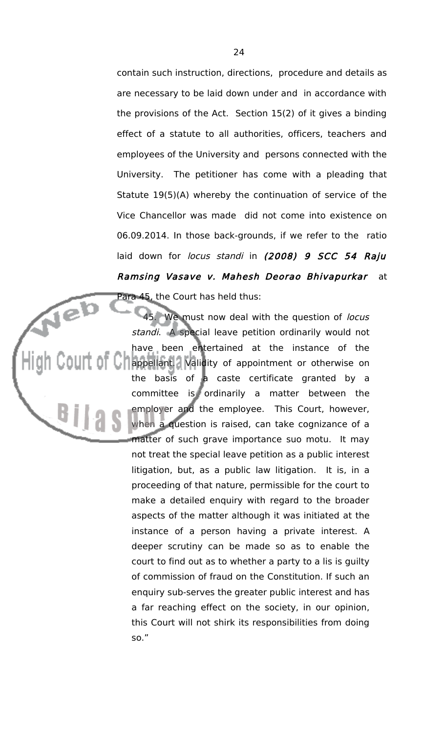contain such instruction, directions, procedure and details as are necessary to be laid down under and in accordance with the provisions of the Act. Section 15(2) of it gives a binding effect of a statute to all authorities, officers, teachers and employees of the University and persons connected with the University. The petitioner has come with a pleading that Statute 19(5)(A) whereby the continuation of service of the Vice Chancellor was made did not come into existence on 06.09.2014. In those back-grounds, if we refer to the ratio laid down for *locus standi* in ***(2008) 9 SCC 54 Raju Ramsing Vasave v. Mahesh Deorao Bhivapurkar*** at Para 45, the Court has held thus:

> 45. We must now deal with the question of *locus standi*. A special leave petition ordinarily would not have been entertained at the instance of the appellant. Validity of appointment or otherwise on the basis of a caste certificate granted by a committee is ordinarily a matter between the employer and the employee. This Court, however, when a question is raised, can take cognizance of a matter of such grave importance suo motu. It may not treat the special leave petition as a public interest litigation, but, as a public law litigation. It is, in a proceeding of that nature, permissible for the court to make a detailed enquiry with regard to the broader aspects of the matter although it was initiated at the instance of a person having a private interest. A deeper scrutiny can be made so as to enable the court to find out as to whether a party to a lis is guilty of commission of fraud on the Constitution. If such an enquiry sub-serves the greater public interest and has a far reaching effect on the society, in our opinion, this Court will not shirk its responsibilities from doing so."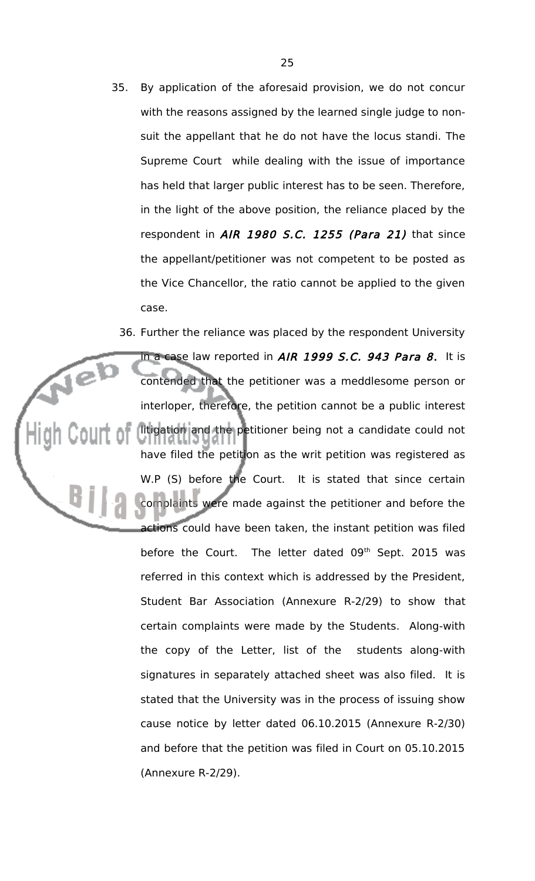35. By application of the aforesaid provision, we do not concur with the reasons assigned by the learned single judge to non-suit the appellant that he do not have the locus standi. The Supreme Court while dealing with the issue of importance has held that larger public interest has to be seen. Therefore, in the light of the above position, the reliance placed by the respondent in *AIR 1980 S.C. 1255 (Para 21)* that since the appellant/petitioner was not competent to be posted as the Vice Chancellor, the ratio cannot be applied to the given case.

36. Further the reliance was placed by the respondent University in a case law reported in *AIR 1999 S.C. 943 Para 8*. It is contended that the petitioner was a meddlesome person or interloper, therefore, the petition cannot be a public interest litigation and the petitioner being not a candidate could not have filed the petition as the writ petition was registered as W.P (S) before the Court. It is stated that since certain complaints were made against the petitioner and before the actions could have been taken, the instant petition was filed before the Court. The letter dated 09th Sept. 2015 was referred in this context which is addressed by the President, Student Bar Association (Annexure R-2/29) to show that certain complaints were made by the Students. Along-with the copy of the Letter, list of the students along-with signatures in separately attached sheet was also filed. It is stated that the University was in the process of issuing show cause notice by letter dated 06.10.2015 (Annexure R-2/30) and before that the petition was filed in Court on 05.10.2015 (Annexure R-2/29).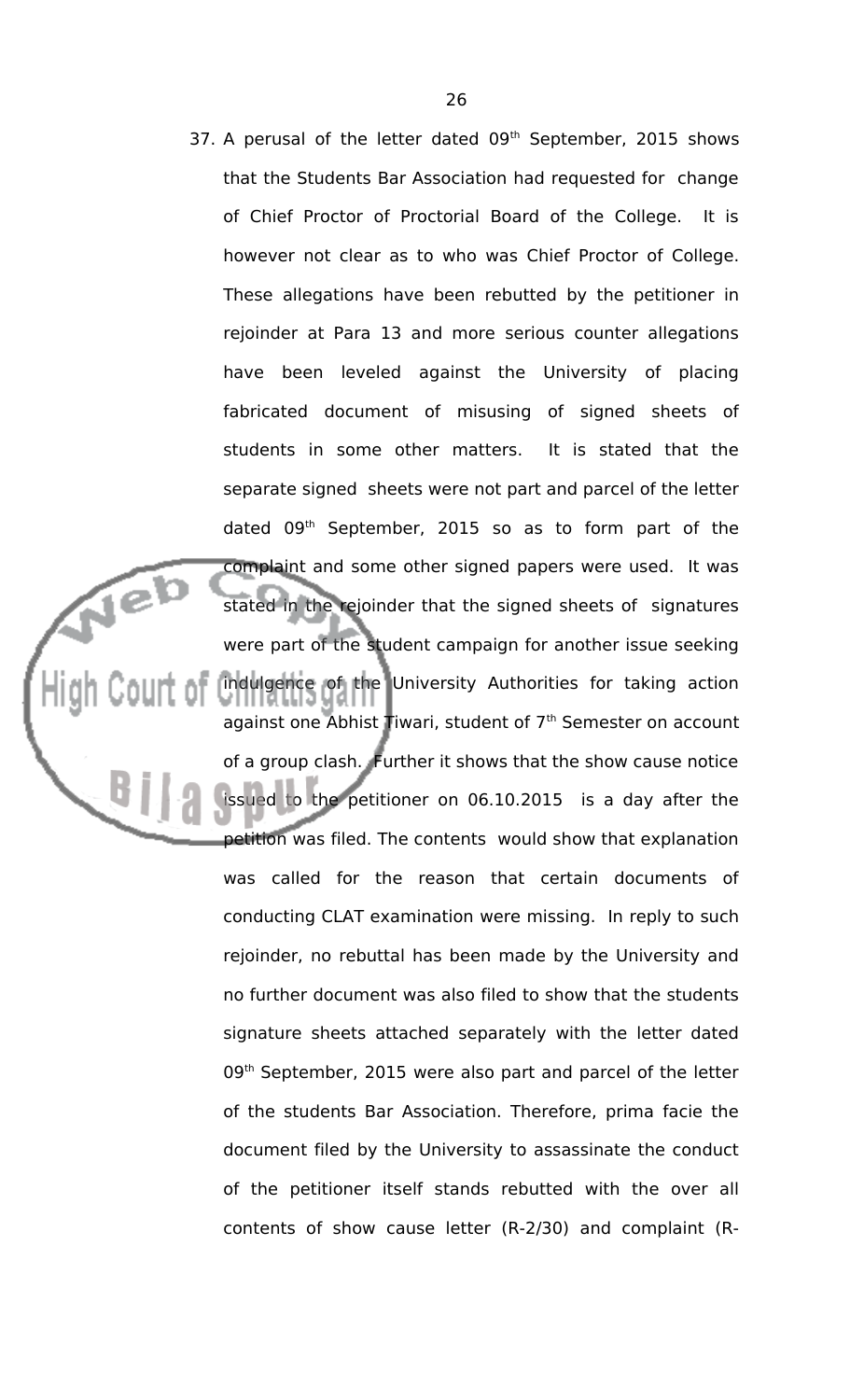37. A perusal of the letter dated 09th September, 2015 shows that the Students Bar Association had requested for change of Chief Proctor of Proctorial Board of the College. It is however not clear as to who was Chief Proctor of College. These allegations have been rebutted by the petitioner in rejoinder at Para 13 and more serious counter allegations have been leveled against the University of placing fabricated document of misusing of signed sheets of students in some other matters. It is stated that the separate signed sheets were not part and parcel of the letter dated 09th September, 2015 so as to form part of the complaint and some other signed papers were used. It was stated in the rejoinder that the signed sheets of signatures were part of the student campaign for another issue seeking indulgence of the University Authorities for taking action against one Abhist Tiwari, student of 7th Semester on account of a group clash. Further it shows that the show cause notice issued to the petitioner on 06.10.2015 is a day after the petition was filed. The contents would show that explanation was called for the reason that certain documents of conducting CLAT examination were missing. In reply to such rejoinder, no rebuttal has been made by the University and no further document was also filed to show that the students signature sheets attached separately with the letter dated 09th September, 2015 were also part and parcel of the letter of the students Bar Association. Therefore, prima facie the document filed by the University to assassinate the conduct of the petitioner itself stands rebutted with the over all contents of show cause letter (R-2/30) and complaint (R-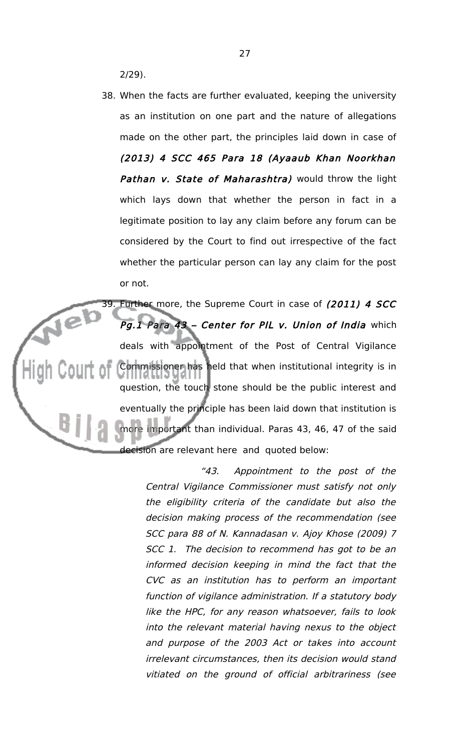2/29).

38. When the facts are further evaluated, keeping the university as an institution on one part and the nature of allegations made on the other part, the principles laid down in case of ***(2013) 4 SCC 465 Para 18 (Ayaaub Khan Noorkhan Pathan v. State of Maharashtra)*** would throw the light which lays down that whether the person in fact in a legitimate position to lay any claim before any forum can be considered by the Court to find out irrespective of the fact whether the particular person can lay any claim for the post or not.

39. Further more, the Supreme Court in case of ***(2011) 4 SCC Pg.1 Para 43 – Center for PIL v. Union of India*** which deals with appointment of the Post of Central Vigilance Commissioner has held that when institutional integrity is in question, the touch stone should be the public interest and eventually the principle has been laid down that institution is more important than individual. Paras 43, 46, 47 of the said decision are relevant here and quoted below:

> *"43. Appointment to the post of the Central Vigilance Commissioner must satisfy not only the eligibility criteria of the candidate but also the decision making process of the recommendation (see SCC para 88 of N. Kannadasan v. Ajoy Khose (2009) 7 SCC 1. The decision to recommend has got to be an informed decision keeping in mind the fact that the CVC as an institution has to perform an important function of vigilance administration. If a statutory body like the HPC, for any reason whatsoever, fails to look into the relevant material having nexus to the object and purpose of the 2003 Act or takes into account irrelevant circumstances, then its decision would stand vitiated on the ground of official arbitrariness (see*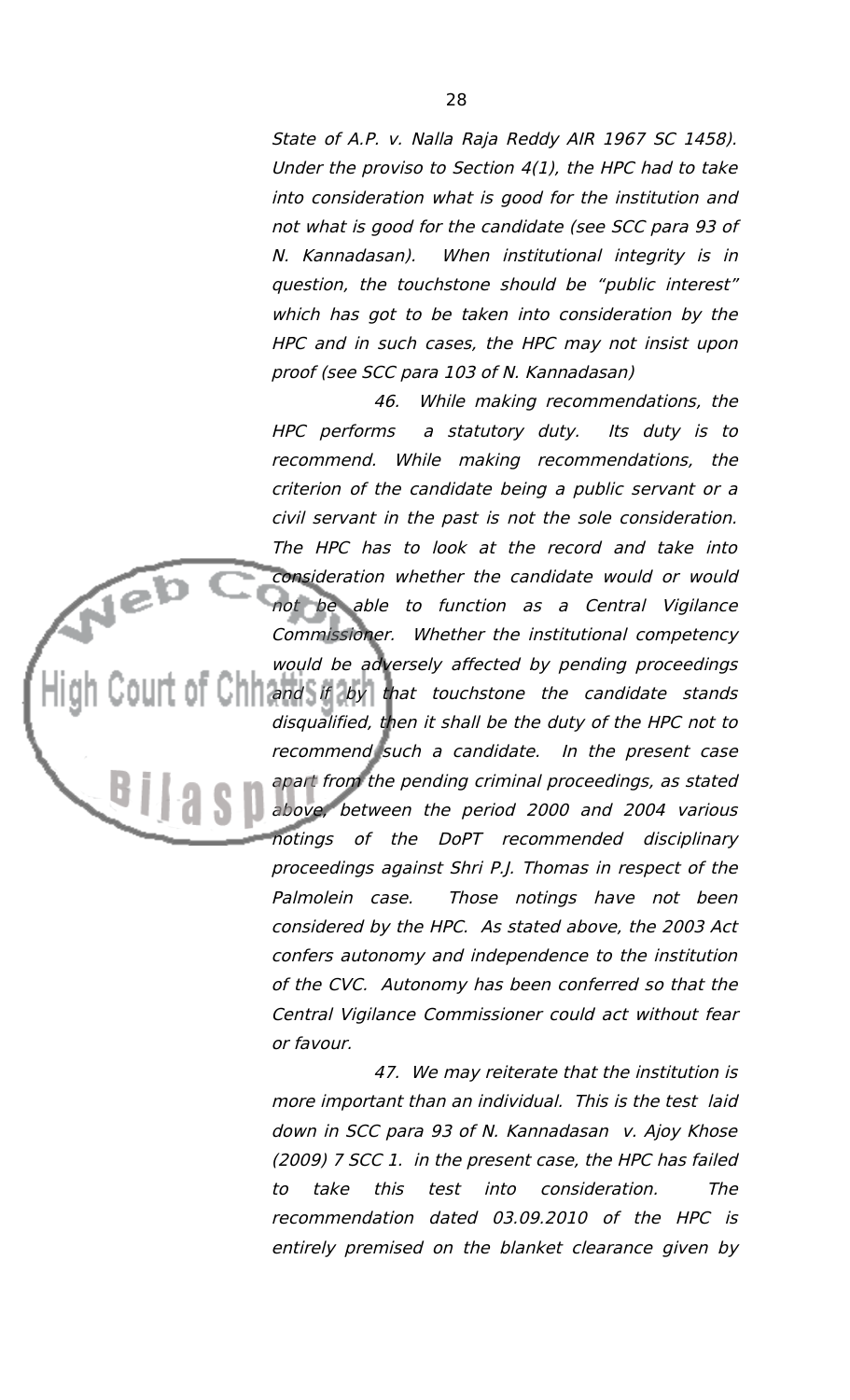*State of A.P. v. Nalla Raja Reddy AIR 1967 SC 1458). Under the proviso to Section 4(1), the HPC had to take into consideration what is good for the institution and not what is good for the candidate (see SCC para 93 of N. Kannadasan). When institutional integrity is in question, the touchstone should be "public interest" which has got to be taken into consideration by the HPC and in such cases, the HPC may not insist upon proof (see SCC para 103 of N. Kannadasan)*

*46. While making recommendations, the HPC performs a statutory duty. Its duty is to recommend. While making recommendations, the criterion of the candidate being a public servant or a civil servant in the past is not the sole consideration. The HPC has to look at the record and take into consideration whether the candidate would or would not be able to function as a Central Vigilance Commissioner. Whether the institutional competency would be adversely affected by pending proceedings and if by that touchstone the candidate stands disqualified, then it shall be the duty of the HPC not to recommend such a candidate. In the present case apart from the pending criminal proceedings, as stated above, between the period 2000 and 2004 various notings of the DoPT recommended disciplinary proceedings against Shri P.J. Thomas in respect of the Palmolein case. Those notings have not been considered by the HPC. As stated above, the 2003 Act confers autonomy and independence to the institution of the CVC. Autonomy has been conferred so that the Central Vigilance Commissioner could act without fear or favour.*

*47. We may reiterate that the institution is more important than an individual. This is the test laid down in SCC para 93 of N. Kannadasan v. Ajoy Khose (2009) 7 SCC 1. in the present case, the HPC has failed to take this test into consideration. The recommendation dated 03.09.2010 of the HPC is entirely premised on the blanket clearance given by*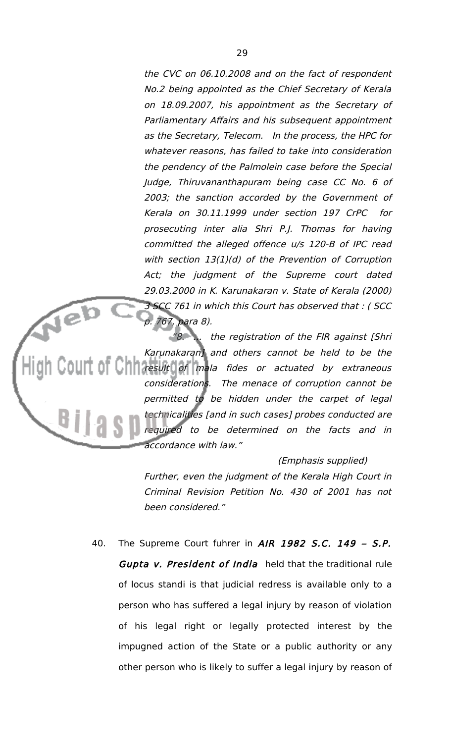*the CVC on 06.10.2008 and on the fact of respondent No.2 being appointed as the Chief Secretary of Kerala on 18.09.2007, his appointment as the Secretary of Parliamentary Affairs and his subsequent appointment as the Secretary, Telecom. In the process, the HPC for whatever reasons, has failed to take into consideration the pendency of the Palmolein case before the Special Judge, Thiruvananthapuram being case CC No. 6 of 2003; the sanction accorded by the Government of Kerala on 30.11.1999 under section 197 CrPC for prosecuting inter alia Shri P.J. Thomas for having committed the alleged offence u/s 120-B of IPC read with section 13(1)(d) of the Prevention of Corruption Act; the judgment of the Supreme court dated 29.03.2000 in K. Karunakaran v. State of Kerala (2000) 3 SCC 761 in which this Court has observed that : ( SCC p. 767, para 8).*

> *"8. ... the registration of the FIR against [Shri Karunakaran] and others cannot be held to be the result of mala fides or actuated by extraneous considerations. The menace of corruption cannot be permitted to be hidden under the carpet of legal technicalities [and in such cases] probes conducted are required to be determined on the facts and in accordance with law."*
>
> *(Emphasis supplied)*

*Further, even the judgment of the Kerala High Court in Criminal Revision Petition No. 430 of 2001 has not been considered."*

40. The Supreme Court fuhrer in ***AIR 1982 S.C. 149 – S.P. Gupta v. President of India*** held that the traditional rule of locus standi is that judicial redress is available only to a person who has suffered a legal injury by reason of violation of his legal right or legally protected interest by the impugned action of the State or a public authority or any other person who is likely to suffer a legal injury by reason of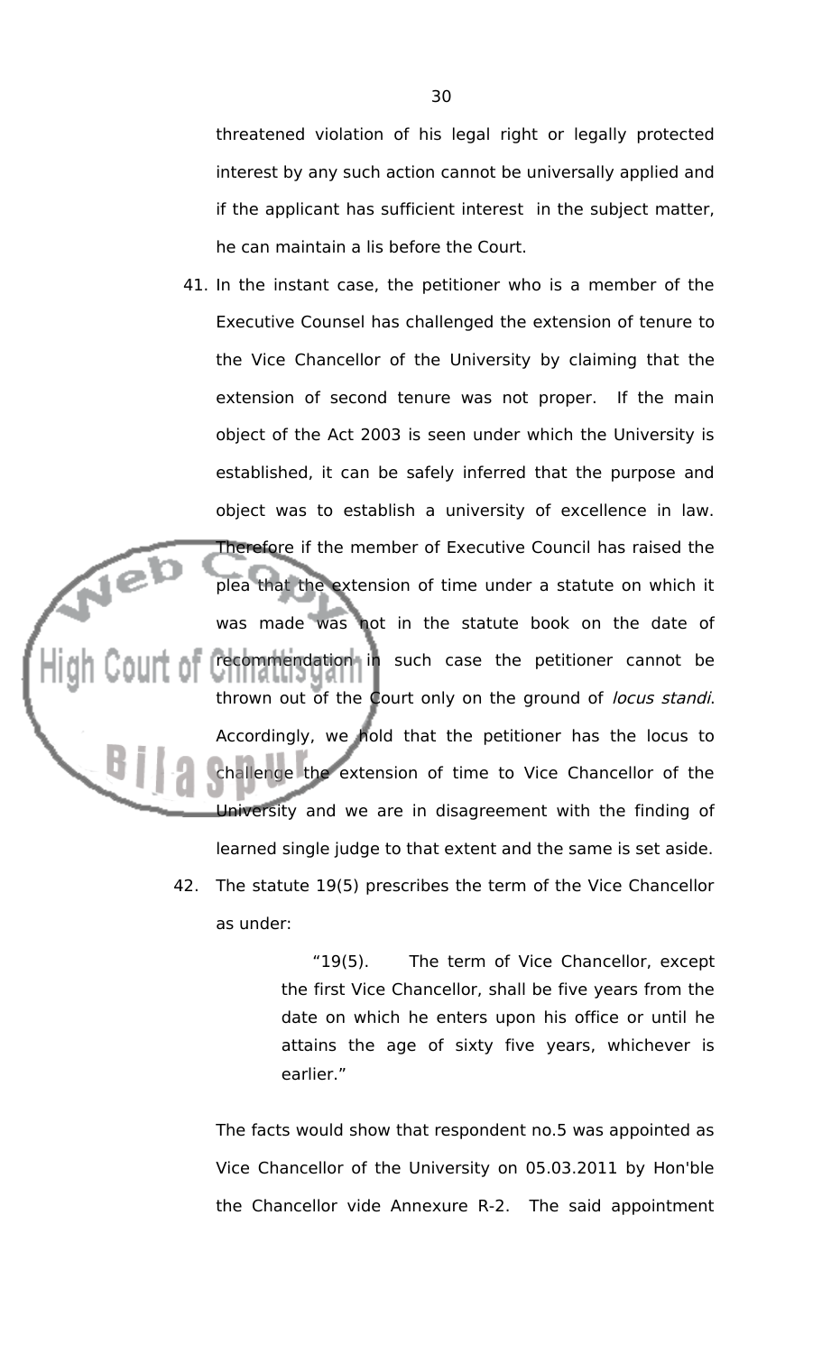threatened violation of his legal right or legally protected interest by any such action cannot be universally applied and if the applicant has sufficient interest in the subject matter, he can maintain a lis before the Court.

41. In the instant case, the petitioner who is a member of the Executive Counsel has challenged the extension of tenure to the Vice Chancellor of the University by claiming that the extension of second tenure was not proper. If the main object of the Act 2003 is seen under which the University is established, it can be safely inferred that the purpose and object was to establish a university of excellence in law. Therefore if the member of Executive Council has raised the plea that the extension of time under a statute on which it was made was not in the statute book on the date of recommendation in such case the petitioner cannot be thrown out of the Court only on the ground of *locus standi*. Accordingly, we hold that the petitioner has the locus to challenge the extension of time to Vice Chancellor of the University and we are in disagreement with the finding of learned single judge to that extent and the same is set aside.

42. The statute 19(5) prescribes the term of the Vice Chancellor as under:

> "19(5). The term of Vice Chancellor, except the first Vice Chancellor, shall be five years from the date on which he enters upon his office or until he attains the age of sixty five years, whichever is earlier."

The facts would show that respondent no.5 was appointed as Vice Chancellor of the University on 05.03.2011 by Hon'ble the Chancellor vide Annexure R-2. The said appointment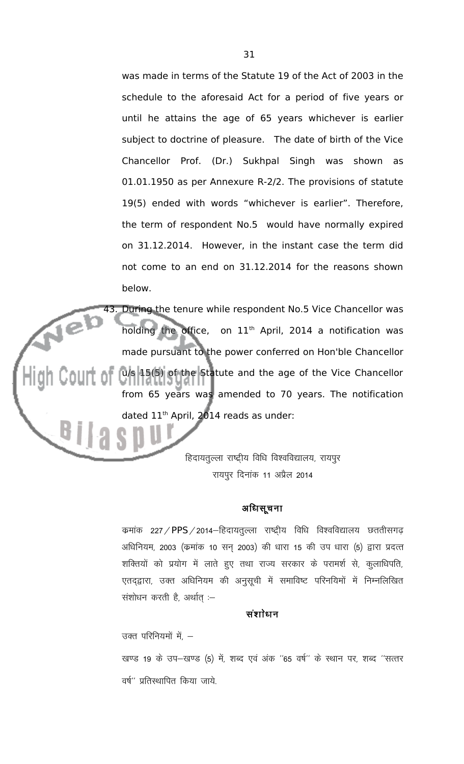was made in terms of the Statute 19 of the Act of 2003 in the schedule to the aforesaid Act for a period of five years or until he attains the age of 65 years whichever is earlier subject to doctrine of pleasure. The date of birth of the Vice Chancellor Prof. (Dr.) Sukhpal Singh was shown as 01.01.1950 as per Annexure R-2/2. The provisions of statute 19(5) ended with words "whichever is earlier". Therefore, the term of respondent No.5 would have normally expired on 31.12.2014. However, in the instant case the term did not come to an end on 31.12.2014 for the reasons shown below.

43. During the tenure while respondent No.5 Vice Chancellor was holding the office, on 11th April, 2014 a notification was made pursuant to the power conferred on Hon'ble Chancellor u/s 15(5) of the Statute and the age of the Vice Chancellor from 65 years was amended to 70 years. The notification dated 11th April, 2014 reads as under:

हिदायतुल्ला राष्ट्रीय विधि विश्वविद्यालय, रायपुर
रायपुर दिनांक 11 अप्रैल 2014

**अधिसूचना**

कमांक 227/PPS/2014–हिदायतुल्ला राष्ट्रीय विधि विश्वविद्यालय छततीसगढ़ अधिनियम, 2003 (कमांक 10 सन् 2003) की धारा 15 की उप धारा (5) द्वारा प्रदत्त शक्तियों को प्रयोग में लाते हुए तथा राज्य सरकार के परामर्श से, कुलाधिपति, एतद्द्वारा, उक्त अधिनियम की अनुसूची में समाविष्ट परिनियमों में निम्नलिखित संशोधन करती है, अर्थात् :–

**संशोधन**

उक्त परिनियमों में, –

खण्ड 19 के उप–खण्ड (5) में, शब्द एवं अंक ''65 वर्ष'' के स्थान पर, शब्द ''सत्तर वर्ष'' प्रतिस्थापित किया जाये.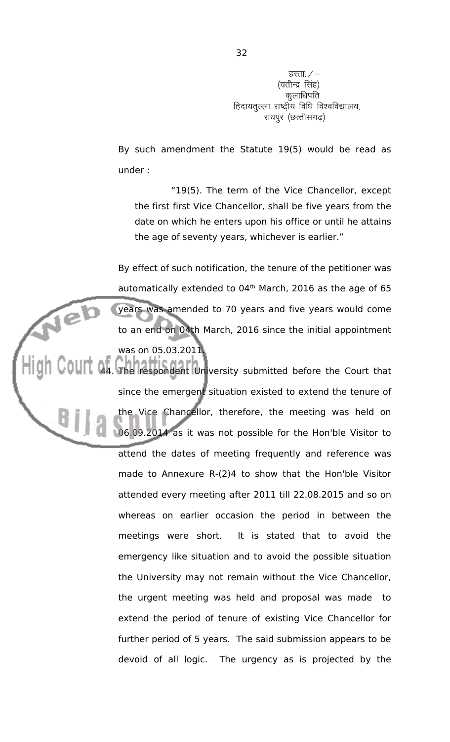हस्ता./–
(यतीन्द्र सिंह)
कुलाधिपति
हिदायतुल्ला राष्ट्रीय विधि विश्वविद्यालय,
रायपुर (छत्तीसगढ़)

By such amendment the Statute 19(5) would be read as under :

> "19(5). The term of the Vice Chancellor, except the first first Vice Chancellor, shall be five years from the date on which he enters upon his office or until he attains the age of seventy years, whichever is earlier."

By effect of such notification, the tenure of the petitioner was automatically extended to 04th March, 2016 as the age of 65 years was amended to 70 years and five years would come to an end on 04th March, 2016 since the initial appointment was on 05.03.2011.

44. The respondent University submitted before the Court that since the emergent situation existed to extend the tenure of the Vice Chancellor, therefore, the meeting was held on 06.09.2014 as it was not possible for the Hon'ble Visitor to attend the dates of meeting frequently and reference was made to Annexure R-(2)4 to show that the Hon'ble Visitor attended every meeting after 2011 till 22.08.2015 and so on whereas on earlier occasion the period in between the meetings were short. It is stated that to avoid the emergency like situation and to avoid the possible situation the University may not remain without the Vice Chancellor, the urgent meeting was held and proposal was made to extend the period of tenure of existing Vice Chancellor for further period of 5 years. The said submission appears to be devoid of all logic. The urgency as is projected by the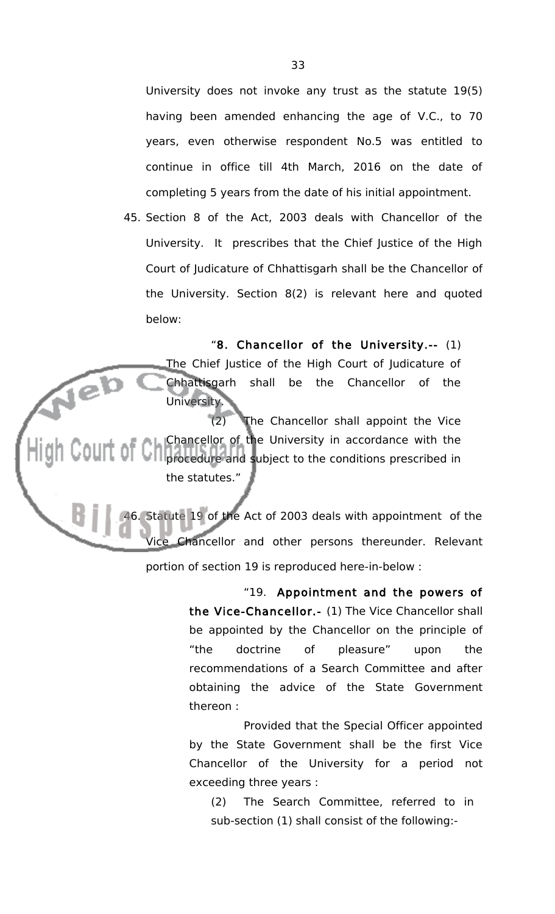University does not invoke any trust as the statute 19(5) having been amended enhancing the age of V.C., to 70 years, even otherwise respondent No.5 was entitled to continue in office till 4th March, 2016 on the date of completing 5 years from the date of his initial appointment.

45. Section 8 of the Act, 2003 deals with Chancellor of the University. It prescribes that the Chief Justice of the High Court of Judicature of Chhattisgarh shall be the Chancellor of the University. Section 8(2) is relevant here and quoted below:

> "**8. Chancellor of the University.--** (1) The Chief Justice of the High Court of Judicature of Chhattisgarh shall be the Chancellor of the University.
>
> (2) The Chancellor shall appoint the Vice Chancellor of the University in accordance with the procedure and subject to the conditions prescribed in the statutes."

46. Statute 19 of the Act of 2003 deals with appointment of the Vice Chancellor and other persons thereunder. Relevant portion of section 19 is reproduced here-in-below :

> "19. **Appointment and the powers of the Vice-Chancellor.-** (1) The Vice Chancellor shall be appointed by the Chancellor on the principle of "the doctrine of pleasure" upon the recommendations of a Search Committee and after obtaining the advice of the State Government thereon :
>
> Provided that the Special Officer appointed by the State Government shall be the first Vice Chancellor of the University for a period not exceeding three years :
>
> (2) The Search Committee, referred to in sub-section (1) shall consist of the following:-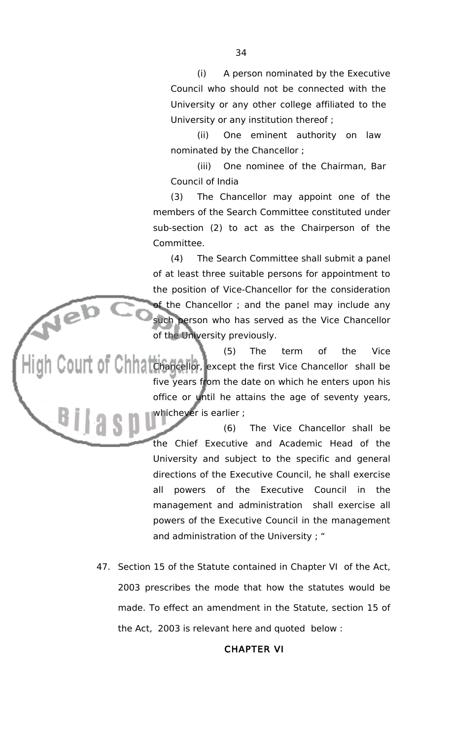(i) A person nominated by the Executive Council who should not be connected with the University or any other college affiliated to the University or any institution thereof ;

(ii) One eminent authority on law nominated by the Chancellor ;

(iii) One nominee of the Chairman, Bar Council of India

(3) The Chancellor may appoint one of the members of the Search Committee constituted under sub-section (2) to act as the Chairperson of the Committee.

(4) The Search Committee shall submit a panel of at least three suitable persons for appointment to the position of Vice-Chancellor for the consideration of the Chancellor ; and the panel may include any such person who has served as the Vice Chancellor of the University previously.

(5) The term of the Vice Chancellor, except the first Vice Chancellor shall be five years from the date on which he enters upon his office or until he attains the age of seventy years, whichever is earlier ;

(6) The Vice Chancellor shall be the Chief Executive and Academic Head of the University and subject to the specific and general directions of the Executive Council, he shall exercise all powers of the Executive Council in the management and administration shall exercise all powers of the Executive Council in the management and administration of the University ; "

47. Section 15 of the Statute contained in Chapter VI of the Act, 2003 prescribes the mode that how the statutes would be made. To effect an amendment in the Statute, section 15 of the Act, 2003 is relevant here and quoted below :

**CHAPTER VI**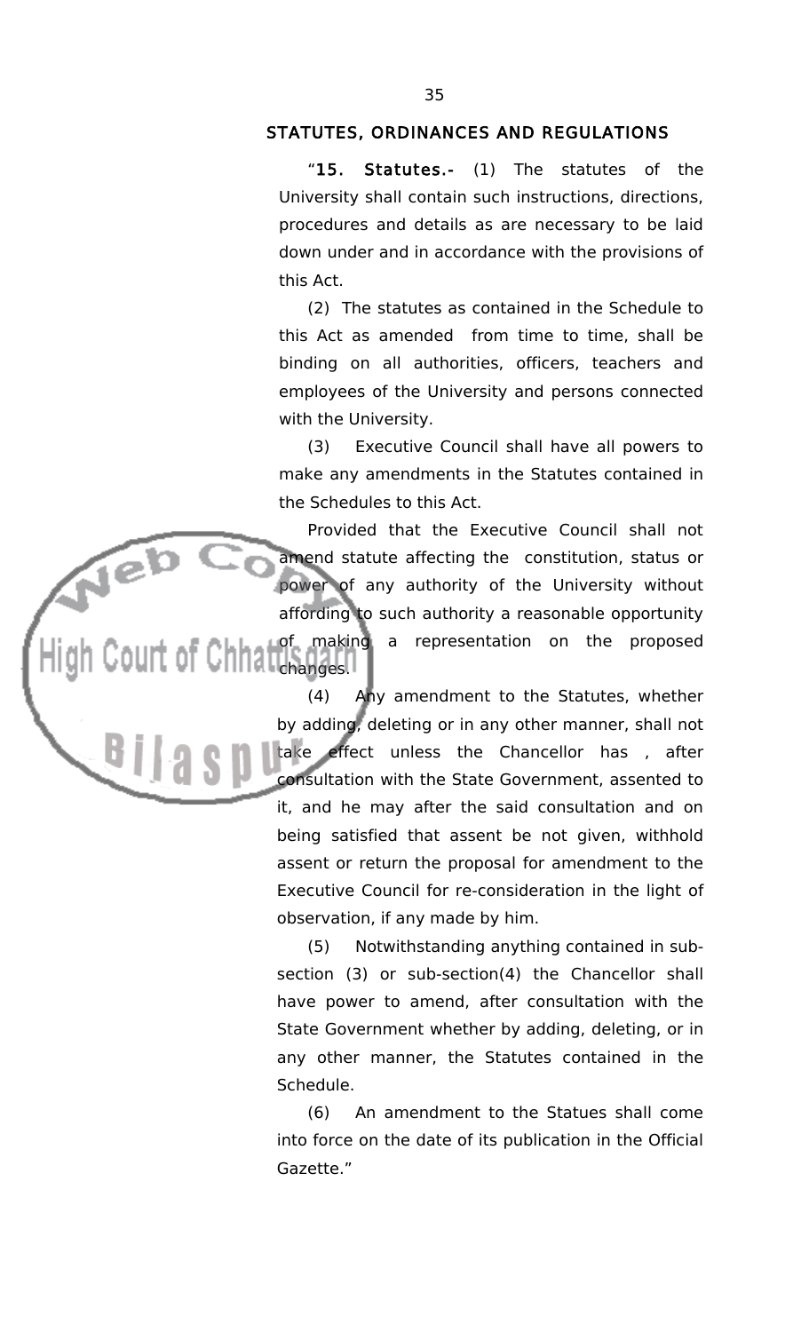## STATUTES, ORDINANCES AND REGULATIONS

"**15. Statutes.-** (1) The statutes of the University shall contain such instructions, directions, procedures and details as are necessary to be laid down under and in accordance with the provisions of this Act.

(2) The statutes as contained in the Schedule to this Act as amended from time to time, shall be binding on all authorities, officers, teachers and employees of the University and persons connected with the University.

(3) Executive Council shall have all powers to make any amendments in the Statutes contained in the Schedules to this Act.

Provided that the Executive Council shall not amend statute affecting the constitution, status or power of any authority of the University without affording to such authority a reasonable opportunity of making a representation on the proposed changes.

(4) Any amendment to the Statutes, whether by adding, deleting or in any other manner, shall not take effect unless the Chancellor has , after consultation with the State Government, assented to it, and he may after the said consultation and on being satisfied that assent be not given, withhold assent or return the proposal for amendment to the Executive Council for re-consideration in the light of observation, if any made by him.

(5) Notwithstanding anything contained in sub-section (3) or sub-section(4) the Chancellor shall have power to amend, after consultation with the State Government whether by adding, deleting, or in any other manner, the Statutes contained in the Schedule.

(6) An amendment to the Statues shall come into force on the date of its publication in the Official Gazette."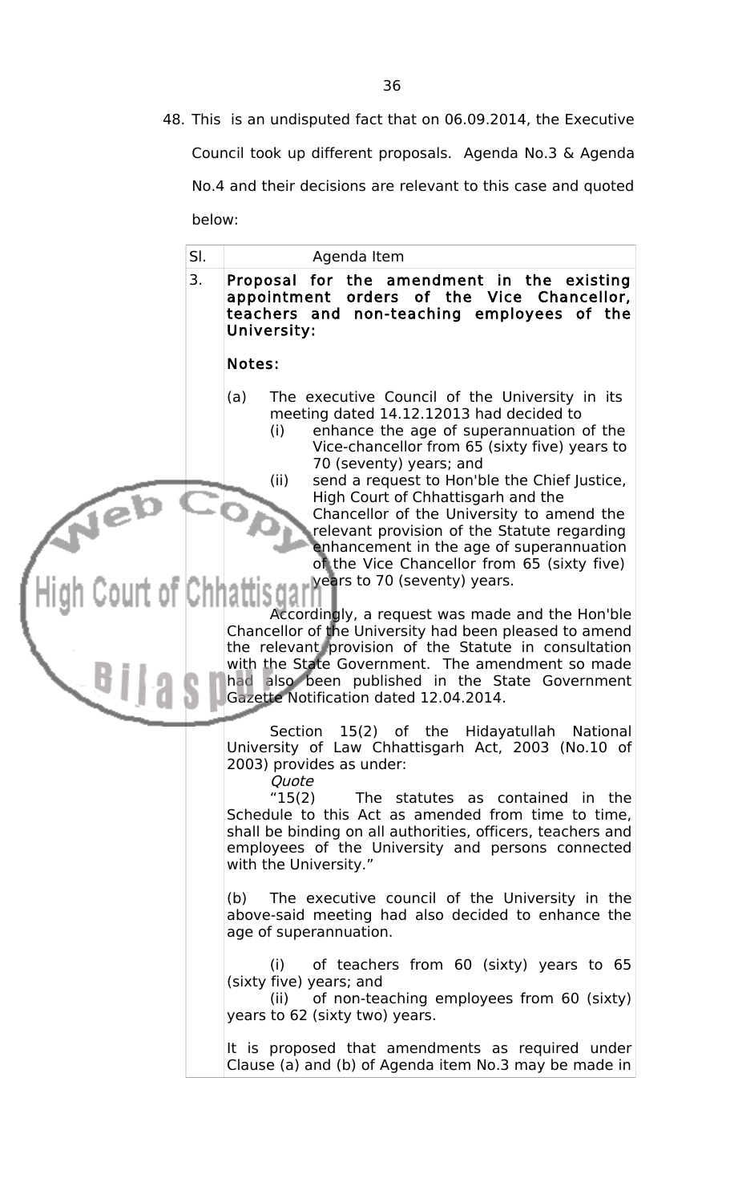48. This is an undisputed fact that on 06.09.2014, the Executive Council took up different proposals. Agenda No.3 & Agenda No.4 and their decisions are relevant to this case and quoted below:

| Sl. | Agenda Item |
|---|---|
| 3. | **Proposal for the amendment in the existing appointment orders of the Vice Chancellor, teachers and non-teaching employees of the University:**<br><br>**Notes:**<br><br>(a) The executive Council of the University in its meeting dated 14.12.12013 had decided to<br>(i) enhance the age of superannuation of the Vice-chancellor from 65 (sixty five) years to 70 (seventy) years; and<br>(ii) send a request to Hon'ble the Chief Justice, High Court of Chhattisgarh and the Chancellor of the University to amend the relevant provision of the Statute regarding enhancement in the age of superannuation of the Vice Chancellor from 65 (sixty five) years to 70 (seventy) years.<br><br>Accordingly, a request was made and the Hon'ble Chancellor of the University had been pleased to amend the relevant provision of the Statute in consultation with the State Government. The amendment so made had also been published in the State Government Gazette Notification dated 12.04.2014.<br><br>Section 15(2) of the Hidayatullah National University of Law Chhattisgarh Act, 2003 (No.10 of 2003) provides as under:<br>*Quote*<br>"15(2) The statutes as contained in the Schedule to this Act as amended from time to time, shall be binding on all authorities, officers, teachers and employees of the University and persons connected with the University."<br><br>(b) The executive council of the University in the above-said meeting had also decided to enhance the age of superannuation.<br><br>(i) of teachers from 60 (sixty) years to 65 (sixty five) years; and<br>(ii) of non-teaching employees from 60 (sixty) years to 62 (sixty two) years.<br><br>It is proposed that amendments as required under Clause (a) and (b) of Agenda item No.3 may be made in |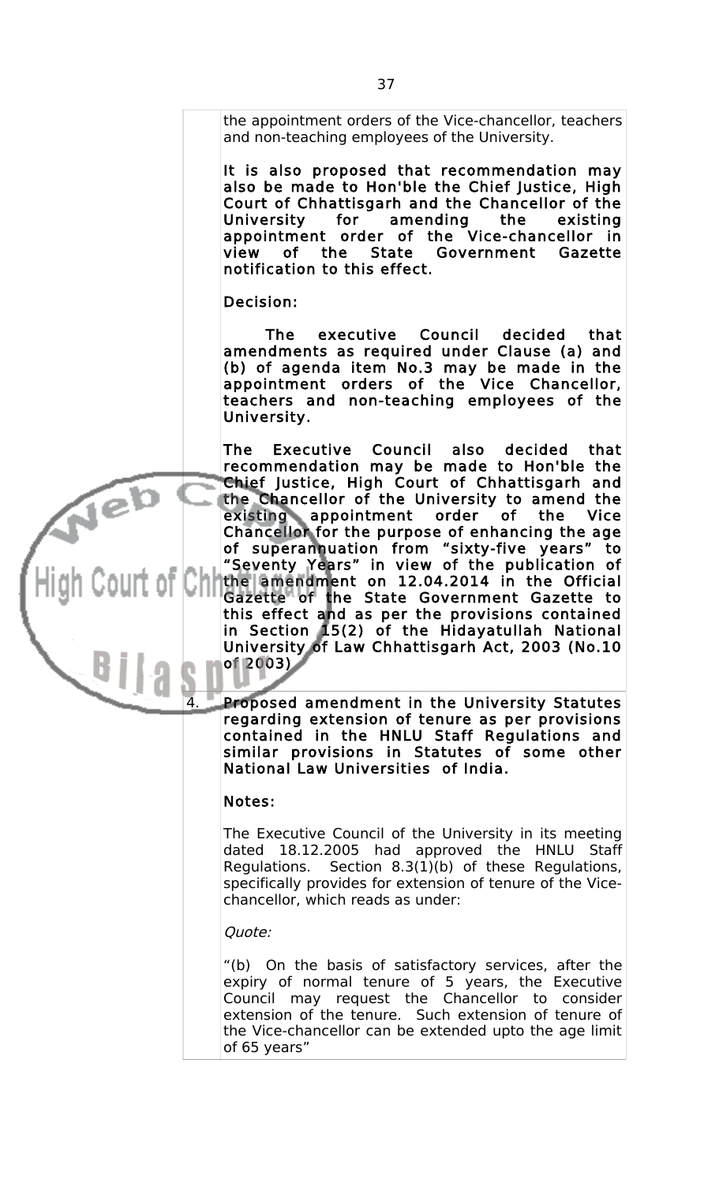the appointment orders of the Vice-chancellor, teachers and non-teaching employees of the University.

**It is also proposed that recommendation may also be made to Hon'ble the Chief Justice, High Court of Chhattisgarh and the Chancellor of the University for amending the existing appointment order of the Vice-chancellor in view of the State Government Gazette notification to this effect.**

**Decision:**

**The executive Council decided that amendments as required under Clause (a) and (b) of agenda item No.3 may be made in the appointment orders of the Vice Chancellor, teachers and non-teaching employees of the University.**

**The Executive Council also decided that recommendation may be made to Hon'ble the Chief Justice, High Court of Chhattisgarh and the Chancellor of the University to amend the existing appointment order of the Vice Chancellor for the purpose of enhancing the age of superannuation from "sixty-five years" to "Seventy Years" in view of the publication of the amendment on 12.04.2014 in the Official Gazette of the State Government Gazette to this effect and as per the provisions contained in Section 15(2) of the Hidayatullah National University of Law Chhattisgarh Act, 2003 (No.10 of 2003)**

4. **Proposed amendment in the University Statutes regarding extension of tenure as per provisions contained in the HNLU Staff Regulations and similar provisions in Statutes of some other National Law Universities of India.**

**Notes:**

The Executive Council of the University in its meeting dated 18.12.2005 had approved the HNLU Staff Regulations. Section 8.3(1)(b) of these Regulations, specifically provides for extension of tenure of the Vice-chancellor, which reads as under:

*Quote:*

"(b) On the basis of satisfactory services, after the expiry of normal tenure of 5 years, the Executive Council may request the Chancellor to consider extension of the tenure. Such extension of tenure of the Vice-chancellor can be extended upto the age limit of 65 years"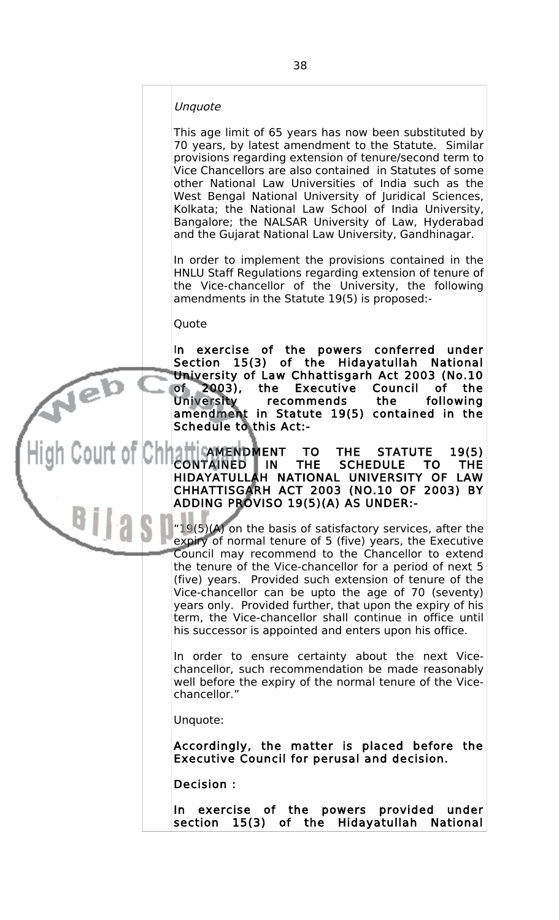*Unquote*

This age limit of 65 years has now been substituted by 70 years, by latest amendment to the Statute. Similar provisions regarding extension of tenure/second term to Vice Chancellors are also contained in Statutes of some other National Law Universities of India such as the West Bengal National University of Juridical Sciences, Kolkata; the National Law School of India University, Bangalore; the NALSAR University of Law, Hyderabad and the Gujarat National Law University, Gandhinagar.

In order to implement the provisions contained in the HNLU Staff Regulations regarding extension of tenure of the Vice-chancellor of the University, the following amendments in the Statute 19(5) is proposed:-

Quote

**In exercise of the powers conferred under Section 15(3) of the Hidayatullah National University of Law Chhattisgarh Act 2003 (No.10 of 2003), the Executive Council of the University recommends the following amendment in Statute 19(5) contained in the Schedule to this Act:-**

**AMENDMENT TO THE STATUTE 19(5) CONTAINED IN THE SCHEDULE TO THE HIDAYATULLAH NATIONAL UNIVERSITY OF LAW CHHATTISGARH ACT 2003 (NO.10 OF 2003) BY ADDING PROVISO 19(5)(A) AS UNDER:-**

"19(5)(A) on the basis of satisfactory services, after the expiry of normal tenure of 5 (five) years, the Executive Council may recommend to the Chancellor to extend the tenure of the Vice-chancellor for a period of next 5 (five) years. Provided such extension of tenure of the Vice-chancellor can be upto the age of 70 (seventy) years only. Provided further, that upon the expiry of his term, the Vice-chancellor shall continue in office until his successor is appointed and enters upon his office.

In order to ensure certainty about the next Vice-chancellor, such recommendation be made reasonably well before the expiry of the normal tenure of the Vice-chancellor."

Unquote:

**Accordingly, the matter is placed before the Executive Council for perusal and decision.**

**Decision :**

**In exercise of the powers provided under section 15(3) of the Hidayatullah National**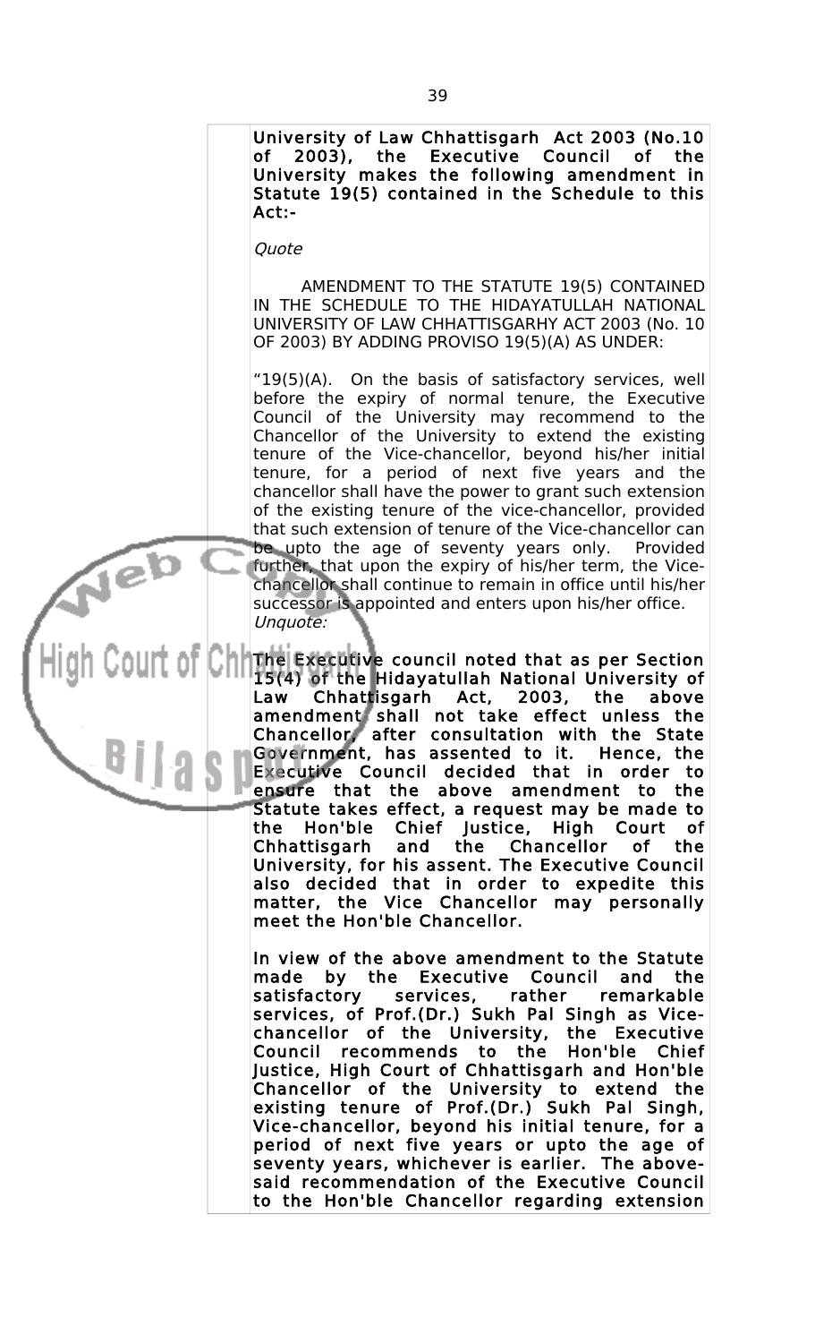**University of Law Chhattisgarh Act 2003 (No.10 of 2003), the Executive Council of the University makes the following amendment in Statute 19(5) contained in the Schedule to this Act:-**

*Quote*

AMENDMENT TO THE STATUTE 19(5) CONTAINED IN THE SCHEDULE TO THE HIDAYATULLAH NATIONAL UNIVERSITY OF LAW CHHATTISGARHY ACT 2003 (No. 10 OF 2003) BY ADDING PROVISO 19(5)(A) AS UNDER:

"19(5)(A). On the basis of satisfactory services, well before the expiry of normal tenure, the Executive Council of the University may recommend to the Chancellor of the University to extend the existing tenure of the Vice-chancellor, beyond his/her initial tenure, for a period of next five years and the chancellor shall have the power to grant such extension of the existing tenure of the vice-chancellor, provided that such extension of tenure of the Vice-chancellor can be upto the age of seventy years only. Provided further, that upon the expiry of his/her term, the Vice-chancellor shall continue to remain in office until his/her successor is appointed and enters upon his/her office.

*Unquote:*

**The Executive council noted that as per Section 15(4) of the Hidayatullah National University of Law Chhattisgarh Act, 2003, the above amendment shall not take effect unless the Chancellor, after consultation with the State Government, has assented to it. Hence, the Executive Council decided that in order to ensure that the above amendment to the Statute takes effect, a request may be made to the Hon'ble Chief Justice, High Court of Chhattisgarh and the Chancellor of the University, for his assent. The Executive Council also decided that in order to expedite this matter, the Vice Chancellor may personally meet the Hon'ble Chancellor.**

**In view of the above amendment to the Statute made by the Executive Council and the satisfactory services, rather remarkable services, of Prof.(Dr.) Sukh Pal Singh as Vice-chancellor of the University, the Executive Council recommends to the Hon'ble Chief Justice, High Court of Chhattisgarh and Hon'ble Chancellor of the University to extend the existing tenure of Prof.(Dr.) Sukh Pal Singh, Vice-chancellor, beyond his initial tenure, for a period of next five years or upto the age of seventy years, whichever is earlier. The above-said recommendation of the Executive Council to the Hon'ble Chancellor regarding extension**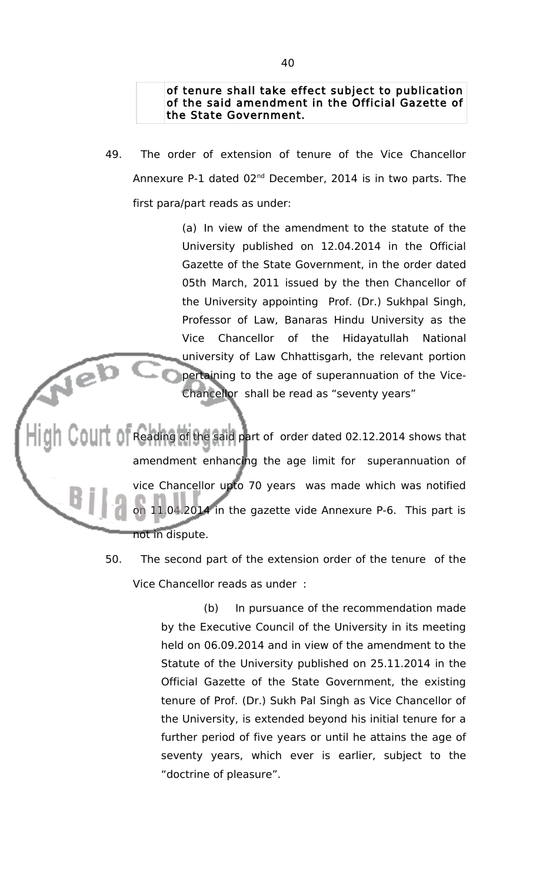| | of tenure shall take effect subject to publication of the said amendment in the Official Gazette of the State Government. |
|---|---|

49. The order of extension of tenure of the Vice Chancellor Annexure P-1 dated 02nd December, 2014 is in two parts. The first para/part reads as under:

> (a) In view of the amendment to the statute of the University published on 12.04.2014 in the Official Gazette of the State Government, in the order dated 05th March, 2011 issued by the then Chancellor of the University appointing Prof. (Dr.) Sukhpal Singh, Professor of Law, Banaras Hindu University as the Vice Chancellor of the Hidayatullah National university of Law Chhattisgarh, the relevant portion pertaining to the age of superannuation of the Vice-Chancellor shall be read as "seventy years"

Reading of the said part of order dated 02.12.2014 shows that amendment enhancing the age limit for superannuation of vice Chancellor upto 70 years was made which was notified on 11.04.2014 in the gazette vide Annexure P-6. This part is not in dispute.

50. The second part of the extension order of the tenure of the Vice Chancellor reads as under :

> (b) In pursuance of the recommendation made by the Executive Council of the University in its meeting held on 06.09.2014 and in view of the amendment to the Statute of the University published on 25.11.2014 in the Official Gazette of the State Government, the existing tenure of Prof. (Dr.) Sukh Pal Singh as Vice Chancellor of the University, is extended beyond his initial tenure for a further period of five years or until he attains the age of seventy years, which ever is earlier, subject to the "doctrine of pleasure".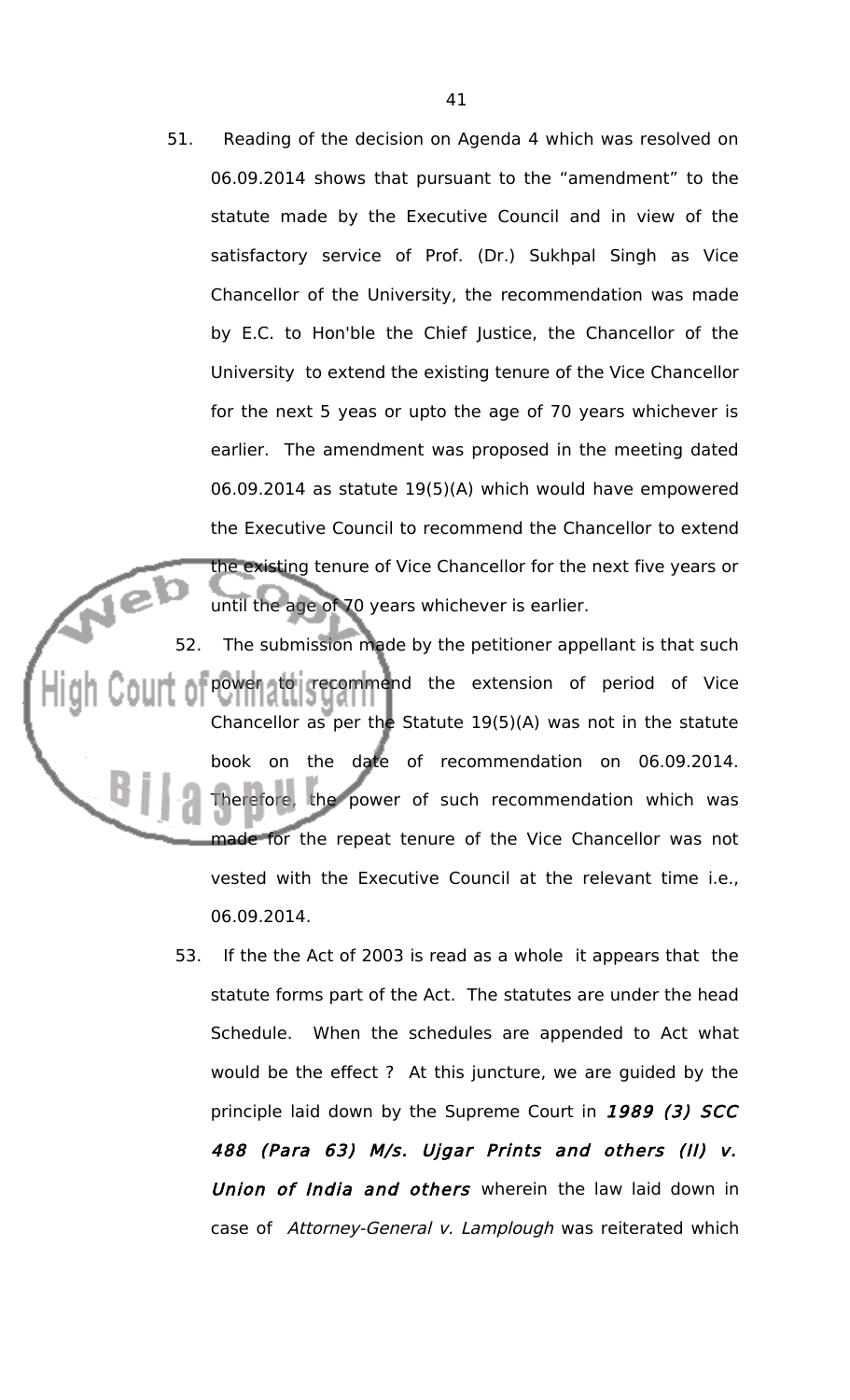51. Reading of the decision on Agenda 4 which was resolved on 06.09.2014 shows that pursuant to the "amendment" to the statute made by the Executive Council and in view of the satisfactory service of Prof. (Dr.) Sukhpal Singh as Vice Chancellor of the University, the recommendation was made by E.C. to Hon'ble the Chief Justice, the Chancellor of the University to extend the existing tenure of the Vice Chancellor for the next 5 yeas or upto the age of 70 years whichever is earlier. The amendment was proposed in the meeting dated 06.09.2014 as statute 19(5)(A) which would have empowered the Executive Council to recommend the Chancellor to extend the existing tenure of Vice Chancellor for the next five years or until the age of 70 years whichever is earlier.

52. The submission made by the petitioner appellant is that such power to recommend the extension of period of Vice Chancellor as per the Statute 19(5)(A) was not in the statute book on the date of recommendation on 06.09.2014. Therefore, the power of such recommendation which was made for the repeat tenure of the Vice Chancellor was not vested with the Executive Council at the relevant time i.e., 06.09.2014.

53. If the the Act of 2003 is read as a whole it appears that the statute forms part of the Act. The statutes are under the head Schedule. When the schedules are appended to Act what would be the effect ? At this juncture, we are guided by the principle laid down by the Supreme Court in ***1989 (3) SCC 488 (Para 63) M/s. Ujgar Prints and others (II) v. Union of India and others*** wherein the law laid down in case of *Attorney-General v. Lamplough* was reiterated which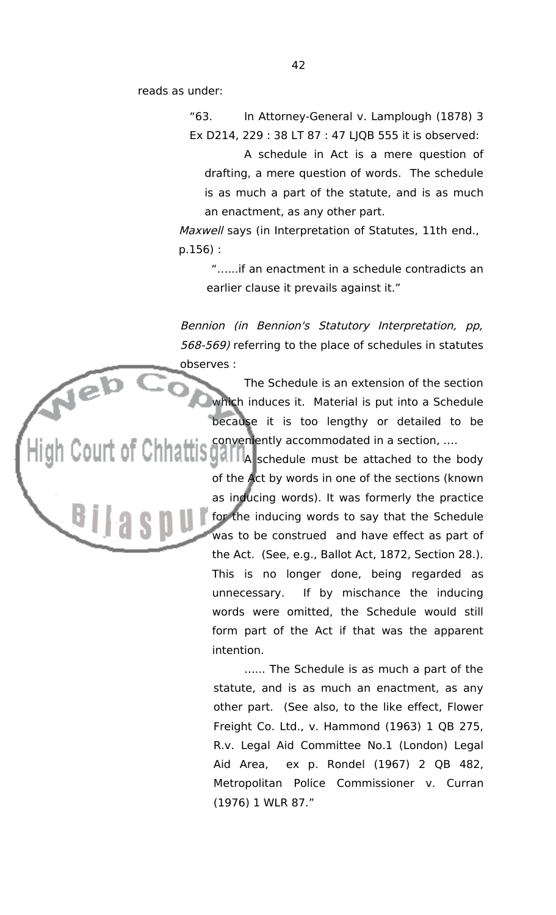reads as under:

> "63. In Attorney-General v. Lamplough (1878) 3 Ex D214, 229 : 38 LT 87 : 47 LJQB 555 it is observed:
>
> > A schedule in Act is a mere question of drafting, a mere question of words. The schedule is as much a part of the statute, and is as much an enactment, as any other part.
>
> *Maxwell* says (in Interpretation of Statutes, 11th end., p.156) :
>
> > "……if an enactment in a schedule contradicts an earlier clause it prevails against it."
>
> *Bennion (in Bennion's Statutory Interpretation, pp, 568-569)* referring to the place of schedules in statutes observes :
>
> > The Schedule is an extension of the section which induces it. Material is put into a Schedule because it is too lengthy or detailed to be conveniently accommodated in a section, ….
> >
> > A schedule must be attached to the body of the Act by words in one of the sections (known as inducing words). It was formerly the practice for the inducing words to say that the Schedule was to be construed and have effect as part of the Act. (See, e.g., Ballot Act, 1872, Section 28.). This is no longer done, being regarded as unnecessary. If by mischance the inducing words were omitted, the Schedule would still form part of the Act if that was the apparent intention.
> >
> > …… The Schedule is as much a part of the statute, and is as much an enactment, as any other part. (See also, to the like effect, Flower Freight Co. Ltd., v. Hammond (1963) 1 QB 275, R.v. Legal Aid Committee No.1 (London) Legal Aid Area, ex p. Rondel (1967) 2 QB 482, Metropolitan Police Commissioner v. Curran (1976) 1 WLR 87."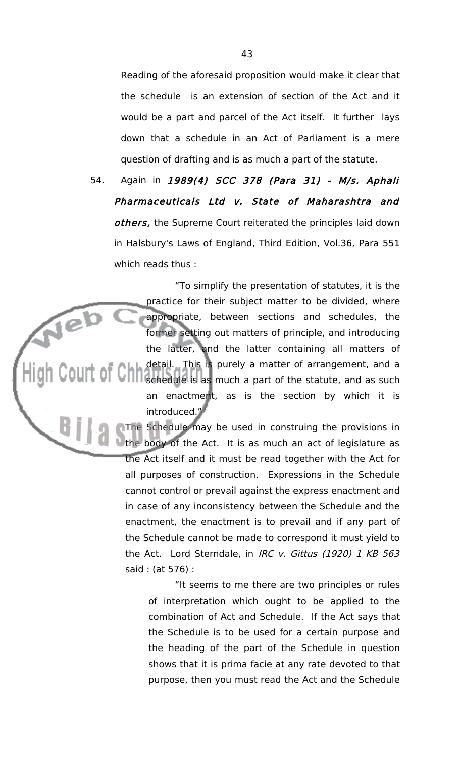Reading of the aforesaid proposition would make it clear that the schedule is an extension of section of the Act and it would be a part and parcel of the Act itself. It further lays down that a schedule in an Act of Parliament is a mere question of drafting and is as much a part of the statute.

54. Again in ***1989(4) SCC 378 (Para 31) - M/s. Aphali Pharmaceuticals Ltd v. State of Maharashtra and others,*** the Supreme Court reiterated the principles laid down in Halsbury's Laws of England, Third Edition, Vol.36, Para 551 which reads thus :

> "To simplify the presentation of statutes, it is the practice for their subject matter to be divided, where appropriate, between sections and schedules, the former setting out matters of principle, and introducing the latter, and the latter containing all matters of detail. This is purely a matter of arrangement, and a schedule is as much a part of the statute, and as such an enactment, as is the section by which it is introduced."

The Schedule may be used in construing the provisions in the body of the Act. It is as much an act of legislature as the Act itself and it must be read together with the Act for all purposes of construction. Expressions in the Schedule cannot control or prevail against the express enactment and in case of any inconsistency between the Schedule and the enactment, the enactment is to prevail and if any part of the Schedule cannot be made to correspond it must yield to the Act. Lord Sterndale, in *IRC v. Gittus (1920) 1 KB 563* said : (at 576) :

> "It seems to me there are two principles or rules of interpretation which ought to be applied to the combination of Act and Schedule. If the Act says that the Schedule is to be used for a certain purpose and the heading of the part of the Schedule in question shows that it is prima facie at any rate devoted to that purpose, then you must read the Act and the Schedule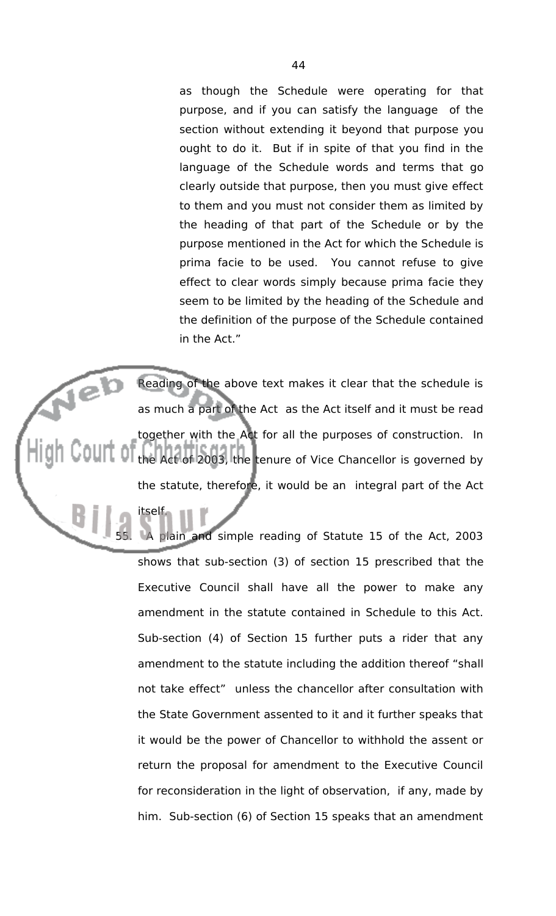> as though the Schedule were operating for that purpose, and if you can satisfy the language of the section without extending it beyond that purpose you ought to do it. But if in spite of that you find in the language of the Schedule words and terms that go clearly outside that purpose, then you must give effect to them and you must not consider them as limited by the heading of that part of the Schedule or by the purpose mentioned in the Act for which the Schedule is prima facie to be used. You cannot refuse to give effect to clear words simply because prima facie they seem to be limited by the heading of the Schedule and the definition of the purpose of the Schedule contained in the Act."

Reading of the above text makes it clear that the schedule is as much a part of the Act as the Act itself and it must be read together with the Act for all the purposes of construction. In the Act of 2003, the tenure of Vice Chancellor is governed by the statute, therefore, it would be an integral part of the Act itself.

55. A plain and simple reading of Statute 15 of the Act, 2003 shows that sub-section (3) of section 15 prescribed that the Executive Council shall have all the power to make any amendment in the statute contained in Schedule to this Act. Sub-section (4) of Section 15 further puts a rider that any amendment to the statute including the addition thereof "shall not take effect" unless the chancellor after consultation with the State Government assented to it and it further speaks that it would be the power of Chancellor to withhold the assent or return the proposal for amendment to the Executive Council for reconsideration in the light of observation, if any, made by him. Sub-section (6) of Section 15 speaks that an amendment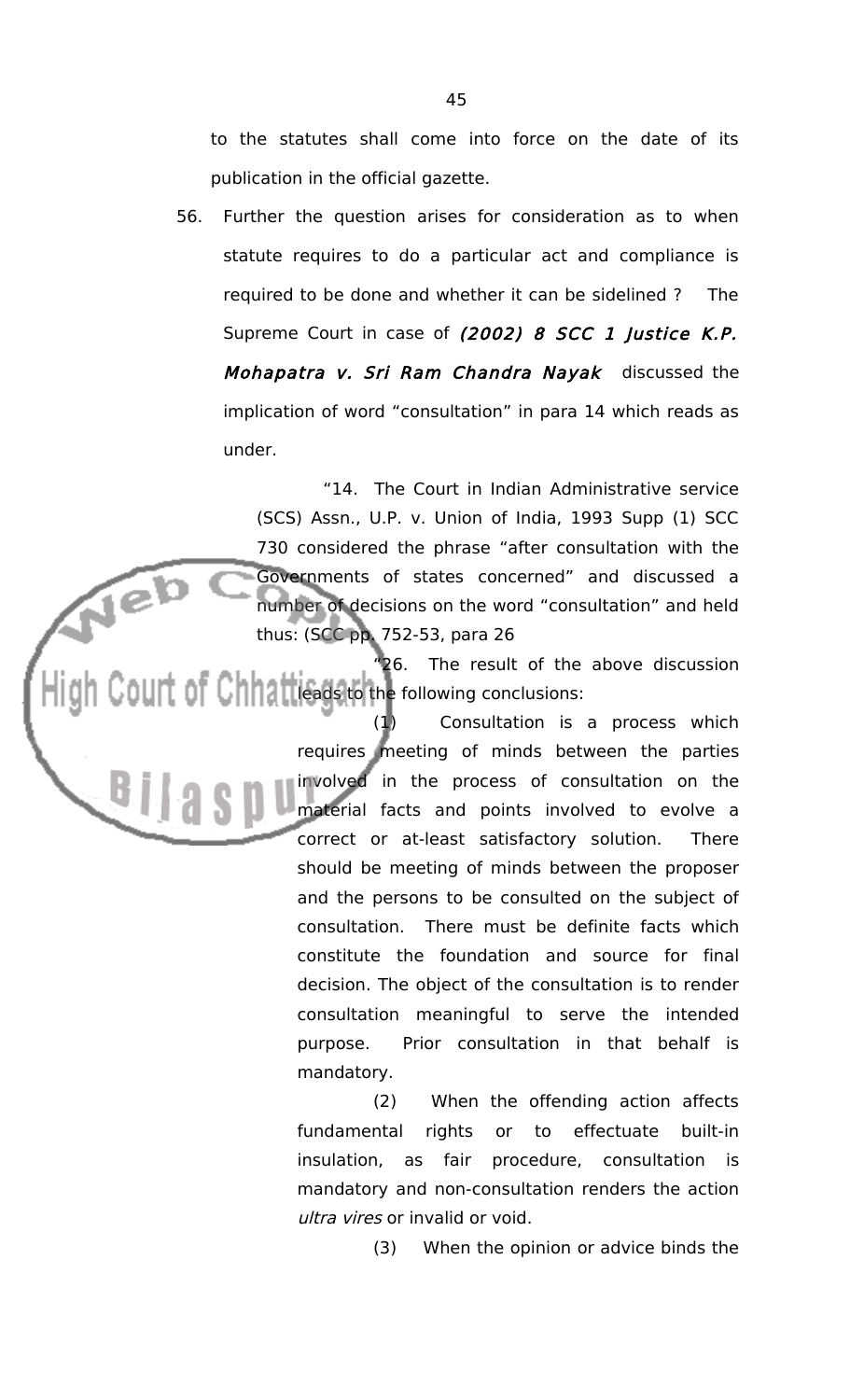to the statutes shall come into force on the date of its publication in the official gazette.

56. Further the question arises for consideration as to when statute requires to do a particular act and compliance is required to be done and whether it can be sidelined ? The Supreme Court in case of *(2002) 8 SCC 1 Justice K.P. Mohapatra v. Sri Ram Chandra Nayak* discussed the implication of word "consultation" in para 14 which reads as under.

> "14. The Court in Indian Administrative service (SCS) Assn., U.P. v. Union of India, 1993 Supp (1) SCC 730 considered the phrase "after consultation with the Governments of states concerned" and discussed a number of decisions on the word "consultation" and held thus: (SCC pp. 752-53, para 26
>
> > "26. The result of the above discussion leads to the following conclusions:
> >
> > (1) Consultation is a process which requires meeting of minds between the parties involved in the process of consultation on the material facts and points involved to evolve a correct or at-least satisfactory solution. There should be meeting of minds between the proposer and the persons to be consulted on the subject of consultation. There must be definite facts which constitute the foundation and source for final decision. The object of the consultation is to render consultation meaningful to serve the intended purpose. Prior consultation in that behalf is mandatory.
> >
> > (2) When the offending action affects fundamental rights or to effectuate built-in insulation, as fair procedure, consultation is mandatory and non-consultation renders the action *ultra vires* or invalid or void.
> >
> > (3) When the opinion or advice binds the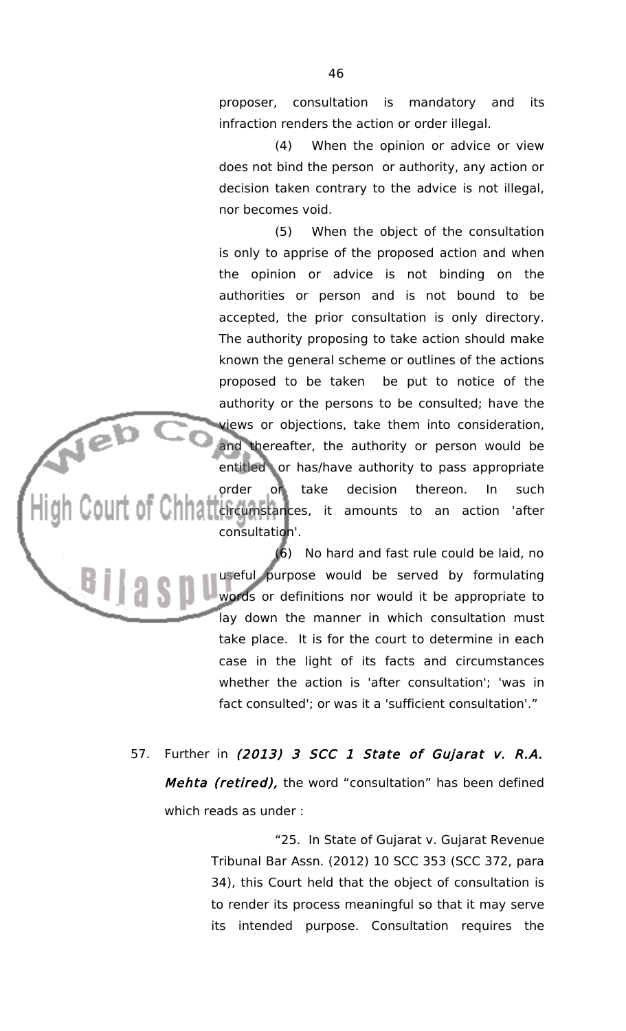proposer, consultation is mandatory and its infraction renders the action or order illegal.

(4) When the opinion or advice or view does not bind the person or authority, any action or decision taken contrary to the advice is not illegal, nor becomes void.

(5) When the object of the consultation is only to apprise of the proposed action and when the opinion or advice is not binding on the authorities or person and is not bound to be accepted, the prior consultation is only directory. The authority proposing to take action should make known the general scheme or outlines of the actions proposed to be taken be put to notice of the authority or the persons to be consulted; have the views or objections, take them into consideration, and thereafter, the authority or person would be entitled or has/have authority to pass appropriate order or take decision thereon. In such circumstances, it amounts to an action 'after consultation'.

(6) No hard and fast rule could be laid, no useful purpose would be served by formulating words or definitions nor would it be appropriate to lay down the manner in which consultation must take place. It is for the court to determine in each case in the light of its facts and circumstances whether the action is 'after consultation'; 'was in fact consulted'; or was it a 'sufficient consultation'."

57. Further in ***(2013) 3 SCC 1 State of Gujarat v. R.A. Mehta (retired),*** the word "consultation" has been defined which reads as under :

> "25. In State of Gujarat v. Gujarat Revenue Tribunal Bar Assn. (2012) 10 SCC 353 (SCC 372, para 34), this Court held that the object of consultation is to render its process meaningful so that it may serve its intended purpose. Consultation requires the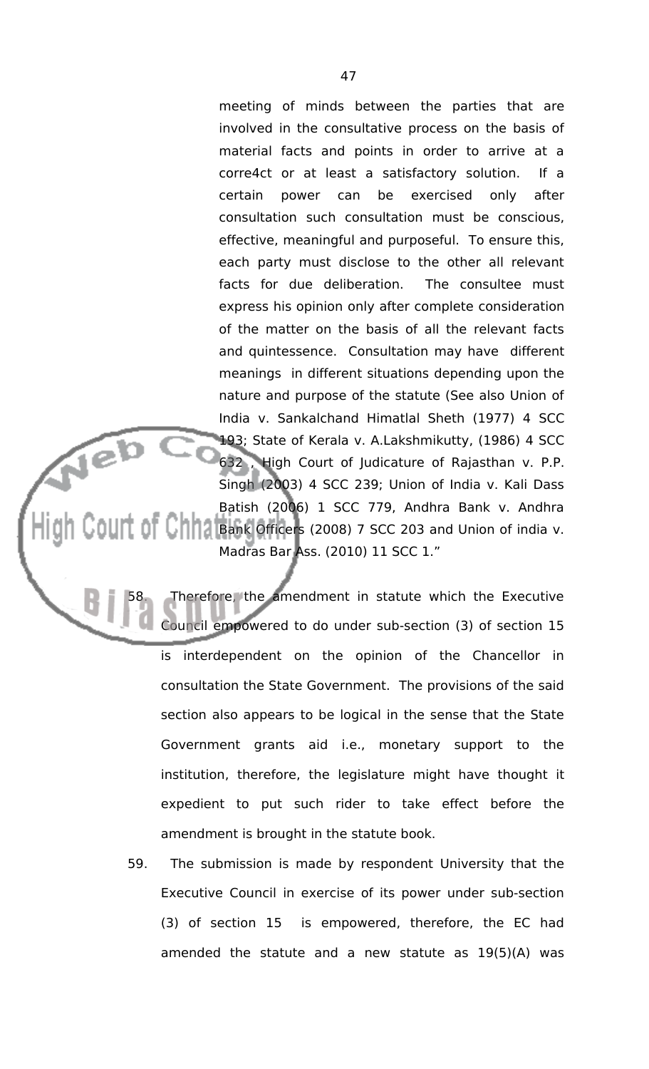> meeting of minds between the parties that are involved in the consultative process on the basis of material facts and points in order to arrive at a corre4ct or at least a satisfactory solution. If a certain power can be exercised only after consultation such consultation must be conscious, effective, meaningful and purposeful. To ensure this, each party must disclose to the other all relevant facts for due deliberation. The consultee must express his opinion only after complete consideration of the matter on the basis of all the relevant facts and quintessence. Consultation may have different meanings in different situations depending upon the nature and purpose of the statute (See also Union of India v. Sankalchand Himatlal Sheth (1977) 4 SCC 193; State of Kerala v. A.Lakshmikutty, (1986) 4 SCC 632 , High Court of Judicature of Rajasthan v. P.P. Singh (2003) 4 SCC 239; Union of India v. Kali Dass Batish (2006) 1 SCC 779, Andhra Bank v. Andhra Bank Officers (2008) 7 SCC 203 and Union of india v. Madras Bar Ass. (2010) 11 SCC 1."

58. Therefore, the amendment in statute which the Executive Council empowered to do under sub-section (3) of section 15 is interdependent on the opinion of the Chancellor in consultation the State Government. The provisions of the said section also appears to be logical in the sense that the State Government grants aid i.e., monetary support to the institution, therefore, the legislature might have thought it expedient to put such rider to take effect before the amendment is brought in the statute book.

59. The submission is made by respondent University that the Executive Council in exercise of its power under sub-section (3) of section 15 is empowered, therefore, the EC had amended the statute and a new statute as 19(5)(A) was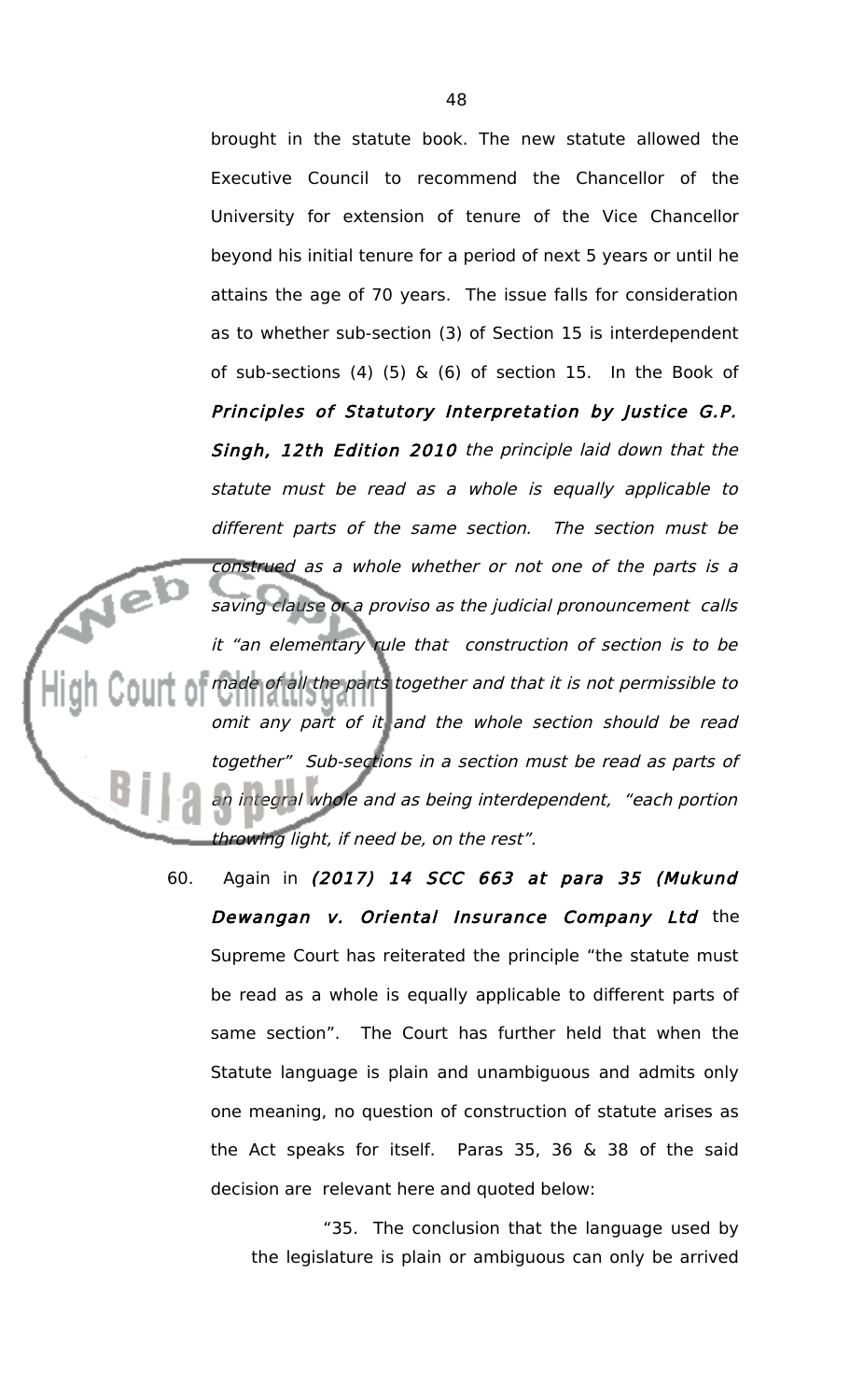brought in the statute book. The new statute allowed the Executive Council to recommend the Chancellor of the University for extension of tenure of the Vice Chancellor beyond his initial tenure for a period of next 5 years or until he attains the age of 70 years. The issue falls for consideration as to whether sub-section (3) of Section 15 is interdependent of sub-sections (4) (5) & (6) of section 15. In the Book of ***Principles of Statutory Interpretation by Justice G.P. Singh, 12th Edition 2010*** *the principle laid down that the statute must be read as a whole is equally applicable to different parts of the same section. The section must be construed as a whole whether or not one of the parts is a saving clause or a proviso as the judicial pronouncement calls it "an elementary rule that construction of section is to be made of all the parts together and that it is not permissible to omit any part of it and the whole section should be read together" Sub-sections in a section must be read as parts of an integral whole and as being interdependent, "each portion throwing light, if need be, on the rest".*

60. Again in ***(2017) 14 SCC 663 at para 35 (Mukund Dewangan v. Oriental Insurance Company Ltd*** the Supreme Court has reiterated the principle "the statute must be read as a whole is equally applicable to different parts of same section". The Court has further held that when the Statute language is plain and unambiguous and admits only one meaning, no question of construction of statute arises as the Act speaks for itself. Paras 35, 36 & 38 of the said decision are relevant here and quoted below:

> "35. The conclusion that the language used by the legislature is plain or ambiguous can only be arrived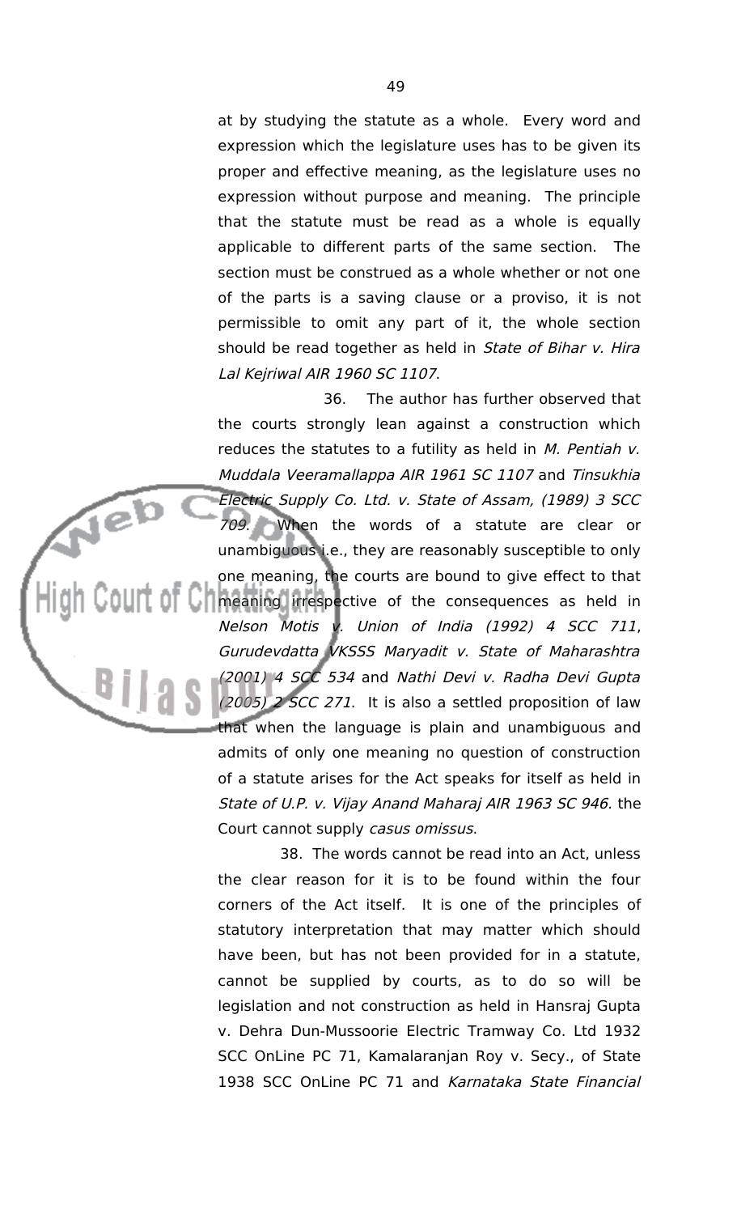at by studying the statute as a whole. Every word and expression which the legislature uses has to be given its proper and effective meaning, as the legislature uses no expression without purpose and meaning. The principle that the statute must be read as a whole is equally applicable to different parts of the same section. The section must be construed as a whole whether or not one of the parts is a saving clause or a proviso, it is not permissible to omit any part of it, the whole section should be read together as held in *State of Bihar v. Hira Lal Kejriwal AIR 1960 SC 1107*.

36. The author has further observed that the courts strongly lean against a construction which reduces the statutes to a futility as held in *M. Pentiah v. Muddala Veeramallappa AIR 1961 SC 1107* and *Tinsukhia Electric Supply Co. Ltd. v. State of Assam, (1989) 3 SCC 709*. When the words of a statute are clear or unambiguous i.e., they are reasonably susceptible to only one meaning, the courts are bound to give effect to that meaning irrespective of the consequences as held in *Nelson Motis v. Union of India (1992) 4 SCC 711*, *Gurudevdatta VKSSS Maryadit v. State of Maharashtra (2001) 4 SCC 534* and *Nathi Devi v. Radha Devi Gupta (2005) 2 SCC 271*. It is also a settled proposition of law that when the language is plain and unambiguous and admits of only one meaning no question of construction of a statute arises for the Act speaks for itself as held in *State of U.P. v. Vijay Anand Maharaj AIR 1963 SC 946.* the Court cannot supply *casus omissus*.

38. The words cannot be read into an Act, unless the clear reason for it is to be found within the four corners of the Act itself. It is one of the principles of statutory interpretation that may matter which should have been, but has not been provided for in a statute, cannot be supplied by courts, as to do so will be legislation and not construction as held in Hansraj Gupta v. Dehra Dun-Mussoorie Electric Tramway Co. Ltd 1932 SCC OnLine PC 71, Kamalaranjan Roy v. Secy., of State 1938 SCC OnLine PC 71 and *Karnataka State Financial*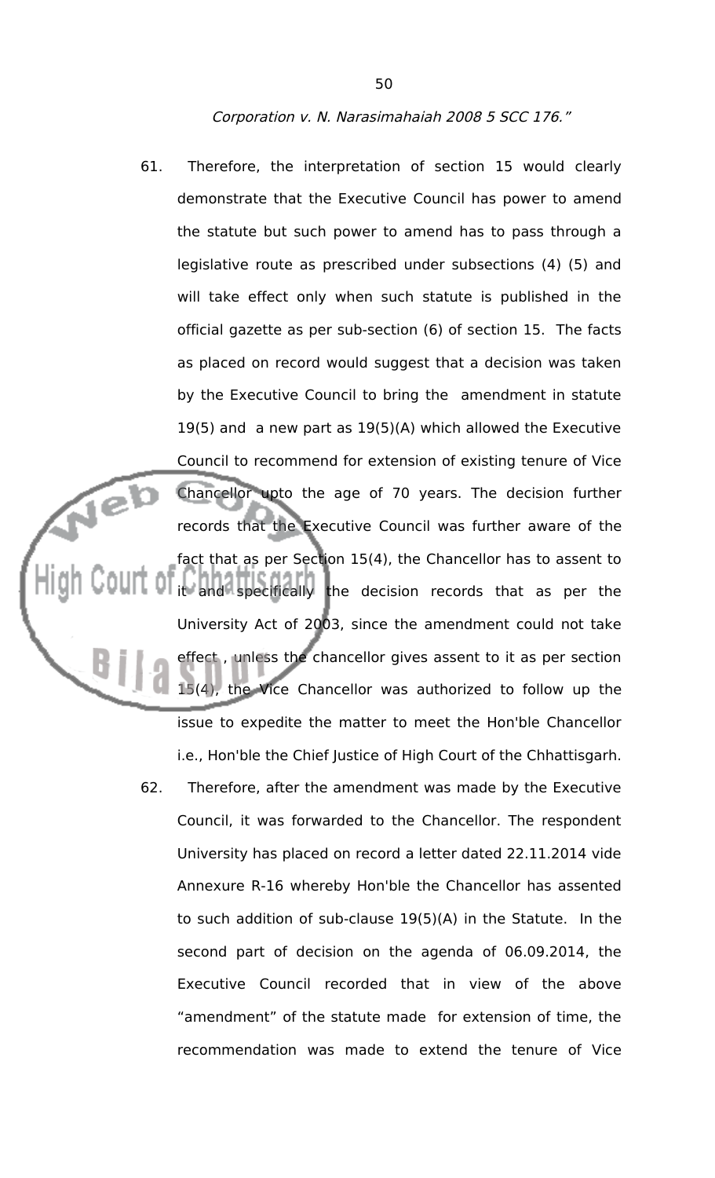*Corporation v. N. Narasimahaiah 2008 5 SCC 176."*

61. Therefore, the interpretation of section 15 would clearly demonstrate that the Executive Council has power to amend the statute but such power to amend has to pass through a legislative route as prescribed under subsections (4) (5) and will take effect only when such statute is published in the official gazette as per sub-section (6) of section 15. The facts as placed on record would suggest that a decision was taken by the Executive Council to bring the amendment in statute 19(5) and a new part as 19(5)(A) which allowed the Executive Council to recommend for extension of existing tenure of Vice Chancellor upto the age of 70 years. The decision further records that the Executive Council was further aware of the fact that as per Section 15(4), the Chancellor has to assent to it and specifically the decision records that as per the University Act of 2003, since the amendment could not take effect , unless the chancellor gives assent to it as per section 15(4), the Vice Chancellor was authorized to follow up the issue to expedite the matter to meet the Hon'ble Chancellor i.e., Hon'ble the Chief Justice of High Court of the Chhattisgarh.

62. Therefore, after the amendment was made by the Executive Council, it was forwarded to the Chancellor. The respondent University has placed on record a letter dated 22.11.2014 vide Annexure R-16 whereby Hon'ble the Chancellor has assented to such addition of sub-clause 19(5)(A) in the Statute. In the second part of decision on the agenda of 06.09.2014, the Executive Council recorded that in view of the above "amendment" of the statute made for extension of time, the recommendation was made to extend the tenure of Vice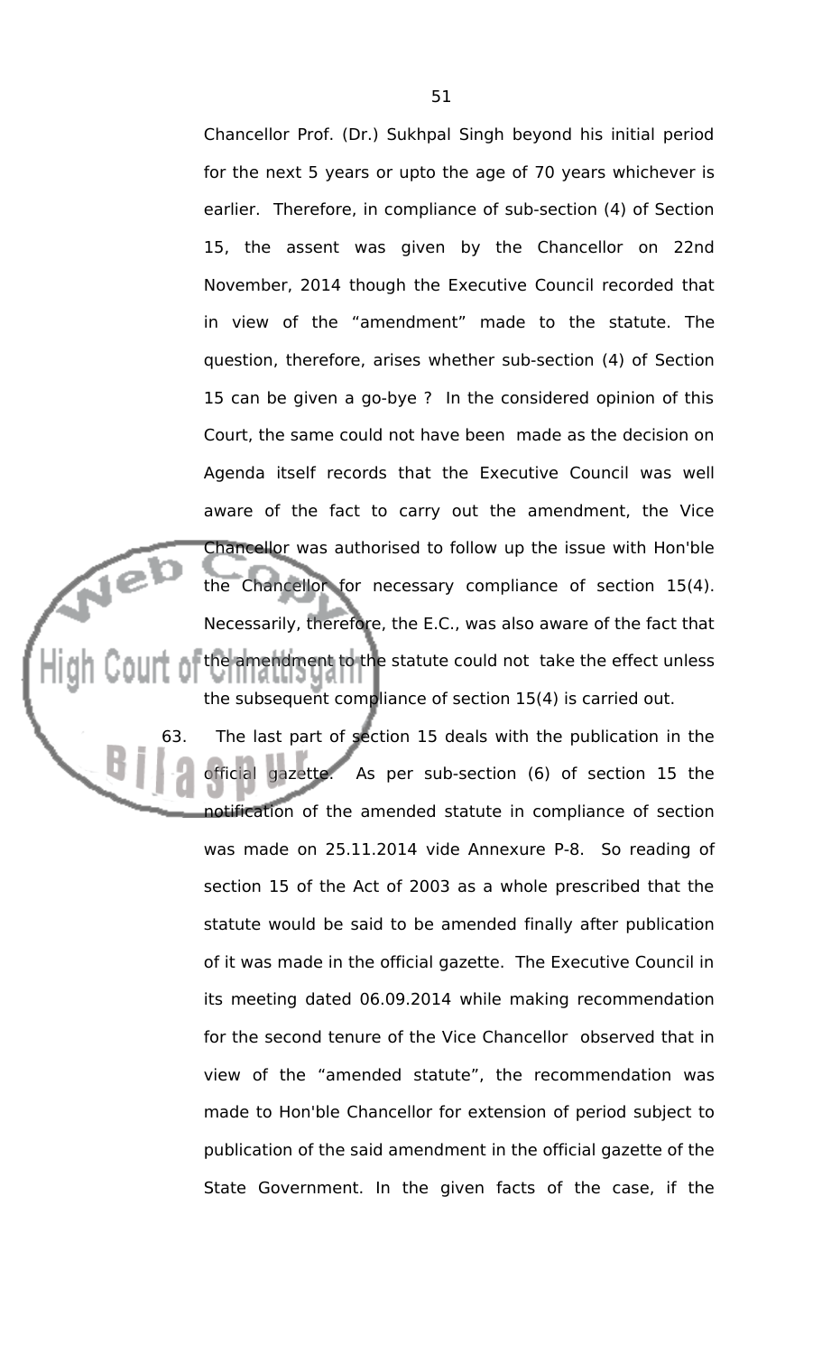Chancellor Prof. (Dr.) Sukhpal Singh beyond his initial period for the next 5 years or upto the age of 70 years whichever is earlier. Therefore, in compliance of sub-section (4) of Section 15, the assent was given by the Chancellor on 22nd November, 2014 though the Executive Council recorded that in view of the "amendment" made to the statute. The question, therefore, arises whether sub-section (4) of Section 15 can be given a go-bye ? In the considered opinion of this Court, the same could not have been made as the decision on Agenda itself records that the Executive Council was well aware of the fact to carry out the amendment, the Vice Chancellor was authorised to follow up the issue with Hon'ble the Chancellor for necessary compliance of section 15(4). Necessarily, therefore, the E.C., was also aware of the fact that the amendment to the statute could not take the effect unless the subsequent compliance of section 15(4) is carried out.

63. The last part of section 15 deals with the publication in the official gazette. As per sub-section (6) of section 15 the notification of the amended statute in compliance of section was made on 25.11.2014 vide Annexure P-8. So reading of section 15 of the Act of 2003 as a whole prescribed that the statute would be said to be amended finally after publication of it was made in the official gazette. The Executive Council in its meeting dated 06.09.2014 while making recommendation for the second tenure of the Vice Chancellor observed that in view of the "amended statute", the recommendation was made to Hon'ble Chancellor for extension of period subject to publication of the said amendment in the official gazette of the State Government. In the given facts of the case, if the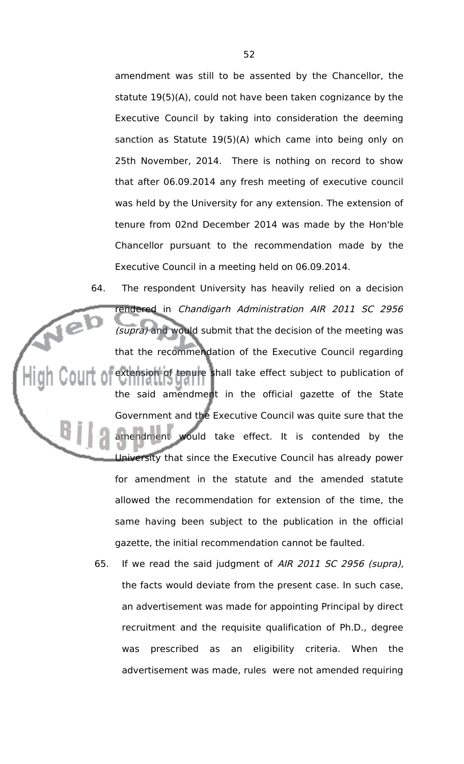amendment was still to be assented by the Chancellor, the statute 19(5)(A), could not have been taken cognizance by the Executive Council by taking into consideration the deeming sanction as Statute 19(5)(A) which came into being only on 25th November, 2014. There is nothing on record to show that after 06.09.2014 any fresh meeting of executive council was held by the University for any extension. The extension of tenure from 02nd December 2014 was made by the Hon'ble Chancellor pursuant to the recommendation made by the Executive Council in a meeting held on 06.09.2014.

64. The respondent University has heavily relied on a decision rendered in *Chandigarh Administration AIR 2011 SC 2956 (supra)* and would submit that the decision of the meeting was that the recommendation of the Executive Council regarding extension of tenure shall take effect subject to publication of the said amendment in the official gazette of the State Government and the Executive Council was quite sure that the amendment would take effect. It is contended by the University that since the Executive Council has already power for amendment in the statute and the amended statute allowed the recommendation for extension of the time, the same having been subject to the publication in the official gazette, the initial recommendation cannot be faulted.

65. If we read the said judgment of *AIR 2011 SC 2956 (supra)*, the facts would deviate from the present case. In such case, an advertisement was made for appointing Principal by direct recruitment and the requisite qualification of Ph.D., degree was prescribed as an eligibility criteria. When the advertisement was made, rules were not amended requiring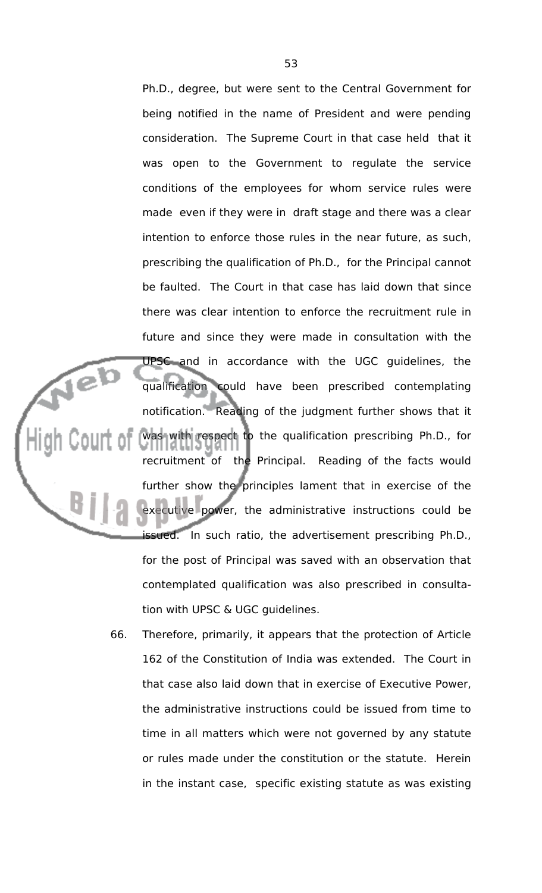Ph.D., degree, but were sent to the Central Government for being notified in the name of President and were pending consideration. The Supreme Court in that case held that it was open to the Government to regulate the service conditions of the employees for whom service rules were made even if they were in draft stage and there was a clear intention to enforce those rules in the near future, as such, prescribing the qualification of Ph.D., for the Principal cannot be faulted. The Court in that case has laid down that since there was clear intention to enforce the recruitment rule in future and since they were made in consultation with the UPSC and in accordance with the UGC guidelines, the qualification could have been prescribed contemplating notification. Reading of the judgment further shows that it was with respect to the qualification prescribing Ph.D., for recruitment of the Principal. Reading of the facts would further show the principles lament that in exercise of the executive power, the administrative instructions could be issued. In such ratio, the advertisement prescribing Ph.D., for the post of Principal was saved with an observation that contemplated qualification was also prescribed in consultation with UPSC & UGC guidelines.

66. Therefore, primarily, it appears that the protection of Article 162 of the Constitution of India was extended. The Court in that case also laid down that in exercise of Executive Power, the administrative instructions could be issued from time to time in all matters which were not governed by any statute or rules made under the constitution or the statute. Herein in the instant case, specific existing statute as was existing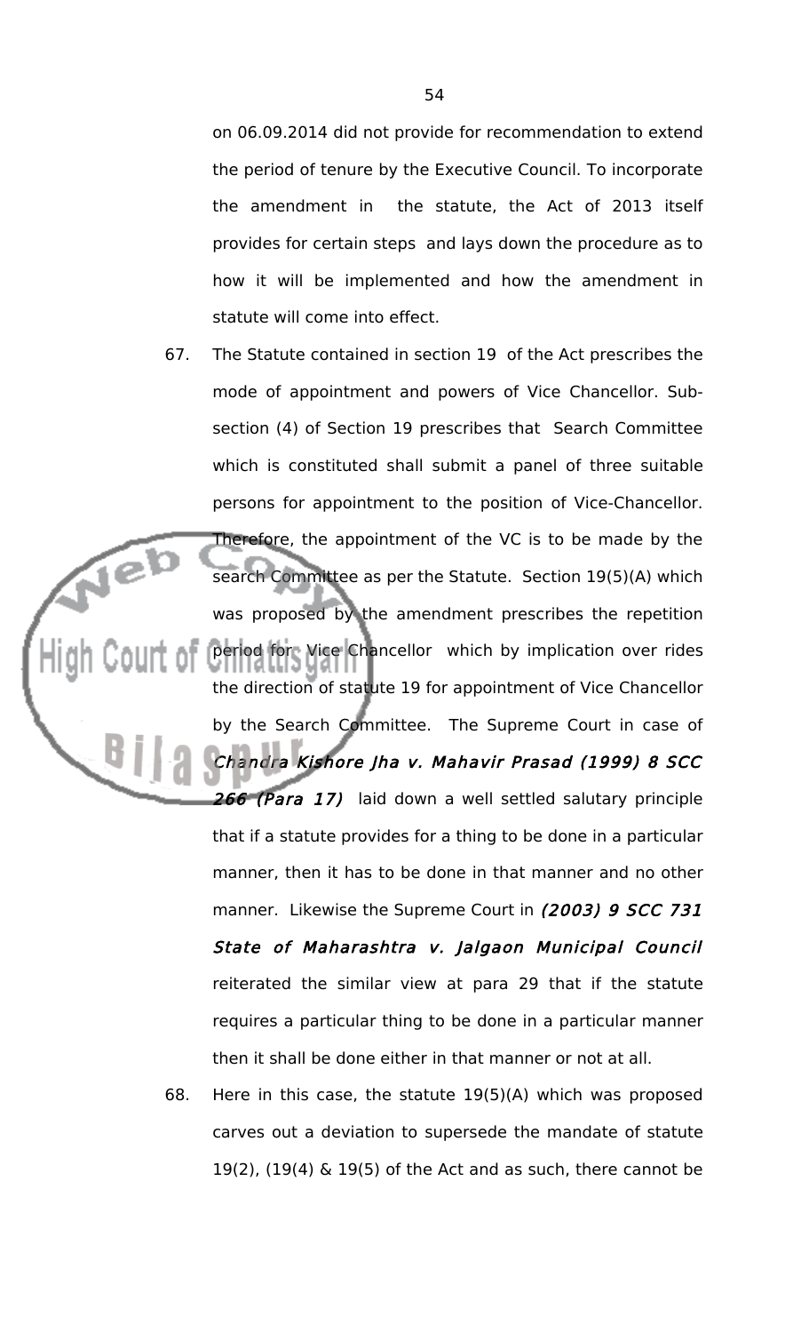on 06.09.2014 did not provide for recommendation to extend the period of tenure by the Executive Council. To incorporate the amendment in the statute, the Act of 2013 itself provides for certain steps and lays down the procedure as to how it will be implemented and how the amendment in statute will come into effect.

67. The Statute contained in section 19 of the Act prescribes the mode of appointment and powers of Vice Chancellor. Sub-section (4) of Section 19 prescribes that Search Committee which is constituted shall submit a panel of three suitable persons for appointment to the position of Vice-Chancellor. Therefore, the appointment of the VC is to be made by the search Committee as per the Statute. Section 19(5)(A) which was proposed by the amendment prescribes the repetition period for Vice Chancellor which by implication over rides the direction of statute 19 for appointment of Vice Chancellor by the Search Committee. The Supreme Court in case of ***Chandra Kishore Jha v. Mahavir Prasad (1999) 8 SCC 266 (Para 17)*** laid down a well settled salutary principle that if a statute provides for a thing to be done in a particular manner, then it has to be done in that manner and no other manner. Likewise the Supreme Court in ***(2003) 9 SCC 731 State of Maharashtra v. Jalgaon Municipal Council*** reiterated the similar view at para 29 that if the statute requires a particular thing to be done in a particular manner then it shall be done either in that manner or not at all.

68. Here in this case, the statute 19(5)(A) which was proposed carves out a deviation to supersede the mandate of statute 19(2), (19(4) & 19(5) of the Act and as such, there cannot be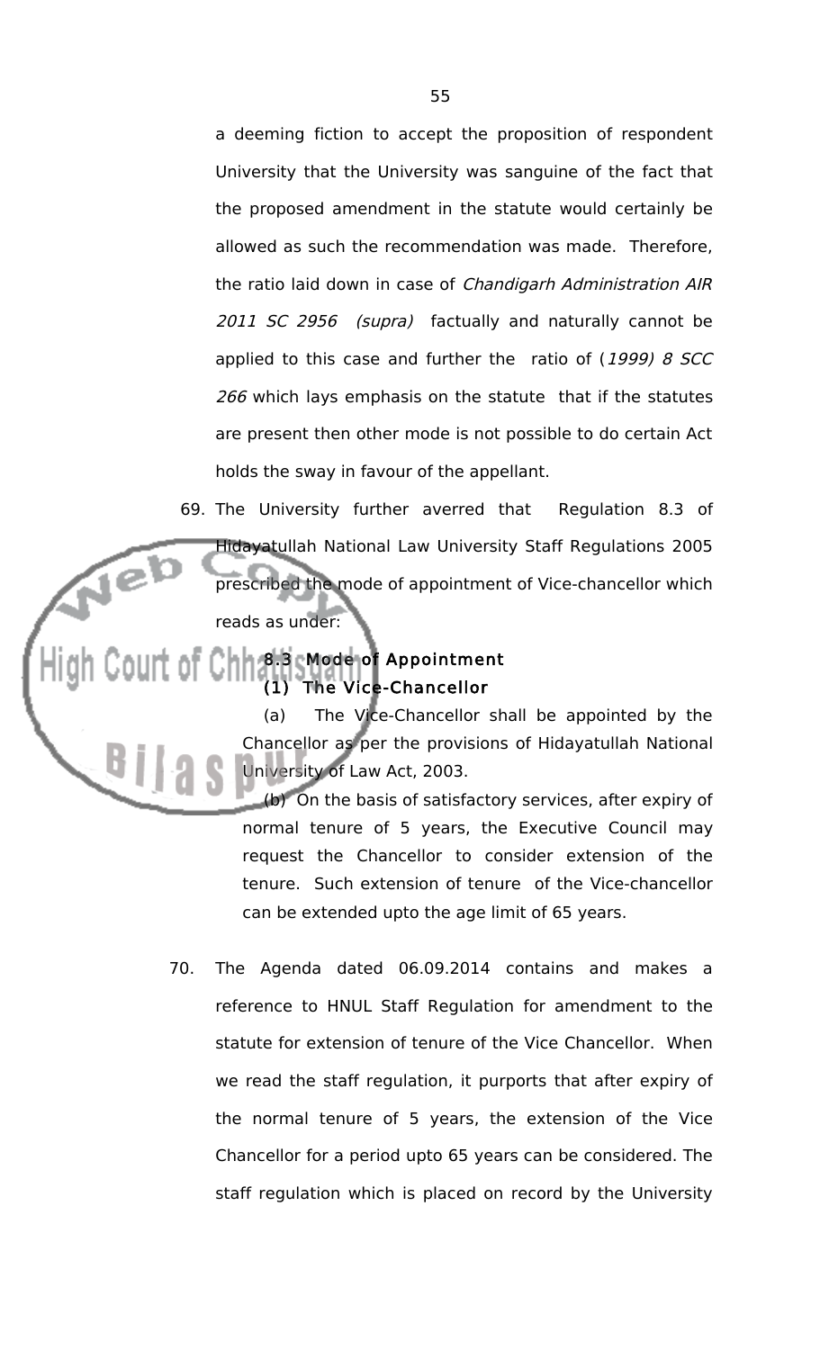a deeming fiction to accept the proposition of respondent University that the University was sanguine of the fact that the proposed amendment in the statute would certainly be allowed as such the recommendation was made. Therefore, the ratio laid down in case of *Chandigarh Administration AIR 2011 SC 2956 (supra)* factually and naturally cannot be applied to this case and further the ratio of (*1999) 8 SCC 266* which lays emphasis on the statute that if the statutes are present then other mode is not possible to do certain Act holds the sway in favour of the appellant.

69. The University further averred that Regulation 8.3 of Hidayatullah National Law University Staff Regulations 2005 prescribed the mode of appointment of Vice-chancellor which reads as under:

> **8.3 Mode of Appointment**
>
> **(1) The Vice-Chancellor**
>
> (a) The Vice-Chancellor shall be appointed by the Chancellor as per the provisions of Hidayatullah National University of Law Act, 2003.
>
> (b) On the basis of satisfactory services, after expiry of normal tenure of 5 years, the Executive Council may request the Chancellor to consider extension of the tenure. Such extension of tenure of the Vice-chancellor can be extended upto the age limit of 65 years.

70. The Agenda dated 06.09.2014 contains and makes a reference to HNUL Staff Regulation for amendment to the statute for extension of tenure of the Vice Chancellor. When we read the staff regulation, it purports that after expiry of the normal tenure of 5 years, the extension of the Vice Chancellor for a period upto 65 years can be considered. The staff regulation which is placed on record by the University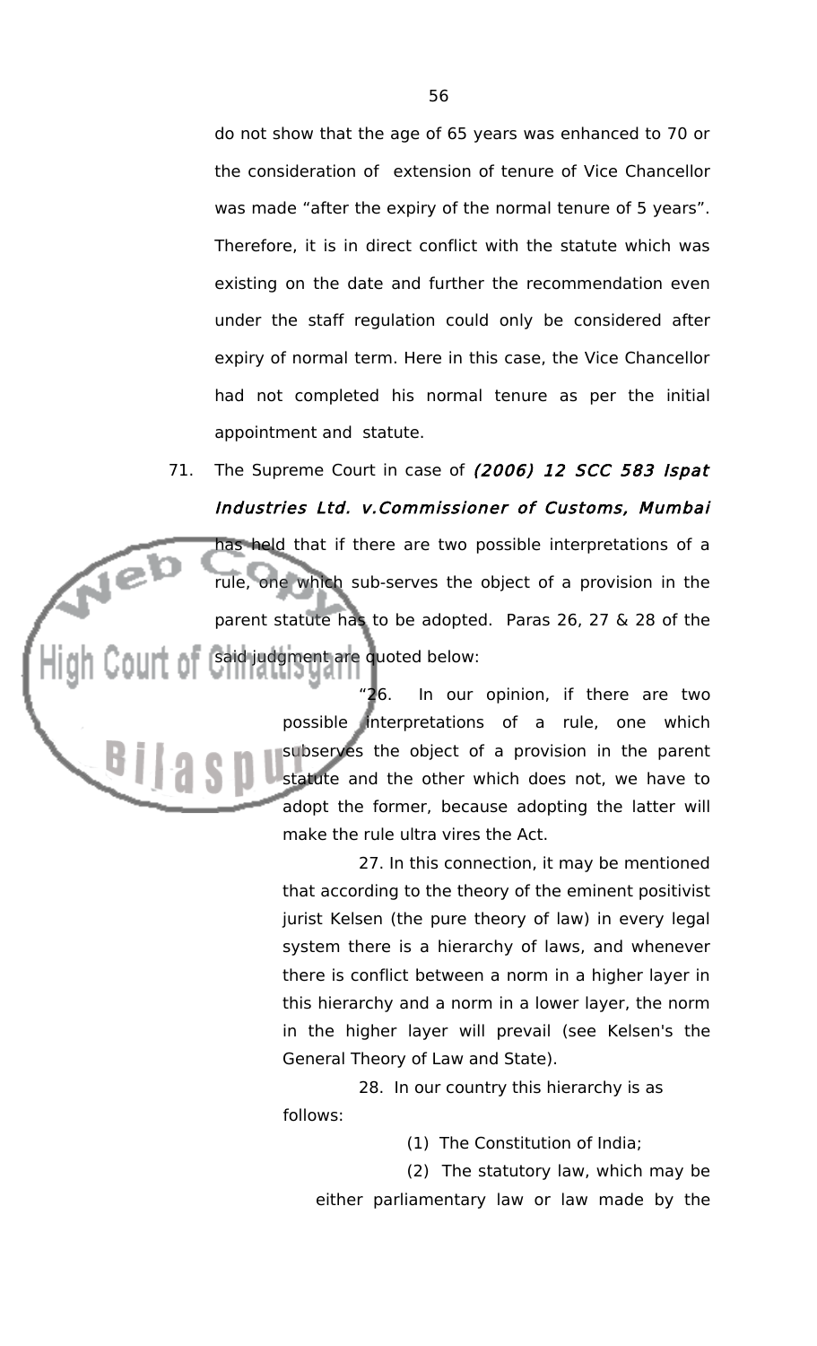do not show that the age of 65 years was enhanced to 70 or the consideration of extension of tenure of Vice Chancellor was made "after the expiry of the normal tenure of 5 years". Therefore, it is in direct conflict with the statute which was existing on the date and further the recommendation even under the staff regulation could only be considered after expiry of normal term. Here in this case, the Vice Chancellor had not completed his normal tenure as per the initial appointment and statute.

71. The Supreme Court in case of ***(2006) 12 SCC 583 Ispat Industries Ltd. v.Commissioner of Customs, Mumbai*** has held that if there are two possible interpretations of a rule, one which sub-serves the object of a provision in the parent statute has to be adopted. Paras 26, 27 & 28 of the said judgment are quoted below:

> "26. In our opinion, if there are two possible interpretations of a rule, one which subserves the object of a provision in the parent statute and the other which does not, we have to adopt the former, because adopting the latter will make the rule ultra vires the Act.
>
> 27. In this connection, it may be mentioned that according to the theory of the eminent positivist jurist Kelsen (the pure theory of law) in every legal system there is a hierarchy of laws, and whenever there is conflict between a norm in a higher layer in this hierarchy and a norm in a lower layer, the norm in the higher layer will prevail (see Kelsen's the General Theory of Law and State).
>
> 28. In our country this hierarchy is as follows:
>
> (1) The Constitution of India;
>
> (2) The statutory law, which may be either parliamentary law or law made by the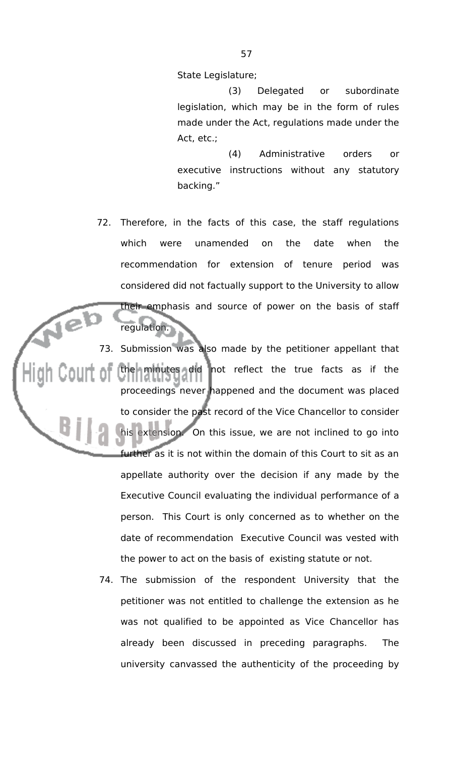> State Legislature;
>
> (3) Delegated or subordinate legislation, which may be in the form of rules made under the Act, regulations made under the Act, etc.;
>
> (4) Administrative orders or executive instructions without any statutory backing."

72. Therefore, in the facts of this case, the staff regulations which were unamended on the date when the recommendation for extension of tenure period was considered did not factually support to the University to allow their emphasis and source of power on the basis of staff regulation.

73. Submission was also made by the petitioner appellant that the minutes did not reflect the true facts as if the proceedings never happened and the document was placed to consider the past record of the Vice Chancellor to consider his extension. On this issue, we are not inclined to go into further as it is not within the domain of this Court to sit as an appellate authority over the decision if any made by the Executive Council evaluating the individual performance of a person. This Court is only concerned as to whether on the date of recommendation Executive Council was vested with the power to act on the basis of existing statute or not.

74. The submission of the respondent University that the petitioner was not entitled to challenge the extension as he was not qualified to be appointed as Vice Chancellor has already been discussed in preceding paragraphs. The university canvassed the authenticity of the proceeding by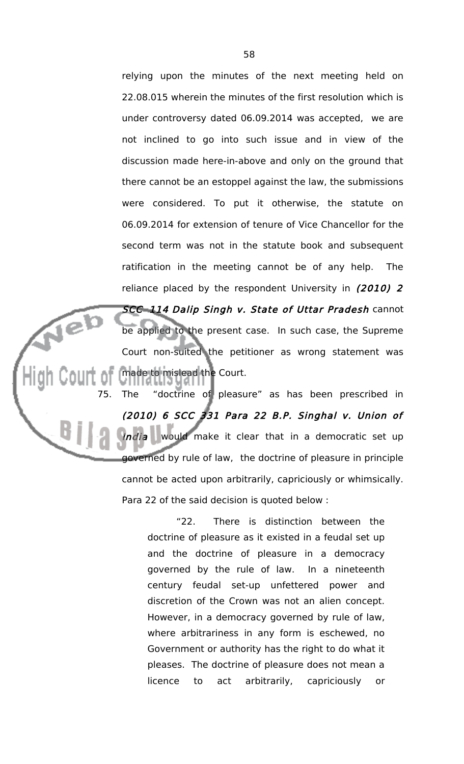relying upon the minutes of the next meeting held on 22.08.015 wherein the minutes of the first resolution which is under controversy dated 06.09.2014 was accepted, we are not inclined to go into such issue and in view of the discussion made here-in-above and only on the ground that there cannot be an estoppel against the law, the submissions were considered. To put it otherwise, the statute on 06.09.2014 for extension of tenure of Vice Chancellor for the second term was not in the statute book and subsequent ratification in the meeting cannot be of any help. The reliance placed by the respondent University in ***(2010) 2 SCC 114 Dalip Singh v. State of Uttar Pradesh*** cannot be applied to the present case. In such case, the Supreme Court non-suited the petitioner as wrong statement was made to mislead the Court.

75. The "doctrine of pleasure" as has been prescribed in ***(2010) 6 SCC 331 Para 22 B.P. Singhal v. Union of India*** would make it clear that in a democratic set up governed by rule of law, the doctrine of pleasure in principle cannot be acted upon arbitrarily, capriciously or whimsically. Para 22 of the said decision is quoted below :

> "22. There is distinction between the doctrine of pleasure as it existed in a feudal set up and the doctrine of pleasure in a democracy governed by the rule of law. In a nineteenth century feudal set-up unfettered power and discretion of the Crown was not an alien concept. However, in a democracy governed by rule of law, where arbitrariness in any form is eschewed, no Government or authority has the right to do what it pleases. The doctrine of pleasure does not mean a licence to act arbitrarily, capriciously or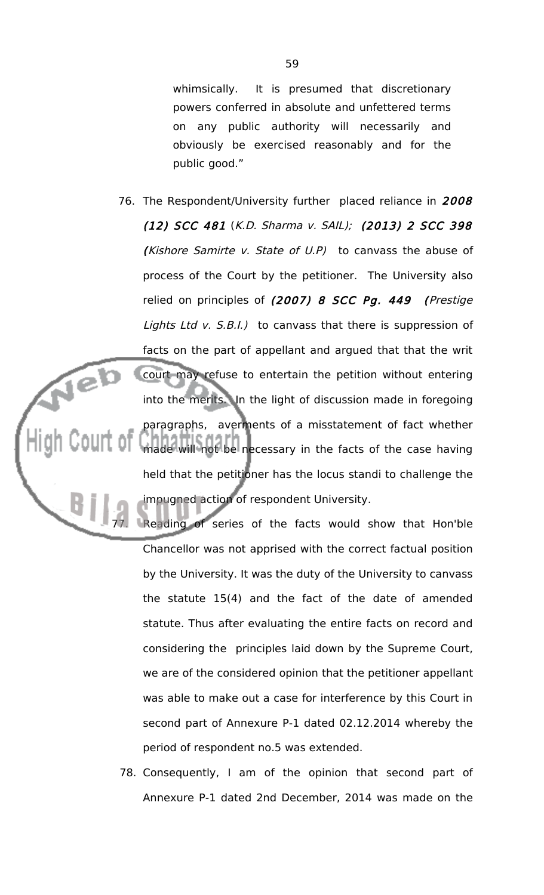whimsically. It is presumed that discretionary powers conferred in absolute and unfettered terms on any public authority will necessarily and obviously be exercised reasonably and for the public good."

76. The Respondent/University further placed reliance in ***2008 (12) SCC 481*** (*K.D. Sharma v. SAIL*); ***(2013) 2 SCC 398*** (*Kishore Samirte v. State of U.P*) to canvass the abuse of process of the Court by the petitioner. The University also relied on principles of ***(2007) 8 SCC Pg. 449*** (*Prestige Lights Ltd v. S.B.I.*) to canvass that there is suppression of facts on the part of appellant and argued that that the writ court may refuse to entertain the petition without entering into the merits. In the light of discussion made in foregoing paragraphs, averments of a misstatement of fact whether made will not be necessary in the facts of the case having held that the petitioner has the locus standi to challenge the impugned action of respondent University.

77. Reading of series of the facts would show that Hon'ble Chancellor was not apprised with the correct factual position by the University. It was the duty of the University to canvass the statute 15(4) and the fact of the date of amended statute. Thus after evaluating the entire facts on record and considering the principles laid down by the Supreme Court, we are of the considered opinion that the petitioner appellant was able to make out a case for interference by this Court in second part of Annexure P-1 dated 02.12.2014 whereby the period of respondent no.5 was extended.

78. Consequently, I am of the opinion that second part of Annexure P-1 dated 2nd December, 2014 was made on the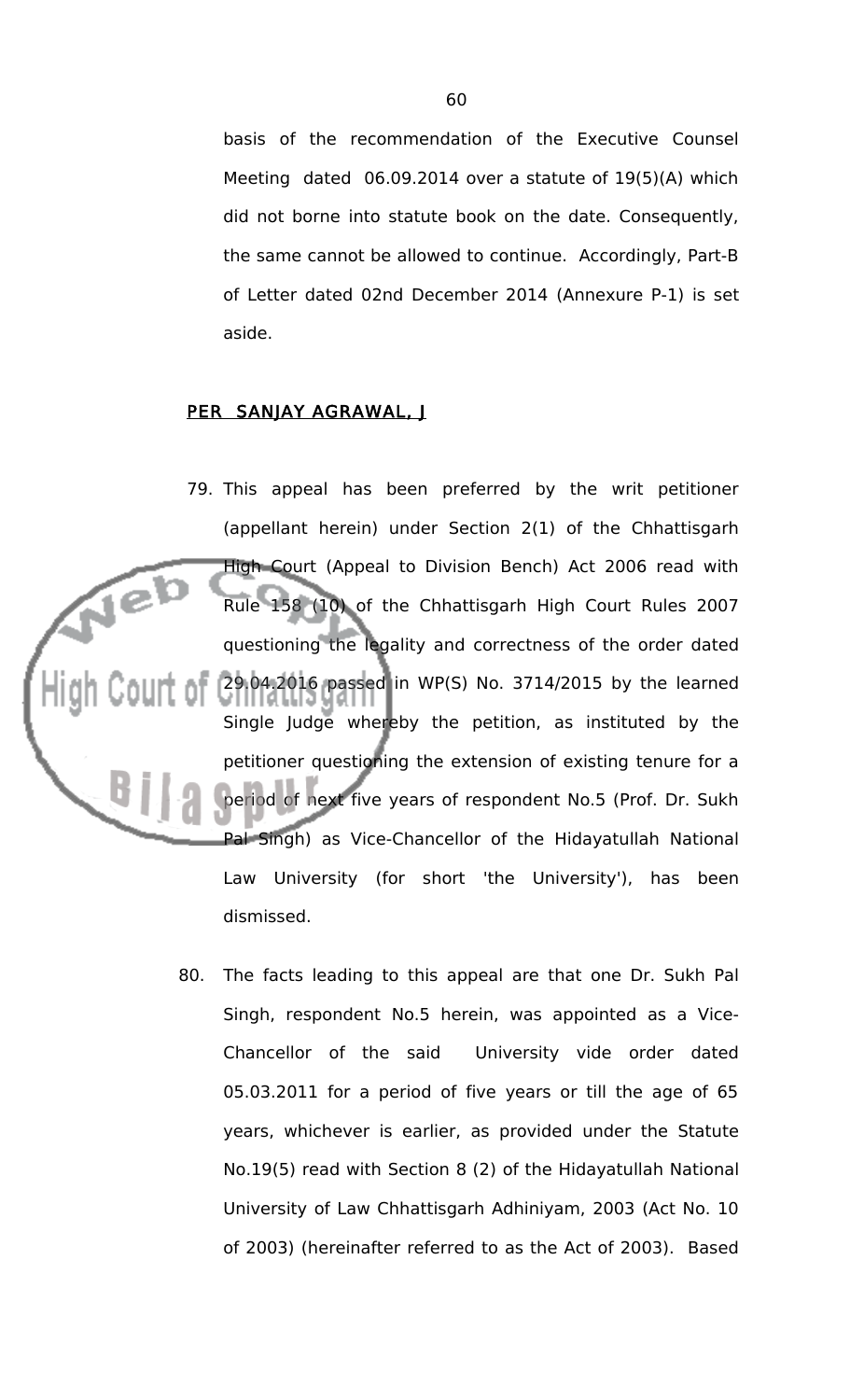basis of the recommendation of the Executive Counsel Meeting dated 06.09.2014 over a statute of 19(5)(A) which did not borne into statute book on the date. Consequently, the same cannot be allowed to continue. Accordingly, Part-B of Letter dated 02nd December 2014 (Annexure P-1) is set aside.

**PER SANJAY AGRAWAL, J**

79. This appeal has been preferred by the writ petitioner (appellant herein) under Section 2(1) of the Chhattisgarh High Court (Appeal to Division Bench) Act 2006 read with Rule 158 (10) of the Chhattisgarh High Court Rules 2007 questioning the legality and correctness of the order dated 29.04.2016 passed in WP(S) No. 3714/2015 by the learned Single Judge whereby the petition, as instituted by the petitioner questioning the extension of existing tenure for a period of next five years of respondent No.5 (Prof. Dr. Sukh Pal Singh) as Vice-Chancellor of the Hidayatullah National Law University (for short 'the University'), has been dismissed.

80. The facts leading to this appeal are that one Dr. Sukh Pal Singh, respondent No.5 herein, was appointed as a Vice-Chancellor of the said University vide order dated 05.03.2011 for a period of five years or till the age of 65 years, whichever is earlier, as provided under the Statute No.19(5) read with Section 8 (2) of the Hidayatullah National University of Law Chhattisgarh Adhiniyam, 2003 (Act No. 10 of 2003) (hereinafter referred to as the Act of 2003). Based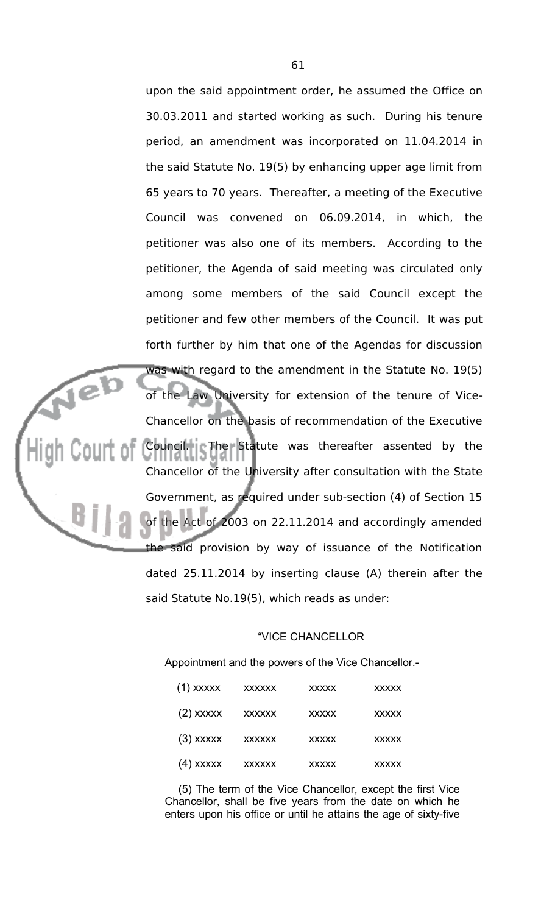upon the said appointment order, he assumed the Office on 30.03.2011 and started working as such. During his tenure period, an amendment was incorporated on 11.04.2014 in the said Statute No. 19(5) by enhancing upper age limit from 65 years to 70 years. Thereafter, a meeting of the Executive Council was convened on 06.09.2014, in which, the petitioner was also one of its members. According to the petitioner, the Agenda of said meeting was circulated only among some members of the said Council except the petitioner and few other members of the Council. It was put forth further by him that one of the Agendas for discussion was with regard to the amendment in the Statute No. 19(5) of the Law University for extension of the tenure of Vice-Chancellor on the basis of recommendation of the Executive Council. The Statute was thereafter assented by the Chancellor of the University after consultation with the State Government, as required under sub-section (4) of Section 15 of the Act of 2003 on 22.11.2014 and accordingly amended the said provision by way of issuance of the Notification dated 25.11.2014 by inserting clause (A) therein after the said Statute No.19(5), which reads as under:

"VICE CHANCELLOR

Appointment and the powers of the Vice Chancellor.-

(1) xxxxx xxxxxx xxxxx xxxxx

(2) xxxxx xxxxxx xxxxx xxxxx

(3) xxxxx xxxxxx xxxxx xxxxx

(4) xxxxx xxxxxx xxxxx xxxxx

(5) The term of the Vice Chancellor, except the first Vice Chancellor, shall be five years from the date on which he enters upon his office or until he attains the age of sixty-five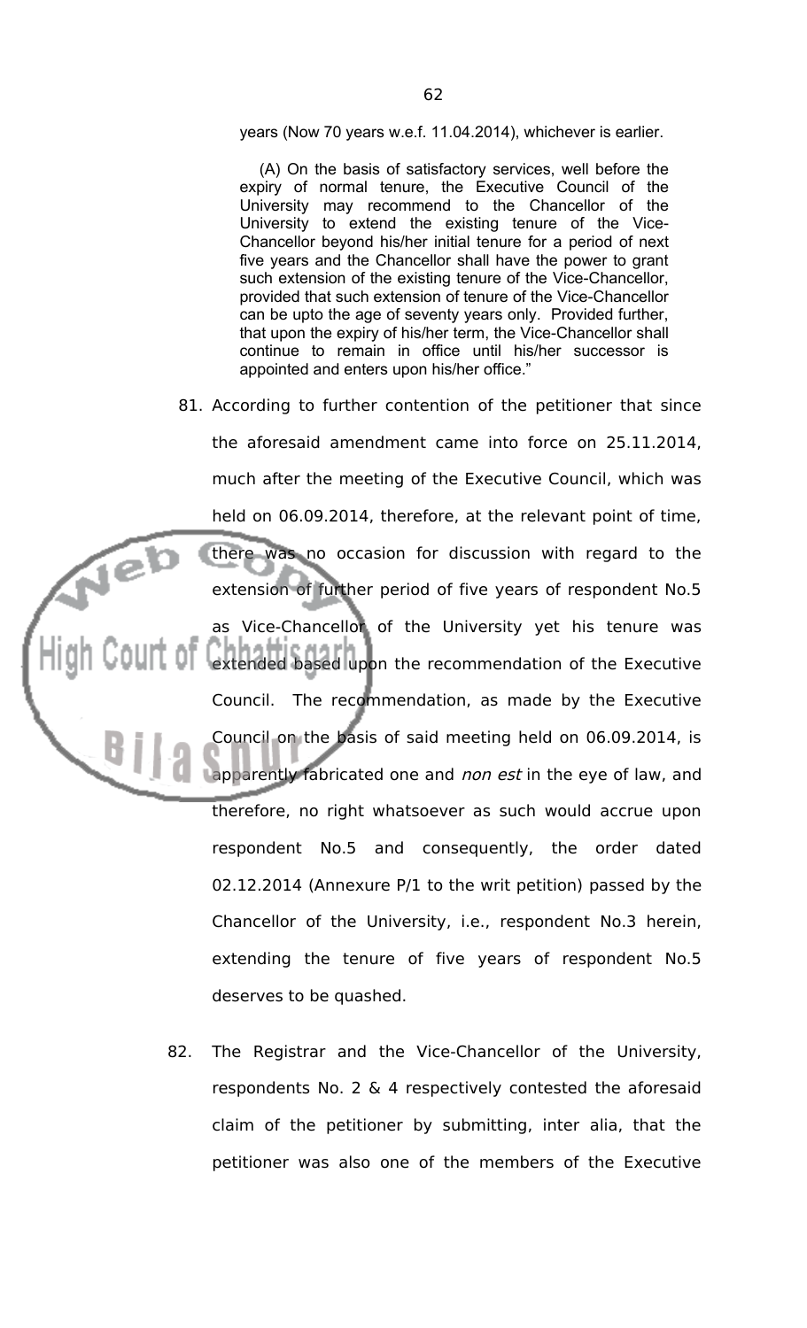> years (Now 70 years w.e.f. 11.04.2014), whichever is earlier.
>
> (A) On the basis of satisfactory services, well before the expiry of normal tenure, the Executive Council of the University may recommend to the Chancellor of the University to extend the existing tenure of the Vice-Chancellor beyond his/her initial tenure for a period of next five years and the Chancellor shall have the power to grant such extension of the existing tenure of the Vice-Chancellor, provided that such extension of tenure of the Vice-Chancellor can be upto the age of seventy years only. Provided further, that upon the expiry of his/her term, the Vice-Chancellor shall continue to remain in office until his/her successor is appointed and enters upon his/her office."

81. According to further contention of the petitioner that since the aforesaid amendment came into force on 25.11.2014, much after the meeting of the Executive Council, which was held on 06.09.2014, therefore, at the relevant point of time, there was no occasion for discussion with regard to the extension of further period of five years of respondent No.5 as Vice-Chancellor of the University yet his tenure was extended based upon the recommendation of the Executive Council. The recommendation, as made by the Executive Council on the basis of said meeting held on 06.09.2014, is apparently fabricated one and *non est* in the eye of law, and therefore, no right whatsoever as such would accrue upon respondent No.5 and consequently, the order dated 02.12.2014 (Annexure P/1 to the writ petition) passed by the Chancellor of the University, i.e., respondent No.3 herein, extending the tenure of five years of respondent No.5 deserves to be quashed.

82. The Registrar and the Vice-Chancellor of the University, respondents No. 2 & 4 respectively contested the aforesaid claim of the petitioner by submitting, inter alia, that the petitioner was also one of the members of the Executive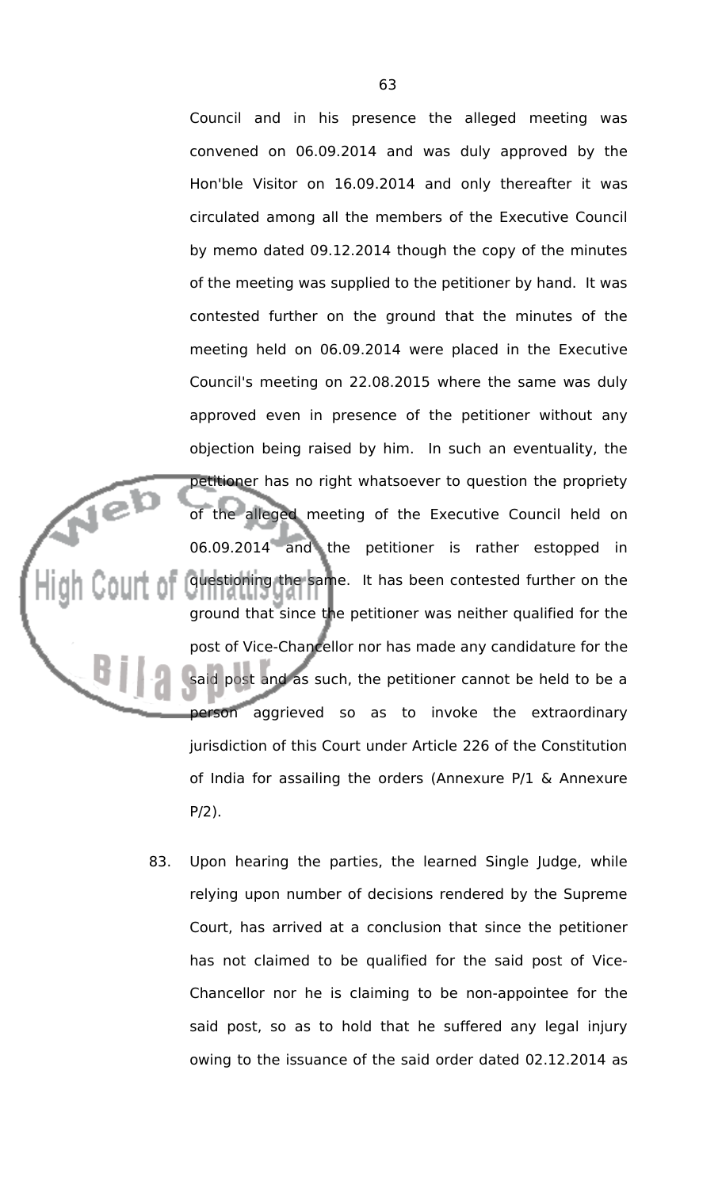Council and in his presence the alleged meeting was convened on 06.09.2014 and was duly approved by the Hon'ble Visitor on 16.09.2014 and only thereafter it was circulated among all the members of the Executive Council by memo dated 09.12.2014 though the copy of the minutes of the meeting was supplied to the petitioner by hand. It was contested further on the ground that the minutes of the meeting held on 06.09.2014 were placed in the Executive Council's meeting on 22.08.2015 where the same was duly approved even in presence of the petitioner without any objection being raised by him. In such an eventuality, the petitioner has no right whatsoever to question the propriety of the alleged meeting of the Executive Council held on 06.09.2014 and the petitioner is rather estopped in questioning the same. It has been contested further on the ground that since the petitioner was neither qualified for the post of Vice-Chancellor nor has made any candidature for the said post and as such, the petitioner cannot be held to be a person aggrieved so as to invoke the extraordinary jurisdiction of this Court under Article 226 of the Constitution of India for assailing the orders (Annexure P/1 & Annexure P/2).

83. Upon hearing the parties, the learned Single Judge, while relying upon number of decisions rendered by the Supreme Court, has arrived at a conclusion that since the petitioner has not claimed to be qualified for the said post of Vice-Chancellor nor he is claiming to be non-appointee for the said post, so as to hold that he suffered any legal injury owing to the issuance of the said order dated 02.12.2014 as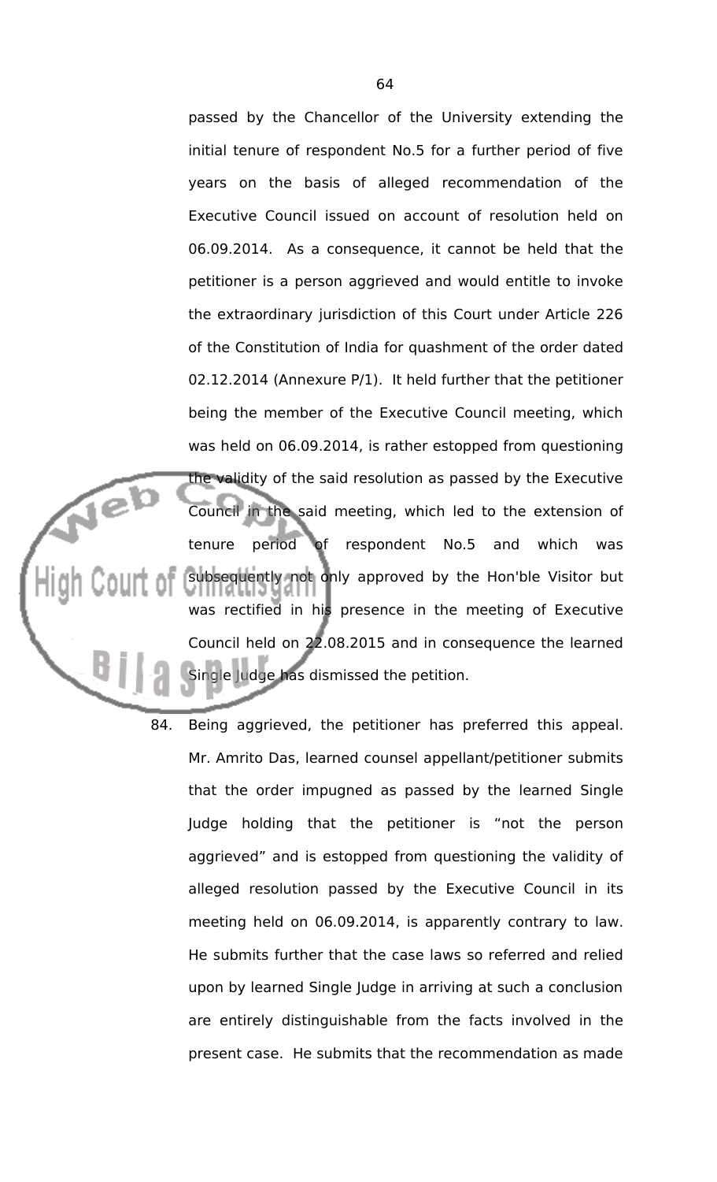passed by the Chancellor of the University extending the initial tenure of respondent No.5 for a further period of five years on the basis of alleged recommendation of the Executive Council issued on account of resolution held on 06.09.2014. As a consequence, it cannot be held that the petitioner is a person aggrieved and would entitle to invoke the extraordinary jurisdiction of this Court under Article 226 of the Constitution of India for quashment of the order dated 02.12.2014 (Annexure P/1). It held further that the petitioner being the member of the Executive Council meeting, which was held on 06.09.2014, is rather estopped from questioning the validity of the said resolution as passed by the Executive Council in the said meeting, which led to the extension of tenure period of respondent No.5 and which was subsequently not only approved by the Hon'ble Visitor but was rectified in his presence in the meeting of Executive Council held on 22.08.2015 and in consequence the learned Single Judge has dismissed the petition.

84. Being aggrieved, the petitioner has preferred this appeal. Mr. Amrito Das, learned counsel appellant/petitioner submits that the order impugned as passed by the learned Single Judge holding that the petitioner is "not the person aggrieved" and is estopped from questioning the validity of alleged resolution passed by the Executive Council in its meeting held on 06.09.2014, is apparently contrary to law. He submits further that the case laws so referred and relied upon by learned Single Judge in arriving at such a conclusion are entirely distinguishable from the facts involved in the present case. He submits that the recommendation as made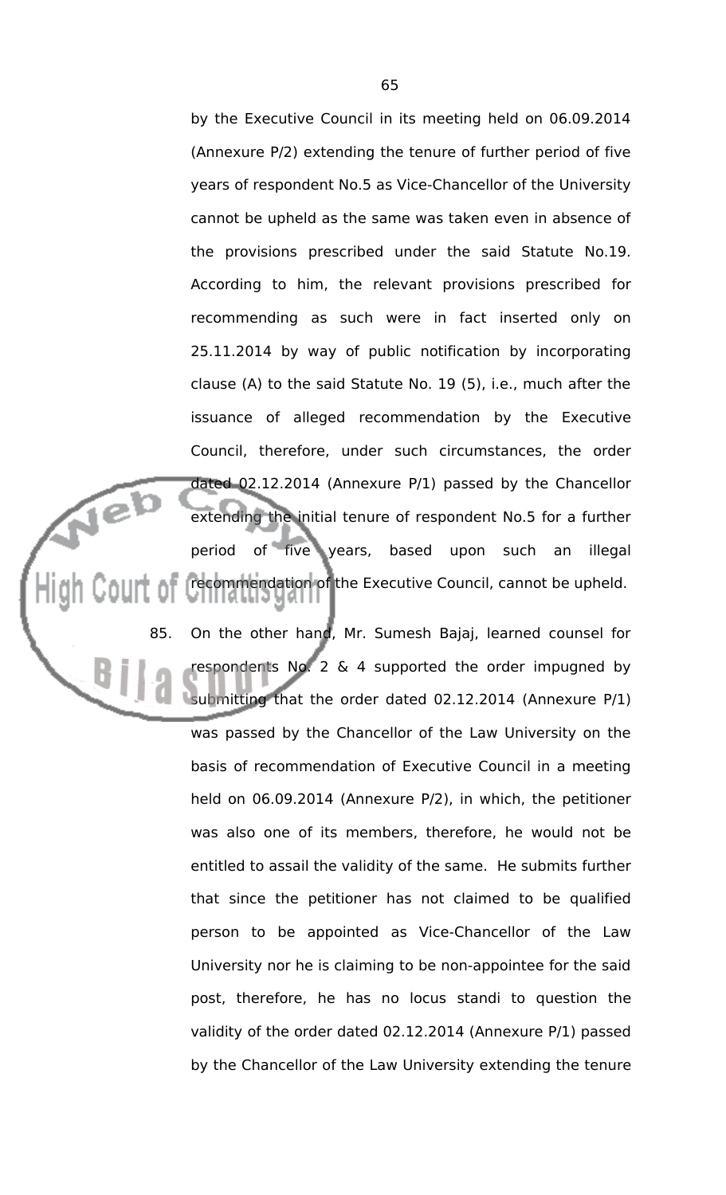by the Executive Council in its meeting held on 06.09.2014 (Annexure P/2) extending the tenure of further period of five years of respondent No.5 as Vice-Chancellor of the University cannot be upheld as the same was taken even in absence of the provisions prescribed under the said Statute No.19. According to him, the relevant provisions prescribed for recommending as such were in fact inserted only on 25.11.2014 by way of public notification by incorporating clause (A) to the said Statute No. 19 (5), i.e., much after the issuance of alleged recommendation by the Executive Council, therefore, under such circumstances, the order dated 02.12.2014 (Annexure P/1) passed by the Chancellor extending the initial tenure of respondent No.5 for a further period of five years, based upon such an illegal recommendation of the Executive Council, cannot be upheld.

85. On the other hand, Mr. Sumesh Bajaj, learned counsel for respondents No. 2 & 4 supported the order impugned by submitting that the order dated 02.12.2014 (Annexure P/1) was passed by the Chancellor of the Law University on the basis of recommendation of Executive Council in a meeting held on 06.09.2014 (Annexure P/2), in which, the petitioner was also one of its members, therefore, he would not be entitled to assail the validity of the same. He submits further that since the petitioner has not claimed to be qualified person to be appointed as Vice-Chancellor of the Law University nor he is claiming to be non-appointee for the said post, therefore, he has no locus standi to question the validity of the order dated 02.12.2014 (Annexure P/1) passed by the Chancellor of the Law University extending the tenure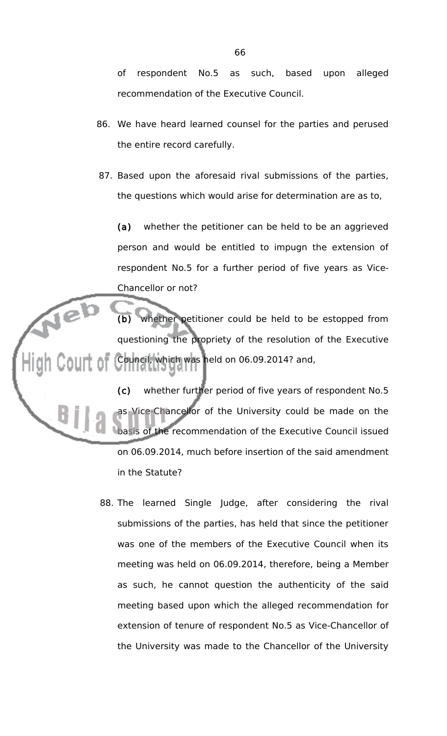of respondent No.5 as such, based upon alleged recommendation of the Executive Council.

86. We have heard learned counsel for the parties and perused the entire record carefully.

87. Based upon the aforesaid rival submissions of the parties, the questions which would arise for determination are as to,

(a) whether the petitioner can be held to be an aggrieved person and would be entitled to impugn the extension of respondent No.5 for a further period of five years as Vice-Chancellor or not?

(b) whether petitioner could be held to be estopped from questioning the propriety of the resolution of the Executive Council, which was held on 06.09.2014? and,

(c) whether further period of five years of respondent No.5 as Vice-Chancellor of the University could be made on the basis of the recommendation of the Executive Council issued on 06.09.2014, much before insertion of the said amendment in the Statute?

88. The learned Single Judge, after considering the rival submissions of the parties, has held that since the petitioner was one of the members of the Executive Council when its meeting was held on 06.09.2014, therefore, being a Member as such, he cannot question the authenticity of the said meeting based upon which the alleged recommendation for extension of tenure of respondent No.5 as Vice-Chancellor of the University was made to the Chancellor of the University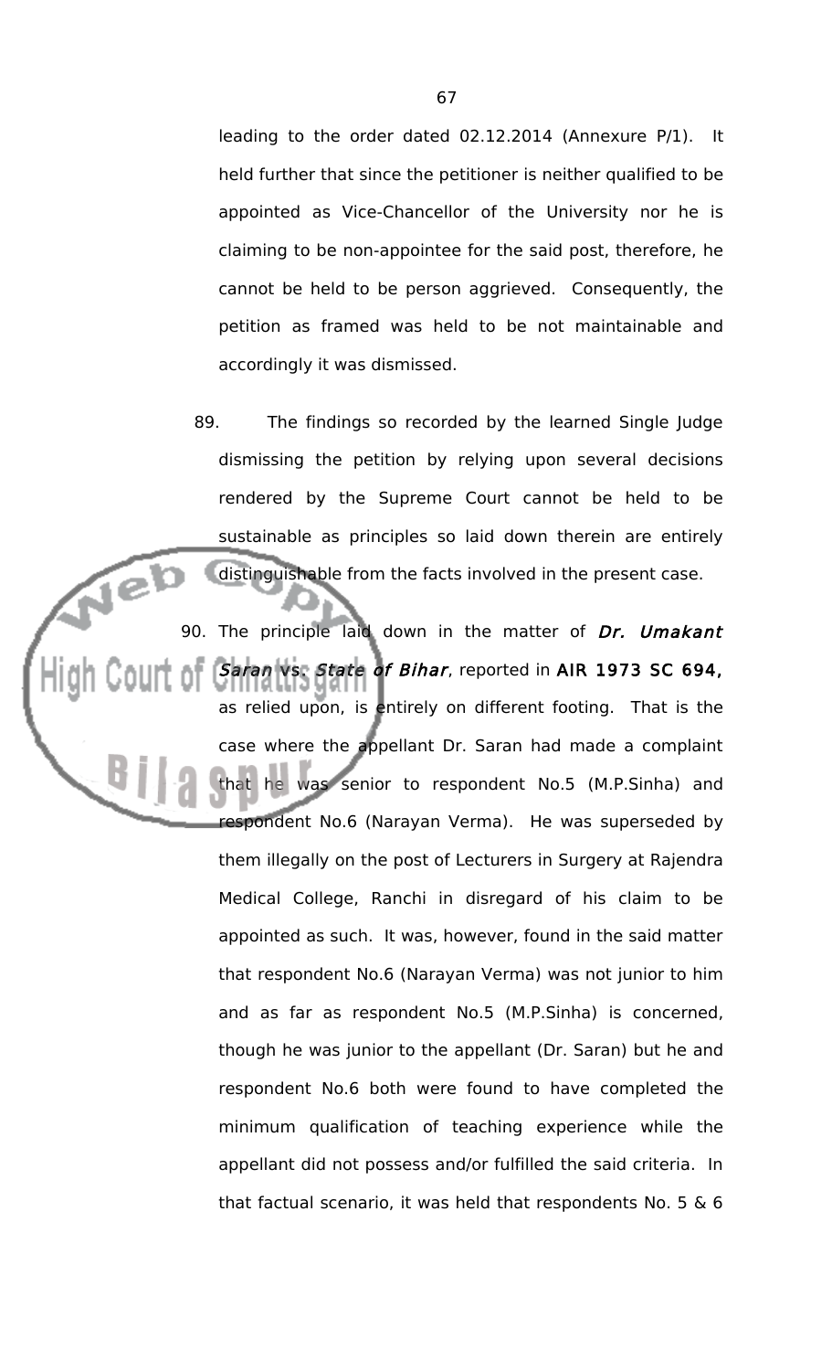leading to the order dated 02.12.2014 (Annexure P/1). It held further that since the petitioner is neither qualified to be appointed as Vice-Chancellor of the University nor he is claiming to be non-appointee for the said post, therefore, he cannot be held to be person aggrieved. Consequently, the petition as framed was held to be not maintainable and accordingly it was dismissed.

89. The findings so recorded by the learned Single Judge dismissing the petition by relying upon several decisions rendered by the Supreme Court cannot be held to be sustainable as principles so laid down therein are entirely distinguishable from the facts involved in the present case.

90. The principle laid down in the matter of ***Dr. Umakant Saran*** vs. ***State of Bihar***, reported in **AIR 1973 SC 694,** as relied upon, is entirely on different footing. That is the case where the appellant Dr. Saran had made a complaint that he was senior to respondent No.5 (M.P.Sinha) and respondent No.6 (Narayan Verma). He was superseded by them illegally on the post of Lecturers in Surgery at Rajendra Medical College, Ranchi in disregard of his claim to be appointed as such. It was, however, found in the said matter that respondent No.6 (Narayan Verma) was not junior to him and as far as respondent No.5 (M.P.Sinha) is concerned, though he was junior to the appellant (Dr. Saran) but he and respondent No.6 both were found to have completed the minimum qualification of teaching experience while the appellant did not possess and/or fulfilled the said criteria. In that factual scenario, it was held that respondents No. 5 & 6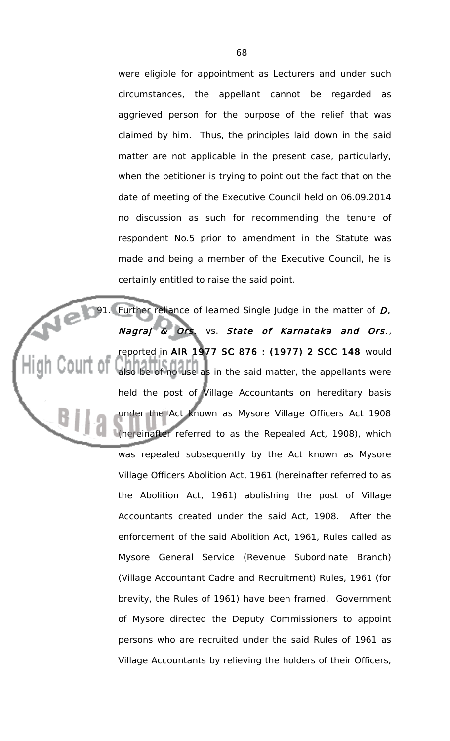were eligible for appointment as Lecturers and under such circumstances, the appellant cannot be regarded as aggrieved person for the purpose of the relief that was claimed by him. Thus, the principles laid down in the said matter are not applicable in the present case, particularly, when the petitioner is trying to point out the fact that on the date of meeting of the Executive Council held on 06.09.2014 no discussion as such for recommending the tenure of respondent No.5 prior to amendment in the Statute was made and being a member of the Executive Council, he is certainly entitled to raise the said point.

91. Further reliance of learned Single Judge in the matter of ***D. Nagraj & Ors.*** vs. ***State of Karnataka and Ors.***, reported in **AIR 1977 SC 876 : (1977) 2 SCC 148** would also be of no use as in the said matter, the appellants were held the post of Village Accountants on hereditary basis under the Act known as Mysore Village Officers Act 1908 (hereinafter referred to as the Repealed Act, 1908), which was repealed subsequently by the Act known as Mysore Village Officers Abolition Act, 1961 (hereinafter referred to as the Abolition Act, 1961) abolishing the post of Village Accountants created under the said Act, 1908. After the enforcement of the said Abolition Act, 1961, Rules called as Mysore General Service (Revenue Subordinate Branch) (Village Accountant Cadre and Recruitment) Rules, 1961 (for brevity, the Rules of 1961) have been framed. Government of Mysore directed the Deputy Commissioners to appoint persons who are recruited under the said Rules of 1961 as Village Accountants by relieving the holders of their Officers,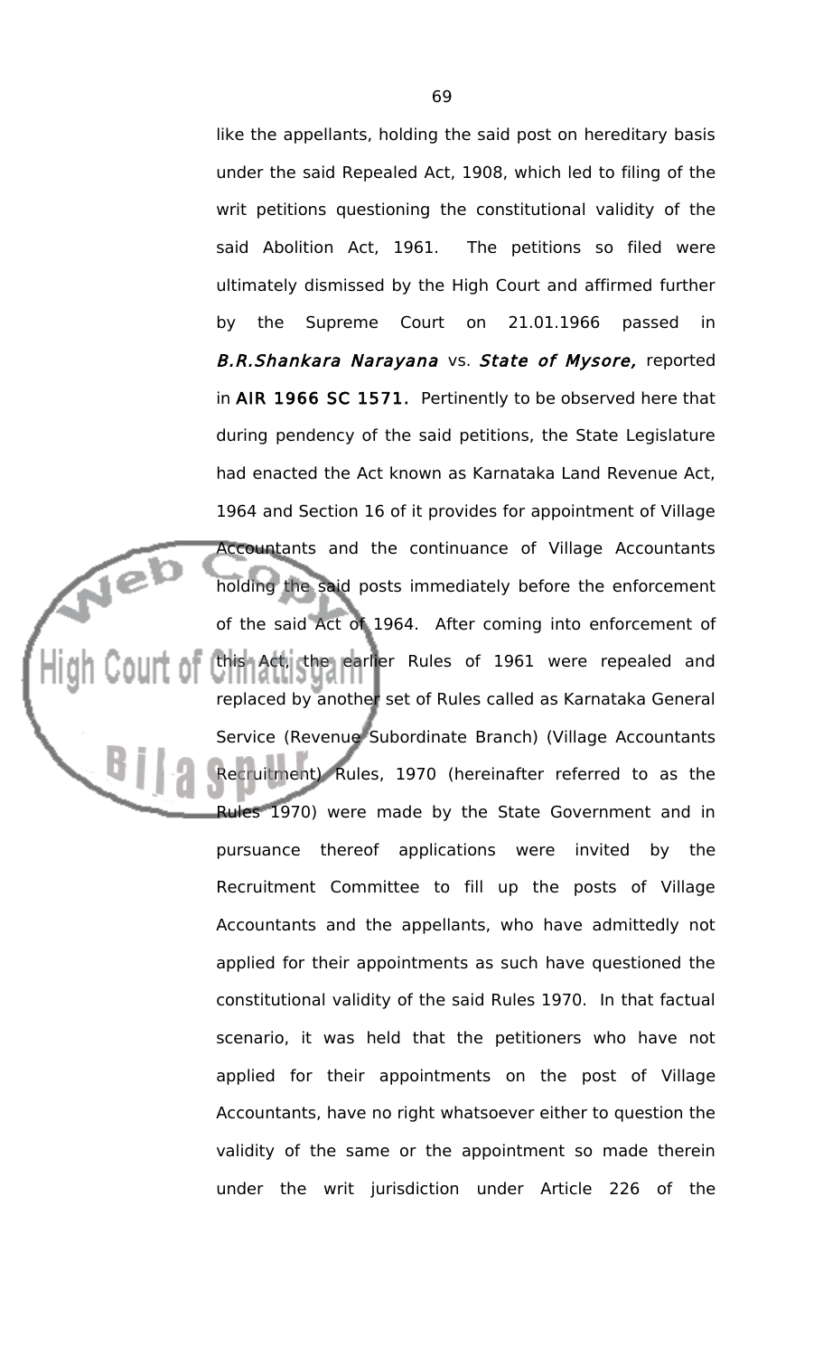like the appellants, holding the said post on hereditary basis under the said Repealed Act, 1908, which led to filing of the writ petitions questioning the constitutional validity of the said Abolition Act, 1961. The petitions so filed were ultimately dismissed by the High Court and affirmed further by the Supreme Court on 21.01.1966 passed in ***B.R.Shankara Narayana*** vs. ***State of Mysore,*** reported in **AIR 1966 SC 1571.** Pertinently to be observed here that during pendency of the said petitions, the State Legislature had enacted the Act known as Karnataka Land Revenue Act, 1964 and Section 16 of it provides for appointment of Village Accountants and the continuance of Village Accountants holding the said posts immediately before the enforcement of the said Act of 1964. After coming into enforcement of this Act, the earlier Rules of 1961 were repealed and replaced by another set of Rules called as Karnataka General Service (Revenue Subordinate Branch) (Village Accountants Recruitment) Rules, 1970 (hereinafter referred to as the Rules 1970) were made by the State Government and in pursuance thereof applications were invited by the Recruitment Committee to fill up the posts of Village Accountants and the appellants, who have admittedly not applied for their appointments as such have questioned the constitutional validity of the said Rules 1970. In that factual scenario, it was held that the petitioners who have not applied for their appointments on the post of Village Accountants, have no right whatsoever either to question the validity of the same or the appointment so made therein under the writ jurisdiction under Article 226 of the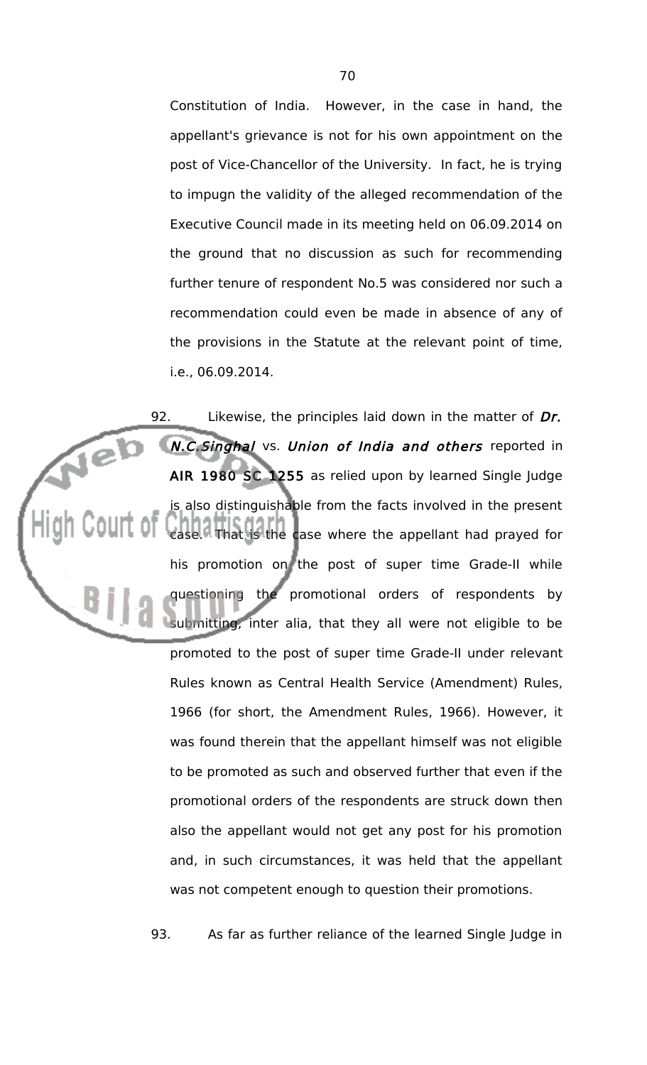Constitution of India. However, in the case in hand, the appellant's grievance is not for his own appointment on the post of Vice-Chancellor of the University. In fact, he is trying to impugn the validity of the alleged recommendation of the Executive Council made in its meeting held on 06.09.2014 on the ground that no discussion as such for recommending further tenure of respondent No.5 was considered nor such a recommendation could even be made in absence of any of the provisions in the Statute at the relevant point of time, i.e., 06.09.2014.

92. Likewise, the principles laid down in the matter of ***Dr. N.C.Singhal*** vs. ***Union of India and others*** reported in **AIR 1980 SC 1255** as relied upon by learned Single Judge is also distinguishable from the facts involved in the present case. That is the case where the appellant had prayed for his promotion on the post of super time Grade-II while questioning the promotional orders of respondents by submitting, inter alia, that they all were not eligible to be promoted to the post of super time Grade-II under relevant Rules known as Central Health Service (Amendment) Rules, 1966 (for short, the Amendment Rules, 1966). However, it was found therein that the appellant himself was not eligible to be promoted as such and observed further that even if the promotional orders of the respondents are struck down then also the appellant would not get any post for his promotion and, in such circumstances, it was held that the appellant was not competent enough to question their promotions.

93. As far as further reliance of the learned Single Judge in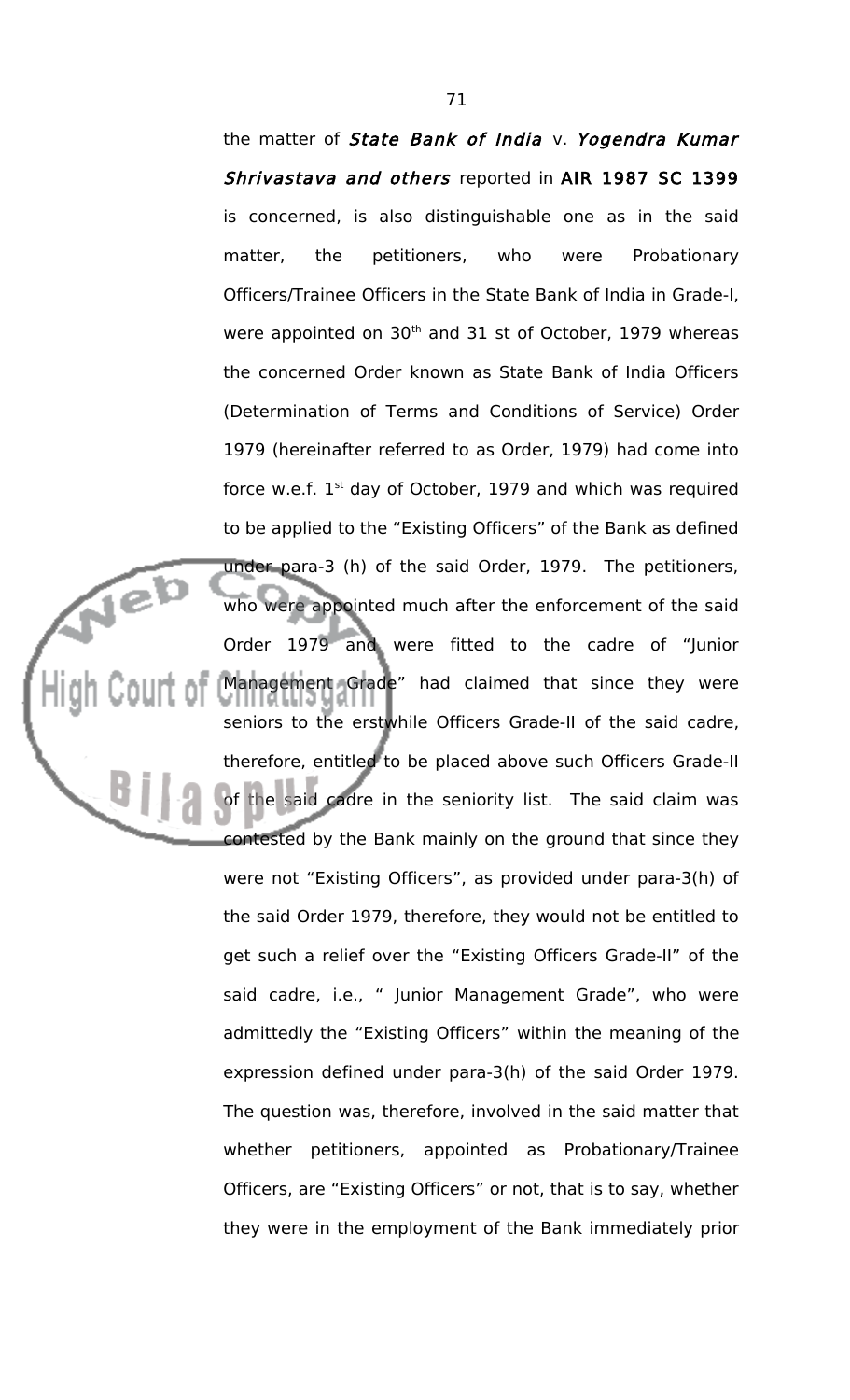the matter of ***State Bank of India*** v. ***Yogendra Kumar Shrivastava and others*** reported in **AIR 1987 SC 1399** is concerned, is also distinguishable one as in the said matter, the petitioners, who were Probationary Officers/Trainee Officers in the State Bank of India in Grade-I, were appointed on 30th and 31 st of October, 1979 whereas the concerned Order known as State Bank of India Officers (Determination of Terms and Conditions of Service) Order 1979 (hereinafter referred to as Order, 1979) had come into force w.e.f. 1st day of October, 1979 and which was required to be applied to the "Existing Officers" of the Bank as defined under para-3 (h) of the said Order, 1979. The petitioners, who were appointed much after the enforcement of the said Order 1979 and were fitted to the cadre of "Junior Management Grade" had claimed that since they were seniors to the erstwhile Officers Grade-II of the said cadre, therefore, entitled to be placed above such Officers Grade-II of the said cadre in the seniority list. The said claim was contested by the Bank mainly on the ground that since they were not "Existing Officers", as provided under para-3(h) of the said Order 1979, therefore, they would not be entitled to get such a relief over the "Existing Officers Grade-II" of the said cadre, i.e., " Junior Management Grade", who were admittedly the "Existing Officers" within the meaning of the expression defined under para-3(h) of the said Order 1979. The question was, therefore, involved in the said matter that whether petitioners, appointed as Probationary/Trainee Officers, are "Existing Officers" or not, that is to say, whether they were in the employment of the Bank immediately prior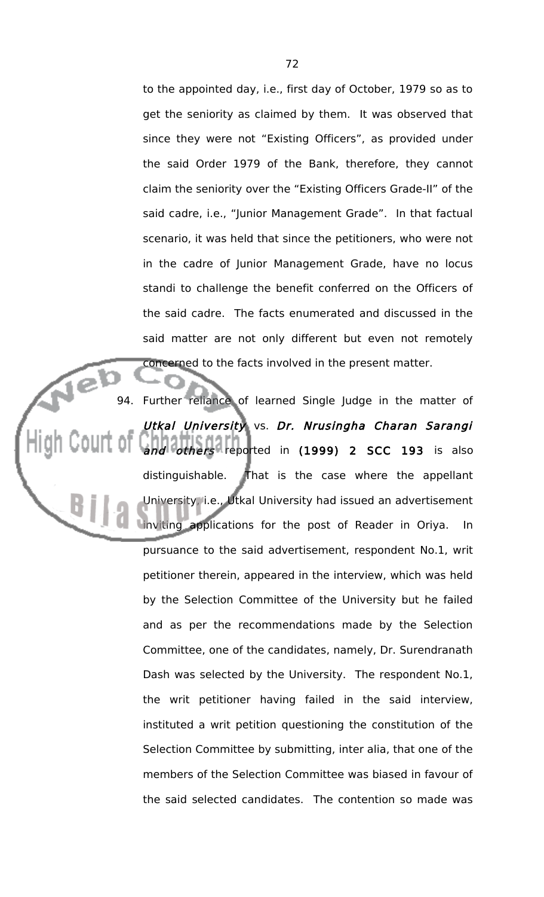to the appointed day, i.e., first day of October, 1979 so as to get the seniority as claimed by them. It was observed that since they were not "Existing Officers", as provided under the said Order 1979 of the Bank, therefore, they cannot claim the seniority over the "Existing Officers Grade-II" of the said cadre, i.e., "Junior Management Grade". In that factual scenario, it was held that since the petitioners, who were not in the cadre of Junior Management Grade, have no locus standi to challenge the benefit conferred on the Officers of the said cadre. The facts enumerated and discussed in the said matter are not only different but even not remotely concerned to the facts involved in the present matter.

94. Further reliance of learned Single Judge in the matter of *Utkal University* vs. *Dr. Nrusingha Charan Sarangi and others* reported in **(1999) 2 SCC 193** is also distinguishable. That is the case where the appellant University, i.e., Utkal University had issued an advertisement inviting applications for the post of Reader in Oriya. In pursuance to the said advertisement, respondent No.1, writ petitioner therein, appeared in the interview, which was held by the Selection Committee of the University but he failed and as per the recommendations made by the Selection Committee, one of the candidates, namely, Dr. Surendranath Dash was selected by the University. The respondent No.1, the writ petitioner having failed in the said interview, instituted a writ petition questioning the constitution of the Selection Committee by submitting, inter alia, that one of the members of the Selection Committee was biased in favour of the said selected candidates. The contention so made was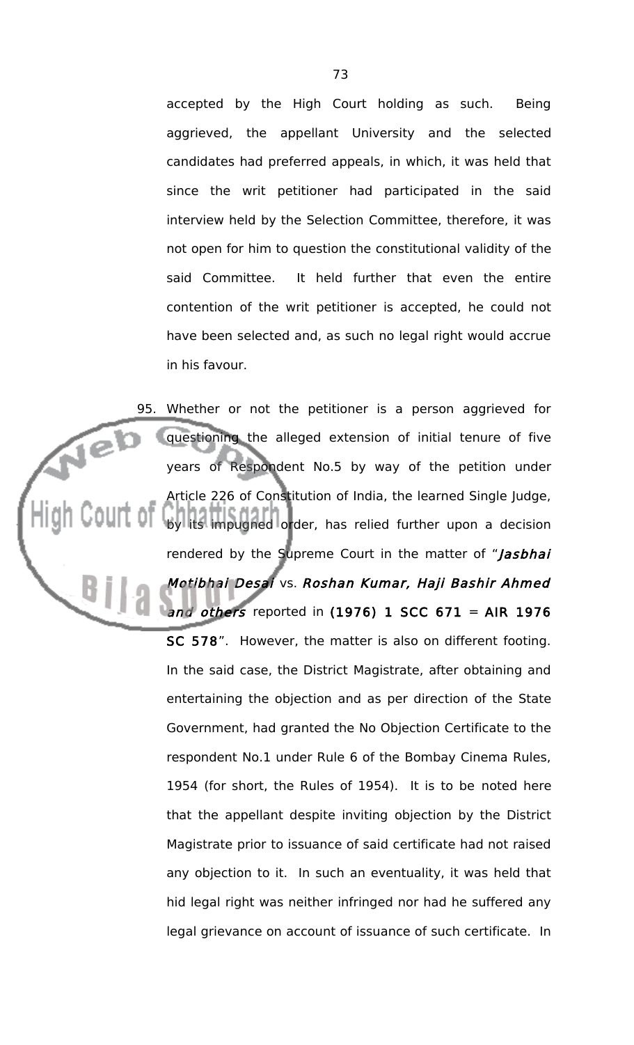accepted by the High Court holding as such. Being aggrieved, the appellant University and the selected candidates had preferred appeals, in which, it was held that since the writ petitioner had participated in the said interview held by the Selection Committee, therefore, it was not open for him to question the constitutional validity of the said Committee. It held further that even the entire contention of the writ petitioner is accepted, he could not have been selected and, as such no legal right would accrue in his favour.

95. Whether or not the petitioner is a person aggrieved for questioning the alleged extension of initial tenure of five years of Respondent No.5 by way of the petition under Article 226 of Constitution of India, the learned Single Judge, by its impugned order, has relied further upon a decision rendered by the Supreme Court in the matter of "*Jasbhai Motibhai Desai* vs. *Roshan Kumar, Haji Bashir Ahmed and others* reported in **(1976) 1 SCC 671** = **AIR 1976 SC 578**". However, the matter is also on different footing. In the said case, the District Magistrate, after obtaining and entertaining the objection and as per direction of the State Government, had granted the No Objection Certificate to the respondent No.1 under Rule 6 of the Bombay Cinema Rules, 1954 (for short, the Rules of 1954). It is to be noted here that the appellant despite inviting objection by the District Magistrate prior to issuance of said certificate had not raised any objection to it. In such an eventuality, it was held that hid legal right was neither infringed nor had he suffered any legal grievance on account of issuance of such certificate. In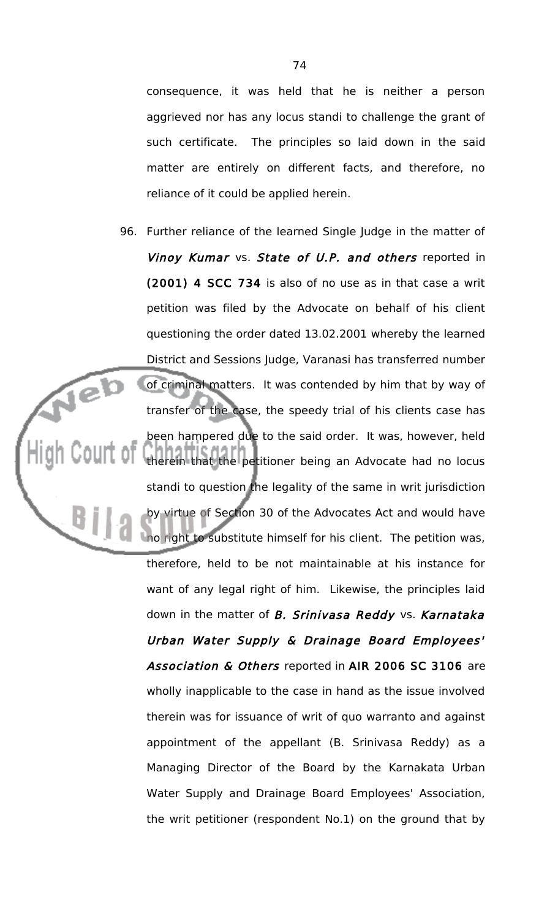consequence, it was held that he is neither a person aggrieved nor has any locus standi to challenge the grant of such certificate. The principles so laid down in the said matter are entirely on different facts, and therefore, no reliance of it could be applied herein.

96. Further reliance of the learned Single Judge in the matter of ***Vinoy Kumar*** vs. ***State of U.P. and others*** reported in **(2001) 4 SCC 734** is also of no use as in that case a writ petition was filed by the Advocate on behalf of his client questioning the order dated 13.02.2001 whereby the learned District and Sessions Judge, Varanasi has transferred number of criminal matters. It was contended by him that by way of transfer of the case, the speedy trial of his clients case has been hampered due to the said order. It was, however, held therein that the petitioner being an Advocate had no locus standi to question the legality of the same in writ jurisdiction by virtue of Section 30 of the Advocates Act and would have no right to substitute himself for his client. The petition was, therefore, held to be not maintainable at his instance for want of any legal right of him. Likewise, the principles laid down in the matter of ***B. Srinivasa Reddy*** vs. ***Karnataka Urban Water Supply & Drainage Board Employees' Association & Others*** reported in **AIR 2006 SC 3106** are wholly inapplicable to the case in hand as the issue involved therein was for issuance of writ of quo warranto and against appointment of the appellant (B. Srinivasa Reddy) as a Managing Director of the Board by the Karnakata Urban Water Supply and Drainage Board Employees' Association, the writ petitioner (respondent No.1) on the ground that by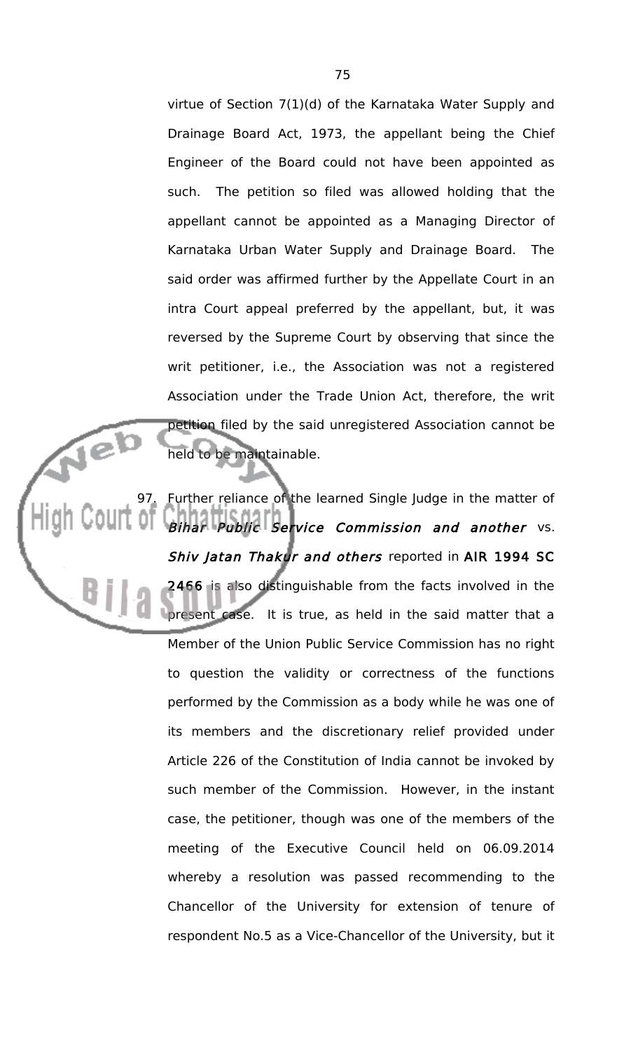virtue of Section 7(1)(d) of the Karnataka Water Supply and Drainage Board Act, 1973, the appellant being the Chief Engineer of the Board could not have been appointed as such. The petition so filed was allowed holding that the appellant cannot be appointed as a Managing Director of Karnataka Urban Water Supply and Drainage Board. The said order was affirmed further by the Appellate Court in an intra Court appeal preferred by the appellant, but, it was reversed by the Supreme Court by observing that since the writ petitioner, i.e., the Association was not a registered Association under the Trade Union Act, therefore, the writ petition filed by the said unregistered Association cannot be held to be maintainable.

97. Further reliance of the learned Single Judge in the matter of ***Bihar Public Service Commission and another*** vs. ***Shiv Jatan Thakur and others*** reported in **AIR 1994 SC 2466** is also distinguishable from the facts involved in the present case. It is true, as held in the said matter that a Member of the Union Public Service Commission has no right to question the validity or correctness of the functions performed by the Commission as a body while he was one of its members and the discretionary relief provided under Article 226 of the Constitution of India cannot be invoked by such member of the Commission. However, in the instant case, the petitioner, though was one of the members of the meeting of the Executive Council held on 06.09.2014 whereby a resolution was passed recommending to the Chancellor of the University for extension of tenure of respondent No.5 as a Vice-Chancellor of the University, but it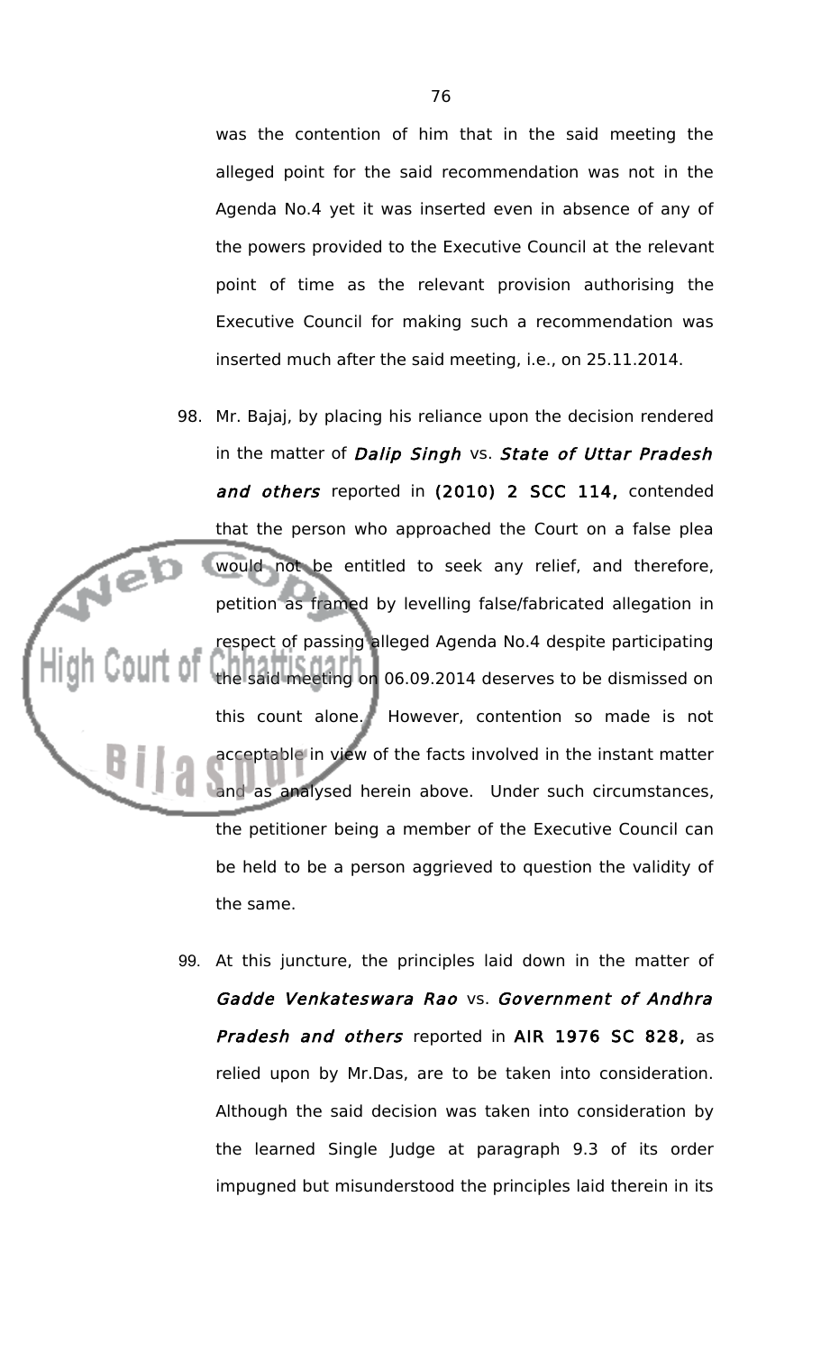was the contention of him that in the said meeting the alleged point for the said recommendation was not in the Agenda No.4 yet it was inserted even in absence of any of the powers provided to the Executive Council at the relevant point of time as the relevant provision authorising the Executive Council for making such a recommendation was inserted much after the said meeting, i.e., on 25.11.2014.

98. Mr. Bajaj, by placing his reliance upon the decision rendered in the matter of ***Dalip Singh*** vs. ***State of Uttar Pradesh and others*** reported in **(2010) 2 SCC 114,** contended that the person who approached the Court on a false plea would not be entitled to seek any relief, and therefore, petition as framed by levelling false/fabricated allegation in respect of passing alleged Agenda No.4 despite participating the said meeting on 06.09.2014 deserves to be dismissed on this count alone. However, contention so made is not acceptable in view of the facts involved in the instant matter and as analysed herein above. Under such circumstances, the petitioner being a member of the Executive Council can be held to be a person aggrieved to question the validity of the same.

99. At this juncture, the principles laid down in the matter of ***Gadde Venkateswara Rao*** vs. ***Government of Andhra Pradesh and others*** reported in **AIR 1976 SC 828,** as relied upon by Mr.Das, are to be taken into consideration. Although the said decision was taken into consideration by the learned Single Judge at paragraph 9.3 of its order impugned but misunderstood the principles laid therein in its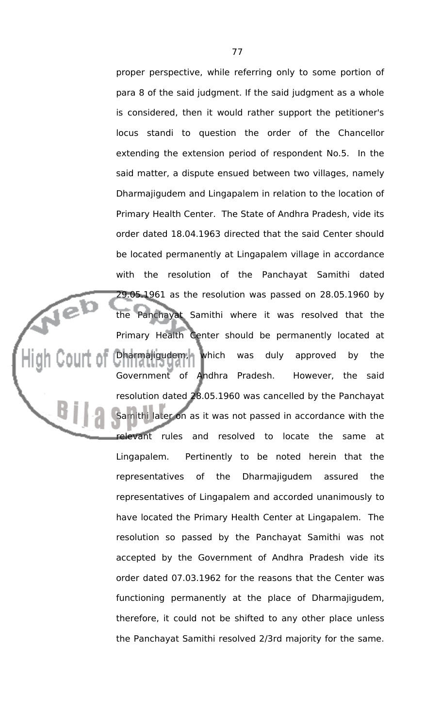proper perspective, while referring only to some portion of para 8 of the said judgment. If the said judgment as a whole is considered, then it would rather support the petitioner's locus standi to question the order of the Chancellor extending the extension period of respondent No.5. In the said matter, a dispute ensued between two villages, namely Dharmajigudem and Lingapalem in relation to the location of Primary Health Center. The State of Andhra Pradesh, vide its order dated 18.04.1963 directed that the said Center should be located permanently at Lingapalem village in accordance with the resolution of the Panchayat Samithi dated 29.05.1961 as the resolution was passed on 28.05.1960 by the Panchayat Samithi where it was resolved that the Primary Health Center should be permanently located at Dharmajigudem, which was duly approved by the Government of Andhra Pradesh. However, the said resolution dated 28.05.1960 was cancelled by the Panchayat Samithi later on as it was not passed in accordance with the relevant rules and resolved to locate the same at Lingapalem. Pertinently to be noted herein that the representatives of the Dharmajigudem assured the representatives of Lingapalem and accorded unanimously to have located the Primary Health Center at Lingapalem. The resolution so passed by the Panchayat Samithi was not accepted by the Government of Andhra Pradesh vide its order dated 07.03.1962 for the reasons that the Center was functioning permanently at the place of Dharmajigudem, therefore, it could not be shifted to any other place unless the Panchayat Samithi resolved 2/3rd majority for the same.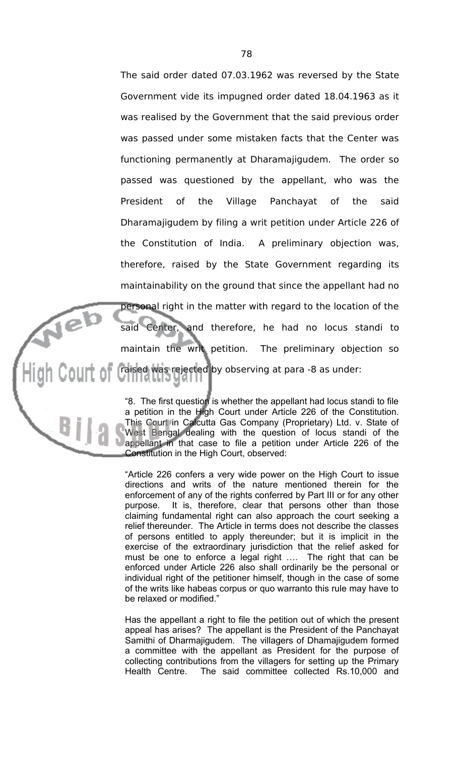The said order dated 07.03.1962 was reversed by the State Government vide its impugned order dated 18.04.1963 as it was realised by the Government that the said previous order was passed under some mistaken facts that the Center was functioning permanently at Dharamajigudem. The order so passed was questioned by the appellant, who was the President of the Village Panchayat of the said Dharamajigudem by filing a writ petition under Article 226 of the Constitution of India. A preliminary objection was, therefore, raised by the State Government regarding its maintainability on the ground that since the appellant had no personal right in the matter with regard to the location of the said Center, and therefore, he had no locus standi to maintain the writ petition. The preliminary objection so raised was rejected by observing at para -8 as under:

> "8. The first question is whether the appellant had locus standi to file a petition in the High Court under Article 226 of the Constitution. This Court in Calcutta Gas Company (Proprietary) Ltd. v. State of West Bengal dealing with the question of locus standi of the appellant in that case to file a petition under Article 226 of the Constitution in the High Court, observed:
>
> "Article 226 confers a very wide power on the High Court to issue directions and writs of the nature mentioned therein for the enforcement of any of the rights conferred by Part III or for any other purpose. It is, therefore, clear that persons other than those claiming fundamental right can also approach the court seeking a relief thereunder. The Article in terms does not describe the classes of persons entitled to apply thereunder; but it is implicit in the exercise of the extraordinary jurisdiction that the relief asked for must be one to enforce a legal right .... The right that can be enforced under Article 226 also shall ordinarily be the personal or individual right of the petitioner himself, though in the case of some of the writs like habeas corpus or quo warranto this rule may have to be relaxed or modified."
>
> Has the appellant a right to file the petition out of which the present appeal has arises? The appellant is the President of the Panchayat Samithi of Dharmajigudem. The villagers of Dhamajigudem formed a committee with the appellant as President for the purpose of collecting contributions from the villagers for setting up the Primary Health Centre. The said committee collected Rs.10,000 and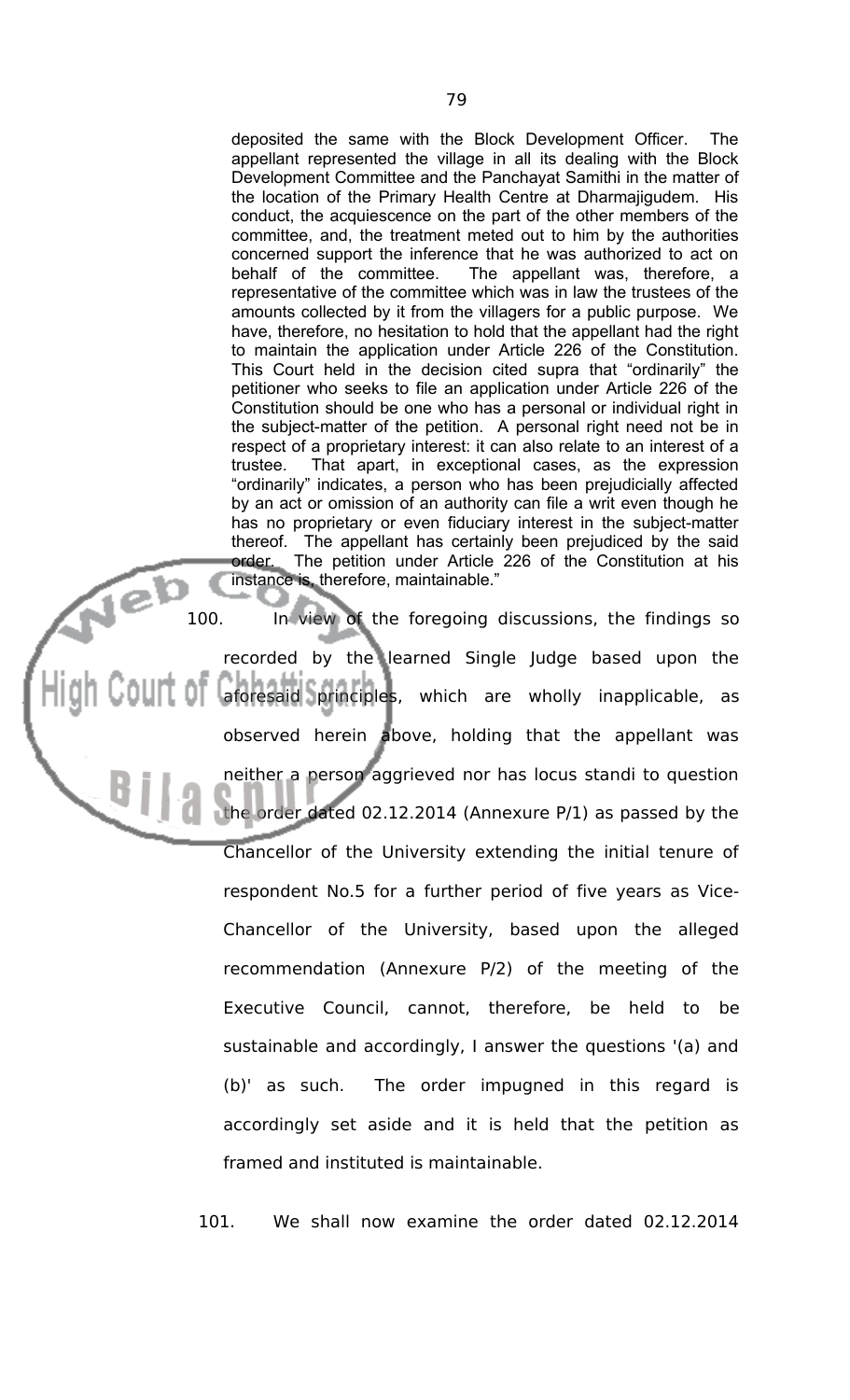> deposited the same with the Block Development Officer. The appellant represented the village in all its dealing with the Block Development Committee and the Panchayat Samithi in the matter of the location of the Primary Health Centre at Dharmajigudem. His conduct, the acquiescence on the part of the other members of the committee, and, the treatment meted out to him by the authorities concerned support the inference that he was authorized to act on behalf of the committee. The appellant was, therefore, a representative of the committee which was in law the trustees of the amounts collected by it from the villagers for a public purpose. We have, therefore, no hesitation to hold that the appellant had the right to maintain the application under Article 226 of the Constitution. This Court held in the decision cited supra that "ordinarily" the petitioner who seeks to file an application under Article 226 of the Constitution should be one who has a personal or individual right in the subject-matter of the petition. A personal right need not be in respect of a proprietary interest: it can also relate to an interest of a trustee. That apart, in exceptional cases, as the expression "ordinarily" indicates, a person who has been prejudicially affected by an act or omission of an authority can file a writ even though he has no proprietary or even fiduciary interest in the subject-matter thereof. The appellant has certainly been prejudiced by the said order. The petition under Article 226 of the Constitution at his instance is, therefore, maintainable."

100. In view of the foregoing discussions, the findings so recorded by the learned Single Judge based upon the aforesaid principles, which are wholly inapplicable, as observed herein above, holding that the appellant was neither a person aggrieved nor has locus standi to question the order dated 02.12.2014 (Annexure P/1) as passed by the Chancellor of the University extending the initial tenure of respondent No.5 for a further period of five years as Vice-Chancellor of the University, based upon the alleged recommendation (Annexure P/2) of the meeting of the Executive Council, cannot, therefore, be held to be sustainable and accordingly, I answer the questions '(a) and (b)' as such. The order impugned in this regard is accordingly set aside and it is held that the petition as framed and instituted is maintainable.

101. We shall now examine the order dated 02.12.2014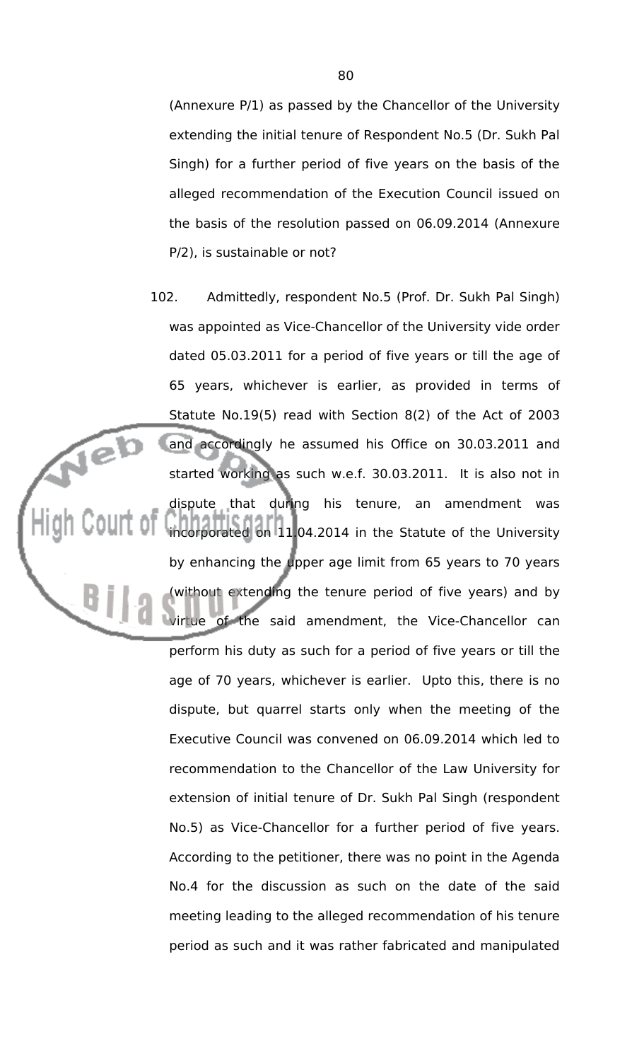(Annexure P/1) as passed by the Chancellor of the University extending the initial tenure of Respondent No.5 (Dr. Sukh Pal Singh) for a further period of five years on the basis of the alleged recommendation of the Execution Council issued on the basis of the resolution passed on 06.09.2014 (Annexure P/2), is sustainable or not?

102. Admittedly, respondent No.5 (Prof. Dr. Sukh Pal Singh) was appointed as Vice-Chancellor of the University vide order dated 05.03.2011 for a period of five years or till the age of 65 years, whichever is earlier, as provided in terms of Statute No.19(5) read with Section 8(2) of the Act of 2003 and accordingly he assumed his Office on 30.03.2011 and started working as such w.e.f. 30.03.2011. It is also not in dispute that during his tenure, an amendment was incorporated on 11.04.2014 in the Statute of the University by enhancing the upper age limit from 65 years to 70 years (without extending the tenure period of five years) and by virtue of the said amendment, the Vice-Chancellor can perform his duty as such for a period of five years or till the age of 70 years, whichever is earlier. Upto this, there is no dispute, but quarrel starts only when the meeting of the Executive Council was convened on 06.09.2014 which led to recommendation to the Chancellor of the Law University for extension of initial tenure of Dr. Sukh Pal Singh (respondent No.5) as Vice-Chancellor for a further period of five years. According to the petitioner, there was no point in the Agenda No.4 for the discussion as such on the date of the said meeting leading to the alleged recommendation of his tenure period as such and it was rather fabricated and manipulated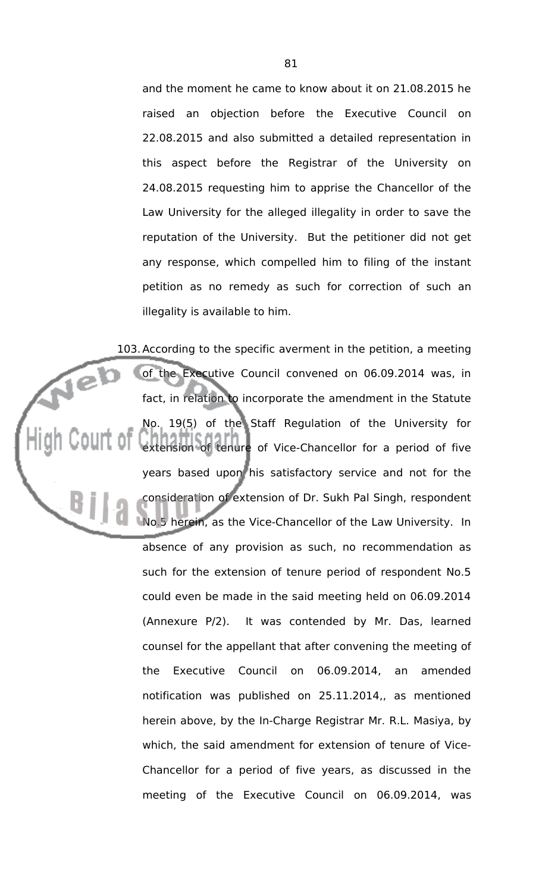and the moment he came to know about it on 21.08.2015 he raised an objection before the Executive Council on 22.08.2015 and also submitted a detailed representation in this aspect before the Registrar of the University on 24.08.2015 requesting him to apprise the Chancellor of the Law University for the alleged illegality in order to save the reputation of the University. But the petitioner did not get any response, which compelled him to filing of the instant petition as no remedy as such for correction of such an illegality is available to him.

103. According to the specific averment in the petition, a meeting of the Executive Council convened on 06.09.2014 was, in fact, in relation to incorporate the amendment in the Statute No. 19(5) of the Staff Regulation of the University for extension of tenure of Vice-Chancellor for a period of five years based upon his satisfactory service and not for the consideration of extension of Dr. Sukh Pal Singh, respondent No.5 herein, as the Vice-Chancellor of the Law University. In absence of any provision as such, no recommendation as such for the extension of tenure period of respondent No.5 could even be made in the said meeting held on 06.09.2014 (Annexure P/2). It was contended by Mr. Das, learned counsel for the appellant that after convening the meeting of the Executive Council on 06.09.2014, an amended notification was published on 25.11.2014,, as mentioned herein above, by the In-Charge Registrar Mr. R.L. Masiya, by which, the said amendment for extension of tenure of Vice-Chancellor for a period of five years, as discussed in the meeting of the Executive Council on 06.09.2014, was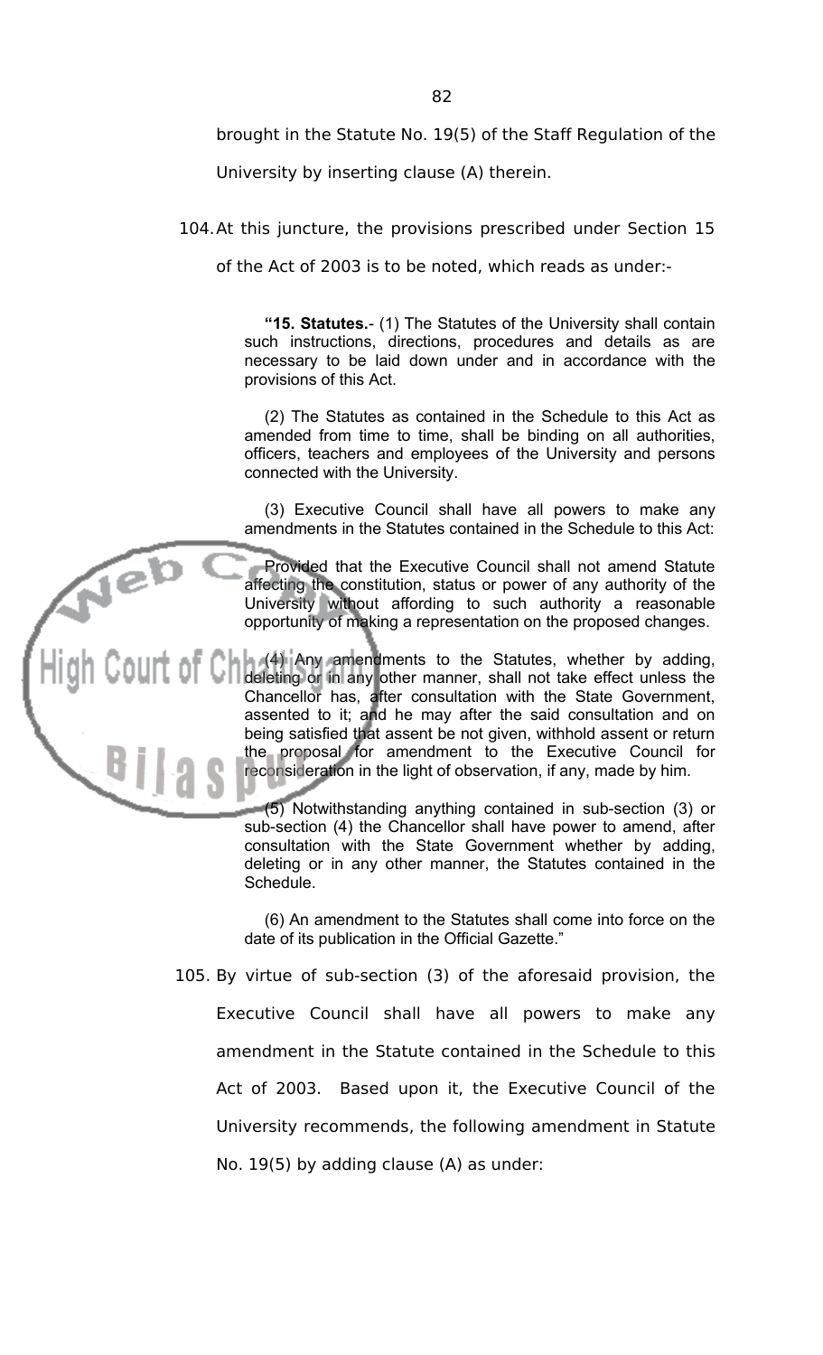brought in the Statute No. 19(5) of the Staff Regulation of the University by inserting clause (A) therein.

104. At this juncture, the provisions prescribed under Section 15 of the Act of 2003 is to be noted, which reads as under:-

> **"15. Statutes.**- (1) The Statutes of the University shall contain such instructions, directions, procedures and details as are necessary to be laid down under and in accordance with the provisions of this Act.
>
> (2) The Statutes as contained in the Schedule to this Act as amended from time to time, shall be binding on all authorities, officers, teachers and employees of the University and persons connected with the University.
>
> (3) Executive Council shall have all powers to make any amendments in the Statutes contained in the Schedule to this Act:
>
> Provided that the Executive Council shall not amend Statute affecting the constitution, status or power of any authority of the University without affording to such authority a reasonable opportunity of making a representation on the proposed changes.
>
> (4) Any amendments to the Statutes, whether by adding, deleting or in any other manner, shall not take effect unless the Chancellor has, after consultation with the State Government, assented to it; and he may after the said consultation and on being satisfied that assent be not given, withhold assent or return the proposal for amendment to the Executive Council for reconsideration in the light of observation, if any, made by him.
>
> (5) Notwithstanding anything contained in sub-section (3) or sub-section (4) the Chancellor shall have power to amend, after consultation with the State Government whether by adding, deleting or in any other manner, the Statutes contained in the Schedule.
>
> (6) An amendment to the Statutes shall come into force on the date of its publication in the Official Gazette."

105. By virtue of sub-section (3) of the aforesaid provision, the Executive Council shall have all powers to make any amendment in the Statute contained in the Schedule to this Act of 2003. Based upon it, the Executive Council of the University recommends, the following amendment in Statute No. 19(5) by adding clause (A) as under: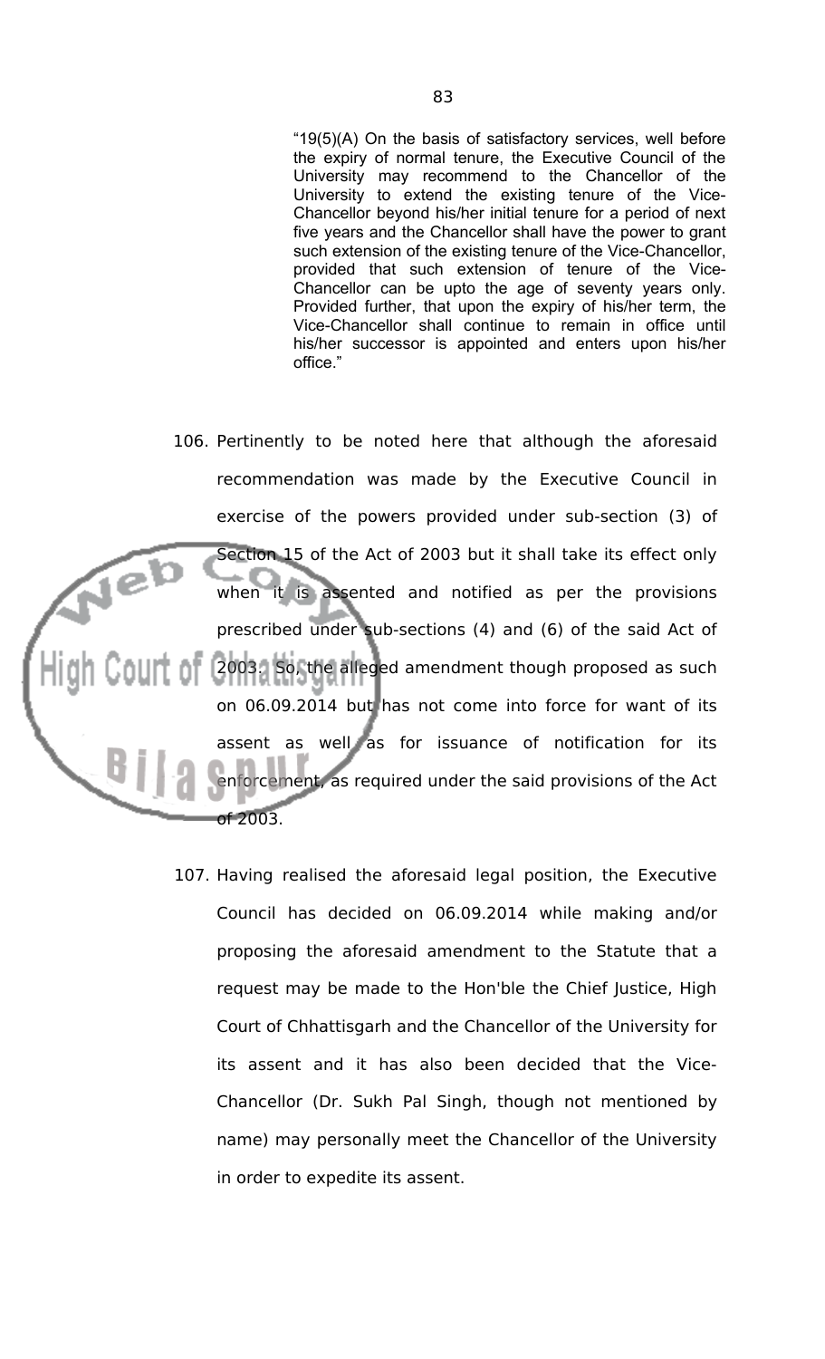> "19(5)(A) On the basis of satisfactory services, well before the expiry of normal tenure, the Executive Council of the University may recommend to the Chancellor of the University to extend the existing tenure of the Vice-Chancellor beyond his/her initial tenure for a period of next five years and the Chancellor shall have the power to grant such extension of the existing tenure of the Vice-Chancellor, provided that such extension of tenure of the Vice-Chancellor can be upto the age of seventy years only. Provided further, that upon the expiry of his/her term, the Vice-Chancellor shall continue to remain in office until his/her successor is appointed and enters upon his/her office."

106. Pertinently to be noted here that although the aforesaid recommendation was made by the Executive Council in exercise of the powers provided under sub-section (3) of Section 15 of the Act of 2003 but it shall take its effect only when it is assented and notified as per the provisions prescribed under sub-sections (4) and (6) of the said Act of 2003. So, the alleged amendment though proposed as such on 06.09.2014 but has not come into force for want of its assent as well as for issuance of notification for its enforcement, as required under the said provisions of the Act of 2003.

107. Having realised the aforesaid legal position, the Executive Council has decided on 06.09.2014 while making and/or proposing the aforesaid amendment to the Statute that a request may be made to the Hon'ble the Chief Justice, High Court of Chhattisgarh and the Chancellor of the University for its assent and it has also been decided that the Vice-Chancellor (Dr. Sukh Pal Singh, though not mentioned by name) may personally meet the Chancellor of the University in order to expedite its assent.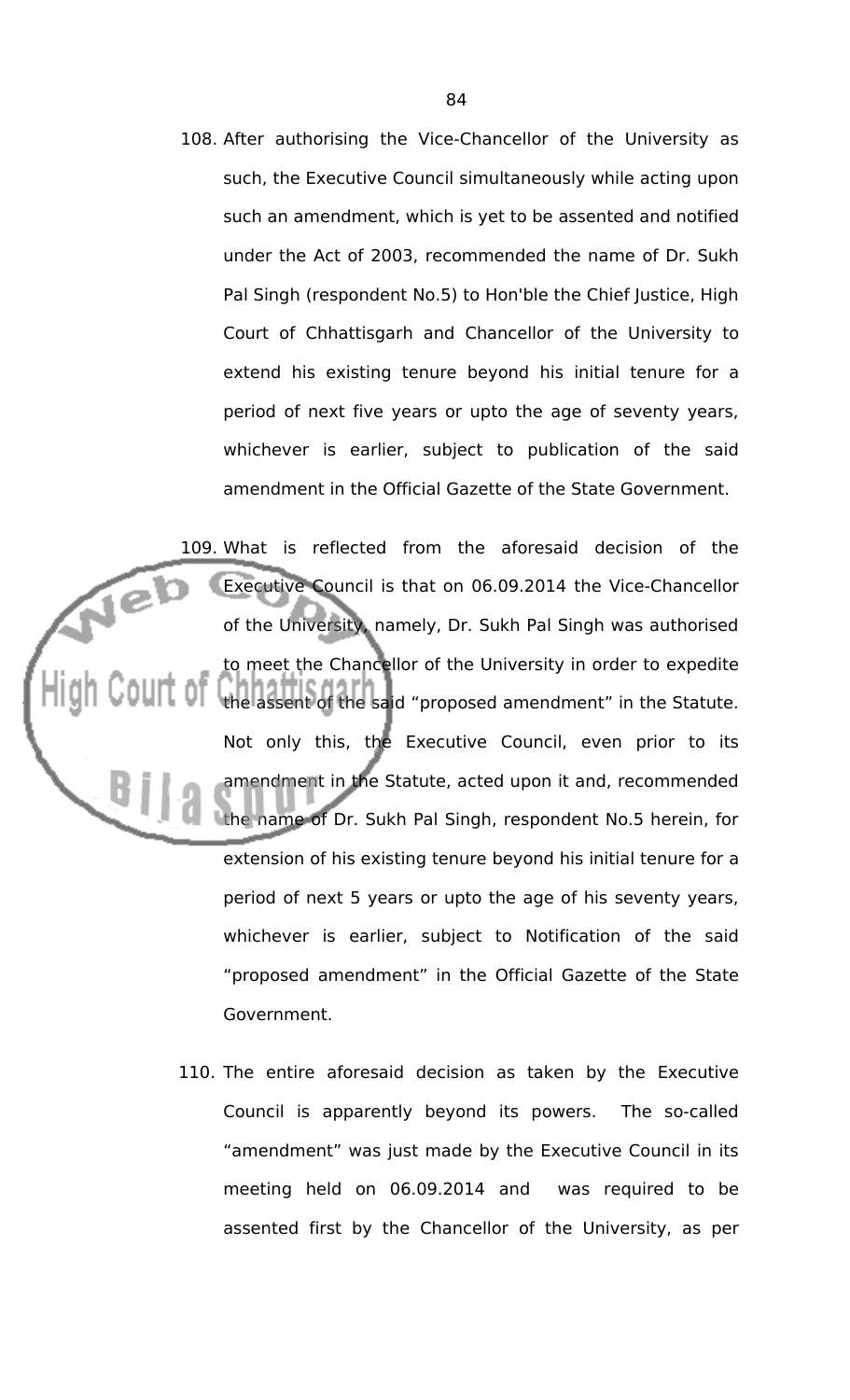108. After authorising the Vice-Chancellor of the University as such, the Executive Council simultaneously while acting upon such an amendment, which is yet to be assented and notified under the Act of 2003, recommended the name of Dr. Sukh Pal Singh (respondent No.5) to Hon'ble the Chief Justice, High Court of Chhattisgarh and Chancellor of the University to extend his existing tenure beyond his initial tenure for a period of next five years or upto the age of seventy years, whichever is earlier, subject to publication of the said amendment in the Official Gazette of the State Government.

109. What is reflected from the aforesaid decision of the Executive Council is that on 06.09.2014 the Vice-Chancellor of the University, namely, Dr. Sukh Pal Singh was authorised to meet the Chancellor of the University in order to expedite the assent of the said "proposed amendment" in the Statute. Not only this, the Executive Council, even prior to its amendment in the Statute, acted upon it and, recommended the name of Dr. Sukh Pal Singh, respondent No.5 herein, for extension of his existing tenure beyond his initial tenure for a period of next 5 years or upto the age of his seventy years, whichever is earlier, subject to Notification of the said "proposed amendment" in the Official Gazette of the State Government.

110. The entire aforesaid decision as taken by the Executive Council is apparently beyond its powers. The so-called "amendment" was just made by the Executive Council in its meeting held on 06.09.2014 and was required to be assented first by the Chancellor of the University, as per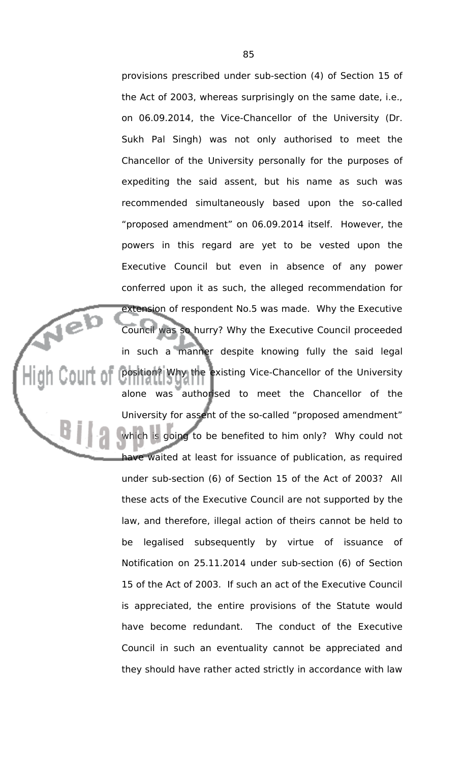provisions prescribed under sub-section (4) of Section 15 of the Act of 2003, whereas surprisingly on the same date, i.e., on 06.09.2014, the Vice-Chancellor of the University (Dr. Sukh Pal Singh) was not only authorised to meet the Chancellor of the University personally for the purposes of expediting the said assent, but his name as such was recommended simultaneously based upon the so-called "proposed amendment" on 06.09.2014 itself. However, the powers in this regard are yet to be vested upon the Executive Council but even in absence of any power conferred upon it as such, the alleged recommendation for extension of respondent No.5 was made. Why the Executive Council was so hurry? Why the Executive Council proceeded in such a manner despite knowing fully the said legal position? Why the existing Vice-Chancellor of the University alone was authorised to meet the Chancellor of the University for assent of the so-called "proposed amendment" which is going to be benefited to him only? Why could not have waited at least for issuance of publication, as required under sub-section (6) of Section 15 of the Act of 2003? All these acts of the Executive Council are not supported by the law, and therefore, illegal action of theirs cannot be held to be legalised subsequently by virtue of issuance of Notification on 25.11.2014 under sub-section (6) of Section 15 of the Act of 2003. If such an act of the Executive Council is appreciated, the entire provisions of the Statute would have become redundant. The conduct of the Executive Council in such an eventuality cannot be appreciated and they should have rather acted strictly in accordance with law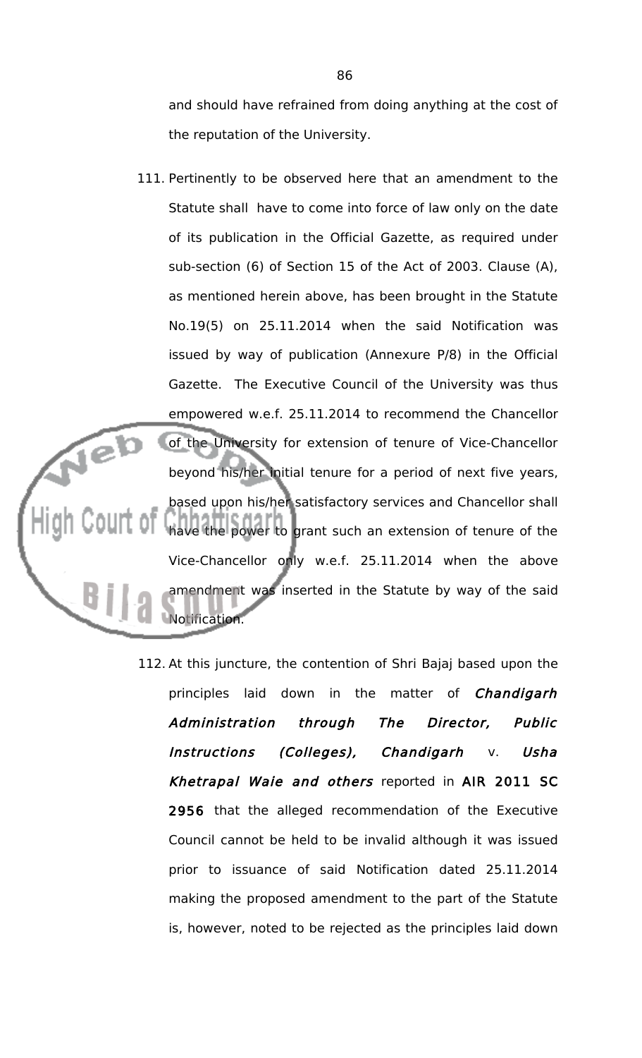and should have refrained from doing anything at the cost of the reputation of the University.

111. Pertinently to be observed here that an amendment to the Statute shall have to come into force of law only on the date of its publication in the Official Gazette, as required under sub-section (6) of Section 15 of the Act of 2003. Clause (A), as mentioned herein above, has been brought in the Statute No.19(5) on 25.11.2014 when the said Notification was issued by way of publication (Annexure P/8) in the Official Gazette. The Executive Council of the University was thus empowered w.e.f. 25.11.2014 to recommend the Chancellor of the University for extension of tenure of Vice-Chancellor beyond his/her initial tenure for a period of next five years, based upon his/her satisfactory services and Chancellor shall have the power to grant such an extension of tenure of the Vice-Chancellor only w.e.f. 25.11.2014 when the above amendment was inserted in the Statute by way of the said Notification.

112. At this juncture, the contention of Shri Bajaj based upon the principles laid down in the matter of ***Chandigarh Administration through The Director, Public Instructions (Colleges), Chandigarh*** v. ***Usha Khetrapal Waie and others*** reported in **AIR 2011 SC 2956** that the alleged recommendation of the Executive Council cannot be held to be invalid although it was issued prior to issuance of said Notification dated 25.11.2014 making the proposed amendment to the part of the Statute is, however, noted to be rejected as the principles laid down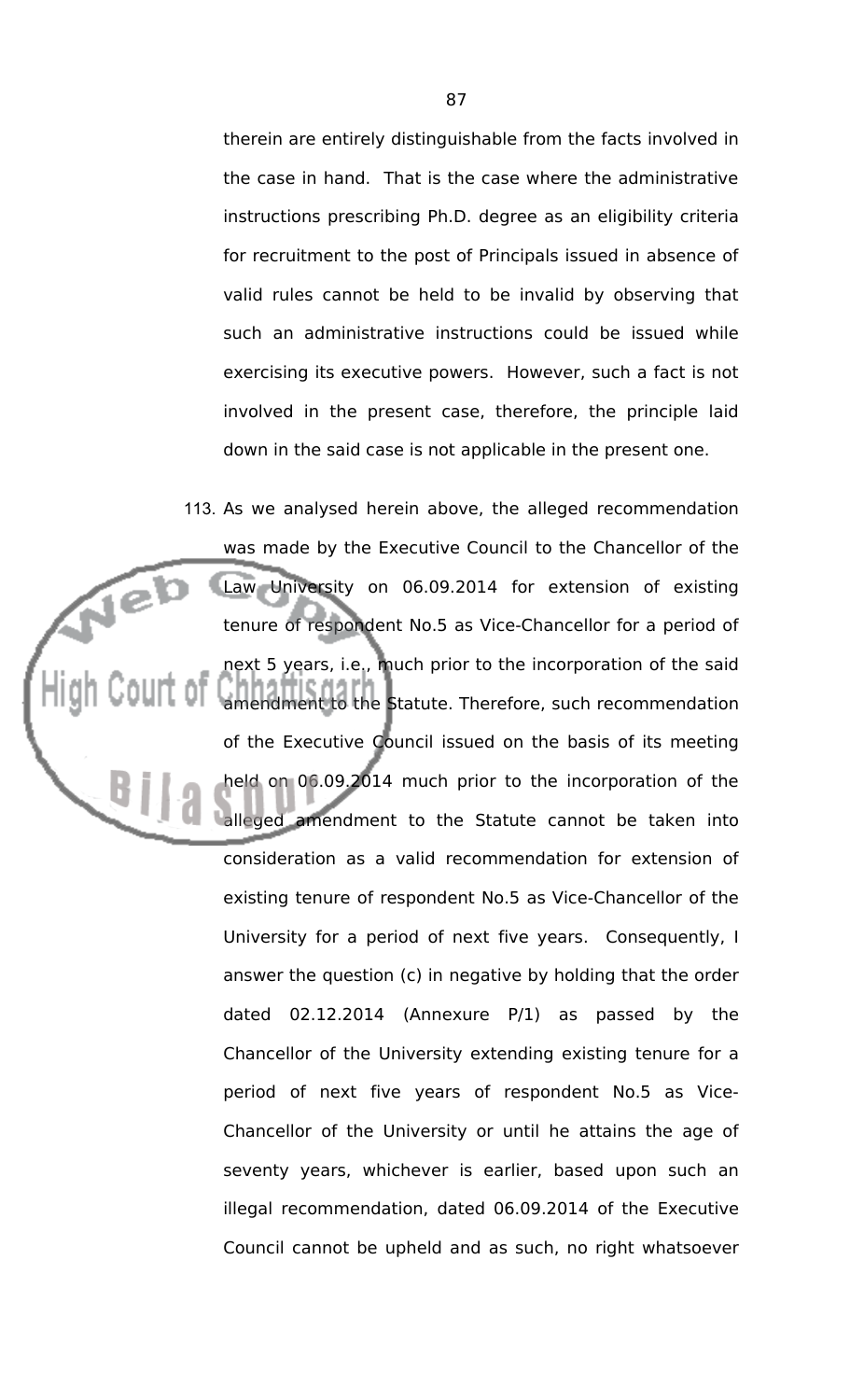therein are entirely distinguishable from the facts involved in the case in hand. That is the case where the administrative instructions prescribing Ph.D. degree as an eligibility criteria for recruitment to the post of Principals issued in absence of valid rules cannot be held to be invalid by observing that such an administrative instructions could be issued while exercising its executive powers. However, such a fact is not involved in the present case, therefore, the principle laid down in the said case is not applicable in the present one.

113. As we analysed herein above, the alleged recommendation was made by the Executive Council to the Chancellor of the Law University on 06.09.2014 for extension of existing tenure of respondent No.5 as Vice-Chancellor for a period of next 5 years, i.e., much prior to the incorporation of the said amendment to the Statute. Therefore, such recommendation of the Executive Council issued on the basis of its meeting held on 06.09.2014 much prior to the incorporation of the alleged amendment to the Statute cannot be taken into consideration as a valid recommendation for extension of existing tenure of respondent No.5 as Vice-Chancellor of the University for a period of next five years. Consequently, I answer the question (c) in negative by holding that the order dated 02.12.2014 (Annexure P/1) as passed by the Chancellor of the University extending existing tenure for a period of next five years of respondent No.5 as Vice-Chancellor of the University or until he attains the age of seventy years, whichever is earlier, based upon such an illegal recommendation, dated 06.09.2014 of the Executive Council cannot be upheld and as such, no right whatsoever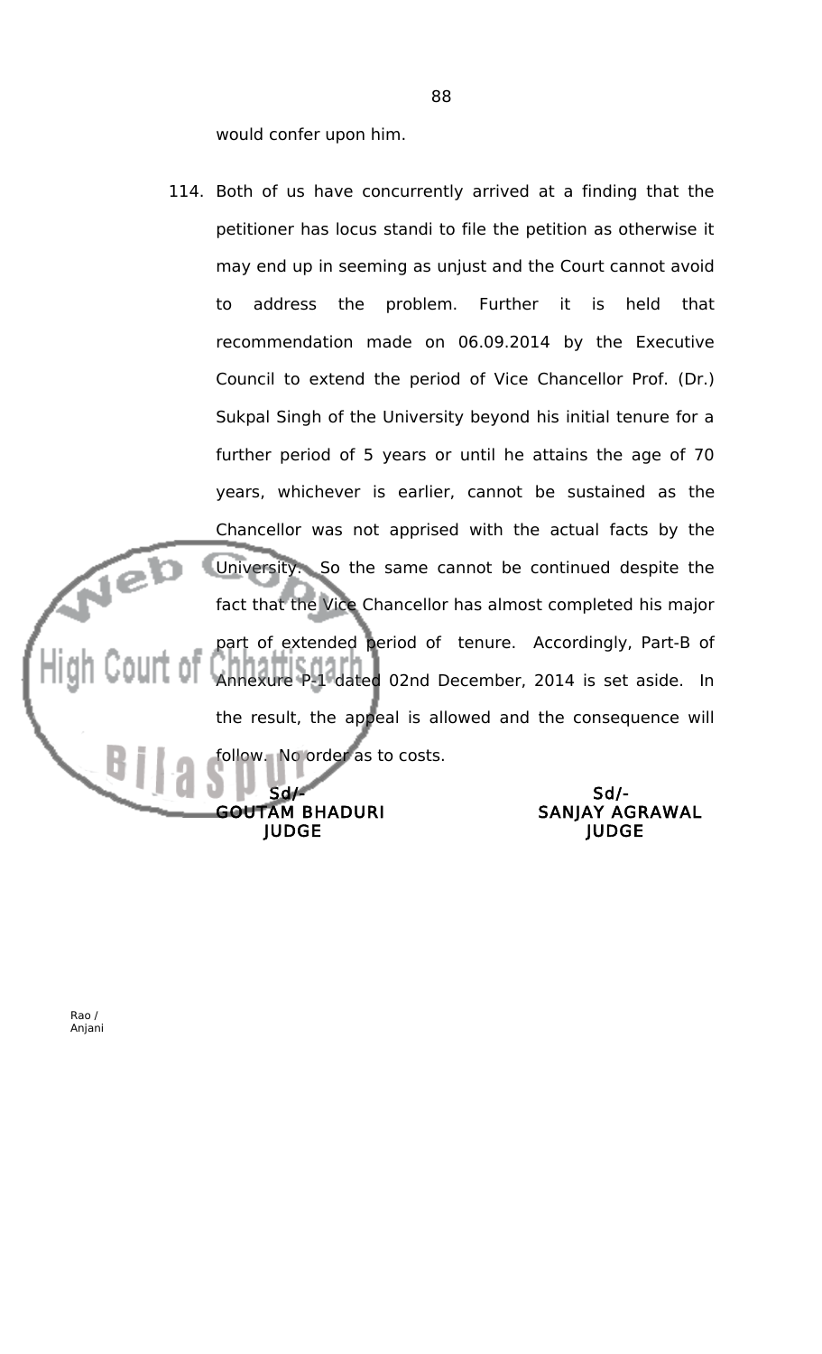would confer upon him.

114. Both of us have concurrently arrived at a finding that the petitioner has locus standi to file the petition as otherwise it may end up in seeming as unjust and the Court cannot avoid to address the problem. Further it is held that recommendation made on 06.09.2014 by the Executive Council to extend the period of Vice Chancellor Prof. (Dr.) Sukpal Singh of the University beyond his initial tenure for a further period of 5 years or until he attains the age of 70 years, whichever is earlier, cannot be sustained as the Chancellor was not apprised with the actual facts by the University. So the same cannot be continued despite the fact that the Vice Chancellor has almost completed his major part of extended period of tenure. Accordingly, Part-B of Annexure P-1 dated 02nd December, 2014 is set aside. In the result, the appeal is allowed and the consequence will follow. No order as to costs.

Sd/-
GOUTAM BHADURI
JUDGE

Sd/-
SANJAY AGRAWAL
JUDGE

Rao /
Anjani